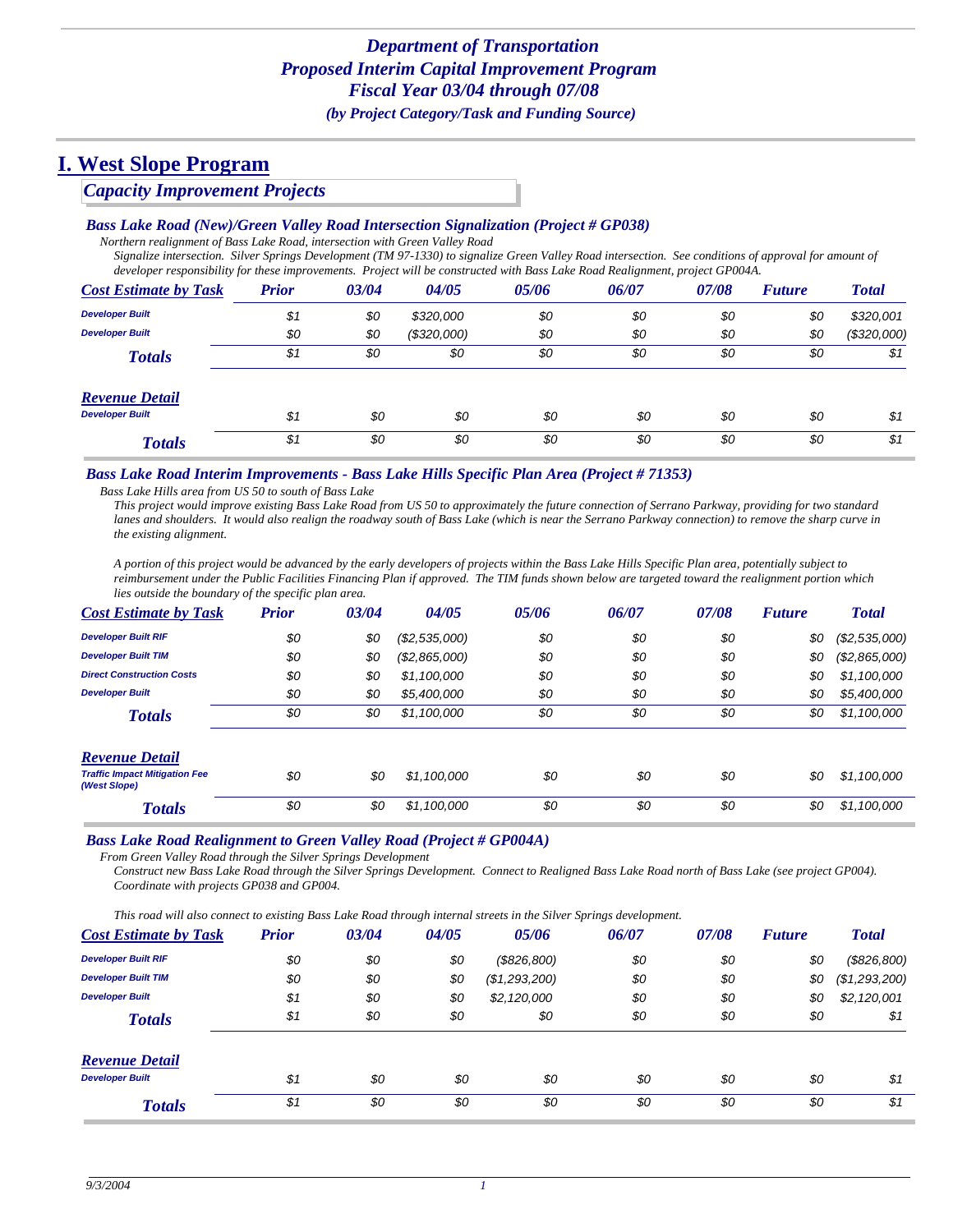## *Department of Transportation*
## *Proposed Interim Capital Improvement Program*
## *Fiscal Year 03/04 through 07/08*
### *(by Project Category/Task and Funding Source)*

# I. West Slope Program

## *Capacity Improvement Projects*

### *Bass Lake Road (New)/Green Valley Road Intersection Signalization (Project # GP038)*

*Northern realignment of Bass Lake Road, intersection with Green Valley Road*

*Signalize intersection. Silver Springs Development (TM 97-1330) to signalize Green Valley Road intersection. See conditions of approval for amount of developer responsibility for these improvements. Project will be constructed with Bass Lake Road Realignment, project GP004A.*

| Cost Estimate by Task | Prior | 03/04 | 04/05 | 05/06 | 06/07 | 07/08 | Future | Total |
|---|---|---|---|---|---|---|---|---|
| Developer Built | $1 | $0 | $320,000 | $0 | $0 | $0 | $0 | $320,001 |
| Developer Built | $0 | $0 | ($320,000) | $0 | $0 | $0 | $0 | ($320,000) |
| **Totals** | $1 | $0 | $0 | $0 | $0 | $0 | $0 | $1 |

| Revenue Detail | Prior | 03/04 | 04/05 | 05/06 | 06/07 | 07/08 | Future | Total |
|---|---|---|---|---|---|---|---|---|
| Developer Built | $1 | $0 | $0 | $0 | $0 | $0 | $0 | $1 |
| **Totals** | $1 | $0 | $0 | $0 | $0 | $0 | $0 | $1 |

### *Bass Lake Road Interim Improvements - Bass Lake Hills Specific Plan Area (Project # 71353)*

*Bass Lake Hills area from US 50 to south of Bass Lake*

*This project would improve existing Bass Lake Road from US 50 to approximately the future connection of Serrano Parkway, providing for two standard lanes and shoulders. It would also realign the roadway south of Bass Lake (which is near the Serrano Parkway connection) to remove the sharp curve in the existing alignment.*

*A portion of this project would be advanced by the early developers of projects within the Bass Lake Hills Specific Plan area, potentially subject to reimbursement under the Public Facilities Financing Plan if approved. The TIM funds shown below are targeted toward the realignment portion which lies outside the boundary of the specific plan area.*

| Cost Estimate by Task | Prior | 03/04 | 04/05 | 05/06 | 06/07 | 07/08 | Future | Total |
|---|---|---|---|---|---|---|---|---|
| Developer Built RIF | $0 | $0 | ($2,535,000) | $0 | $0 | $0 | $0 | ($2,535,000) |
| Developer Built TIM | $0 | $0 | ($2,865,000) | $0 | $0 | $0 | $0 | ($2,865,000) |
| Direct Construction Costs | $0 | $0 | $1,100,000 | $0 | $0 | $0 | $0 | $1,100,000 |
| Developer Built | $0 | $0 | $5,400,000 | $0 | $0 | $0 | $0 | $5,400,000 |
| **Totals** | $0 | $0 | $1,100,000 | $0 | $0 | $0 | $0 | $1,100,000 |

| Revenue Detail | Prior | 03/04 | 04/05 | 05/06 | 06/07 | 07/08 | Future | Total |
|---|---|---|---|---|---|---|---|---|
| Traffic Impact Mitigation Fee (West Slope) | $0 | $0 | $1,100,000 | $0 | $0 | $0 | $0 | $1,100,000 |
| **Totals** | $0 | $0 | $1,100,000 | $0 | $0 | $0 | $0 | $1,100,000 |

### *Bass Lake Road Realignment to Green Valley Road (Project # GP004A)*

*From Green Valley Road through the Silver Springs Development*

*Construct new Bass Lake Road through the Silver Springs Development. Connect to Realigned Bass Lake Road north of Bass Lake (see project GP004). Coordinate with projects GP038 and GP004.*

*This road will also connect to existing Bass Lake Road through internal streets in the Silver Springs development.*

| Cost Estimate by Task | Prior | 03/04 | 04/05 | 05/06 | 06/07 | 07/08 | Future | Total |
|---|---|---|---|---|---|---|---|---|
| Developer Built RIF | $0 | $0 | $0 | ($826,800) | $0 | $0 | $0 | ($826,800) |
| Developer Built TIM | $0 | $0 | $0 | ($1,293,200) | $0 | $0 | $0 | ($1,293,200) |
| Developer Built | $1 | $0 | $0 | $2,120,000 | $0 | $0 | $0 | $2,120,001 |
| **Totals** | $1 | $0 | $0 | $0 | $0 | $0 | $0 | $1 |

| Revenue Detail | Prior | 03/04 | 04/05 | 05/06 | 06/07 | 07/08 | Future | Total |
|---|---|---|---|---|---|---|---|---|
| Developer Built | $1 | $0 | $0 | $0 | $0 | $0 | $0 | $1 |
| **Totals** | $1 | $0 | $0 | $0 | $0 | $0 | $0 | $1 |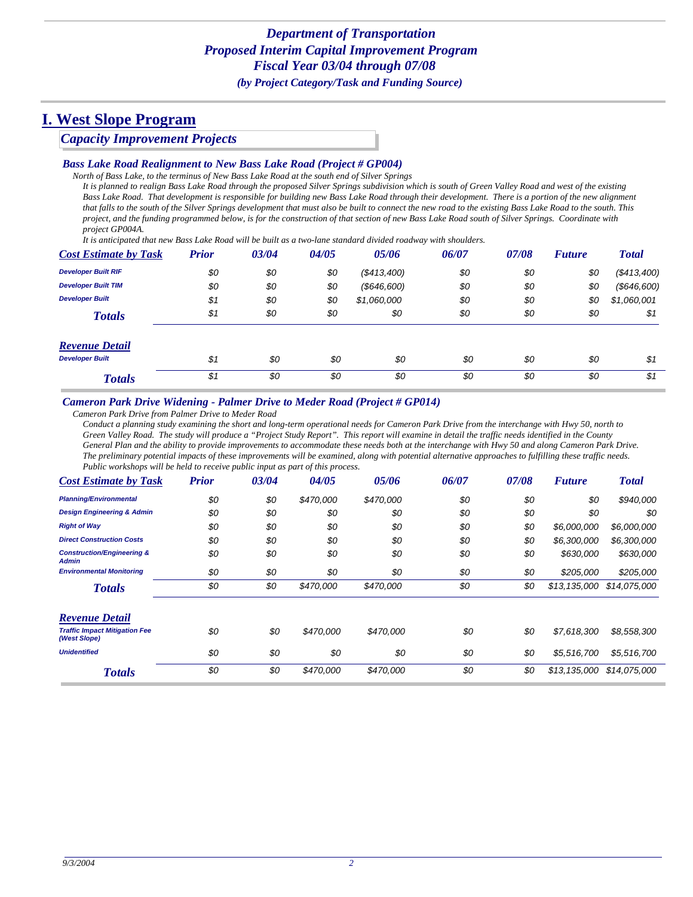## *Department of Transportation*
## *Proposed Interim Capital Improvement Program*
## *Fiscal Year 03/04 through 07/08*
### *(by Project Category/Task and Funding Source)*

# I. West Slope Program

## *Capacity Improvement Projects*

### *Bass Lake Road Realignment to New Bass Lake Road (Project # GP004)*

*North of Bass Lake, to the terminus of New Bass Lake Road at the south end of Silver Springs*

*It is planned to realign Bass Lake Road through the proposed Silver Springs subdivision which is south of Green Valley Road and west of the existing Bass Lake Road. That development is responsible for building new Bass Lake Road through their development. There is a portion of the new alignment that falls to the south of the Silver Springs development that must also be built to connect the new road to the existing Bass Lake Road to the south. This project, and the funding programmed below, is for the construction of that section of new Bass Lake Road south of Silver Springs. Coordinate with project GP004A.*

*It is anticipated that new Bass Lake Road will be built as a two-lane standard divided roadway with shoulders.*

| Cost Estimate by Task | Prior | 03/04 | 04/05 | 05/06 | 06/07 | 07/08 | Future | Total |
|---|---|---|---|---|---|---|---|---|
| Developer Built RIF | $0 | $0 | $0 | ($413,400) | $0 | $0 | $0 | ($413,400) |
| Developer Built TIM | $0 | $0 | $0 | ($646,600) | $0 | $0 | $0 | ($646,600) |
| Developer Built | $1 | $0 | $0 | $1,060,000 | $0 | $0 | $0 | $1,060,001 |
| **Totals** | $1 | $0 | $0 | $0 | $0 | $0 | $0 | $1 |

| Revenue Detail | Prior | 03/04 | 04/05 | 05/06 | 06/07 | 07/08 | Future | Total |
|---|---|---|---|---|---|---|---|---|
| Developer Built | $1 | $0 | $0 | $0 | $0 | $0 | $0 | $1 |
| **Totals** | $1 | $0 | $0 | $0 | $0 | $0 | $0 | $1 |

### *Cameron Park Drive Widening - Palmer Drive to Meder Road (Project # GP014)*

*Cameron Park Drive from Palmer Drive to Meder Road*

*Conduct a planning study examining the short and long-term operational needs for Cameron Park Drive from the interchange with Hwy 50, north to Green Valley Road. The study will produce a "Project Study Report". This report will examine in detail the traffic needs identified in the County General Plan and the ability to provide improvements to accommodate these needs both at the interchange with Hwy 50 and along Cameron Park Drive. The preliminary potential impacts of these improvements will be examined, along with potential alternative approaches to fulfilling these traffic needs. Public workshops will be held to receive public input as part of this process.*

| Cost Estimate by Task | Prior | 03/04 | 04/05 | 05/06 | 06/07 | 07/08 | Future | Total |
|---|---|---|---|---|---|---|---|---|
| Planning/Environmental | $0 | $0 | $470,000 | $470,000 | $0 | $0 | $0 | $940,000 |
| Design Engineering & Admin | $0 | $0 | $0 | $0 | $0 | $0 | $0 | $0 |
| Right of Way | $0 | $0 | $0 | $0 | $0 | $0 | $6,000,000 | $6,000,000 |
| Direct Construction Costs | $0 | $0 | $0 | $0 | $0 | $0 | $6,300,000 | $6,300,000 |
| Construction/Engineering & Admin | $0 | $0 | $0 | $0 | $0 | $0 | $630,000 | $630,000 |
| Environmental Monitoring | $0 | $0 | $0 | $0 | $0 | $0 | $205,000 | $205,000 |
| **Totals** | $0 | $0 | $470,000 | $470,000 | $0 | $0 | $13,135,000 | $14,075,000 |

| Revenue Detail | Prior | 03/04 | 04/05 | 05/06 | 06/07 | 07/08 | Future | Total |
|---|---|---|---|---|---|---|---|---|
| Traffic Impact Mitigation Fee (West Slope) | $0 | $0 | $470,000 | $470,000 | $0 | $0 | $7,618,300 | $8,558,300 |
| Unidentified | $0 | $0 | $0 | $0 | $0 | $0 | $5,516,700 | $5,516,700 |
| **Totals** | $0 | $0 | $470,000 | $470,000 | $0 | $0 | $13,135,000 | $14,075,000 |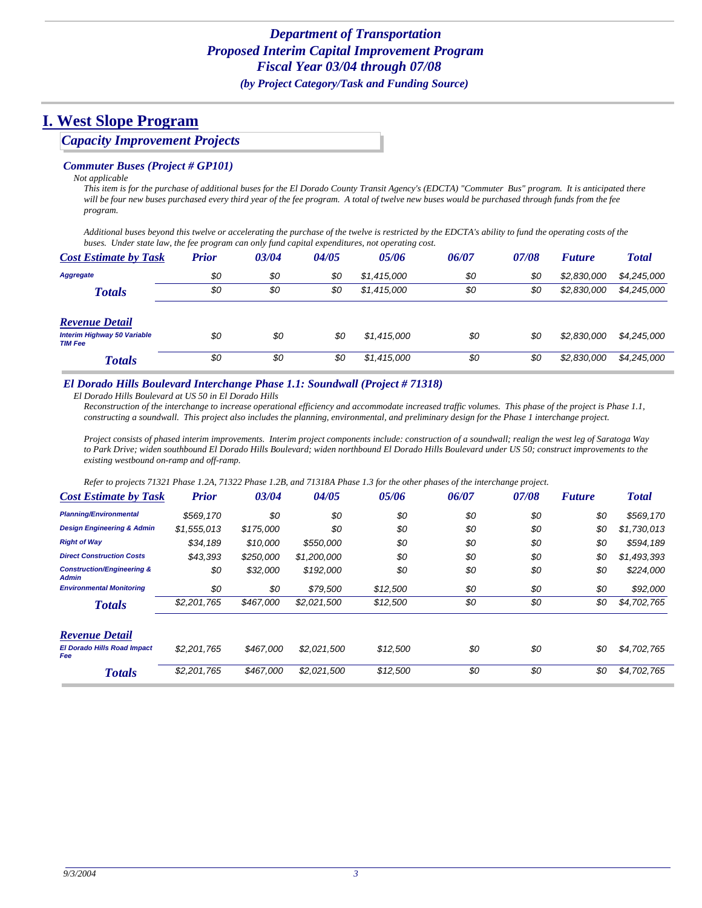*Department of Transportation*
*Proposed Interim Capital Improvement Program*
*Fiscal Year 03/04 through 07/08*
*(by Project Category/Task and Funding Source)*

# I. West Slope Program

## *Capacity Improvement Projects*

### *Commuter Buses (Project # GP101)*

*Not applicable*

*This item is for the purchase of additional buses for the El Dorado County Transit Agency's (EDCTA) "Commuter Bus" program. It is anticipated there will be four new buses purchased every third year of the fee program. A total of twelve new buses would be purchased through funds from the fee program.*

*Additional buses beyond this twelve or accelerating the purchase of the twelve is restricted by the EDCTA's ability to fund the operating costs of the buses. Under state law, the fee program can only fund capital expenditures, not operating cost.*

| Cost Estimate by Task | Prior | 03/04 | 04/05 | 05/06 | 06/07 | 07/08 | Future | Total |
|---|---|---|---|---|---|---|---|---|
| Aggregate | $0 | $0 | $0 | $1,415,000 | $0 | $0 | $2,830,000 | $4,245,000 |
| **Totals** | $0 | $0 | $0 | $1,415,000 | $0 | $0 | $2,830,000 | $4,245,000 |

| Revenue Detail | Prior | 03/04 | 04/05 | 05/06 | 06/07 | 07/08 | Future | Total |
|---|---|---|---|---|---|---|---|---|
| Interim Highway 50 Variable TIM Fee | $0 | $0 | $0 | $1,415,000 | $0 | $0 | $2,830,000 | $4,245,000 |
| **Totals** | $0 | $0 | $0 | $1,415,000 | $0 | $0 | $2,830,000 | $4,245,000 |

### *El Dorado Hills Boulevard Interchange Phase 1.1: Soundwall (Project # 71318)*

*El Dorado Hills Boulevard at US 50 in El Dorado Hills*

*Reconstruction of the interchange to increase operational efficiency and accommodate increased traffic volumes. This phase of the project is Phase 1.1, constructing a soundwall. This project also includes the planning, environmental, and preliminary design for the Phase 1 interchange project.*

*Project consists of phased interim improvements. Interim project components include: construction of a soundwall; realign the west leg of Saratoga Way to Park Drive; widen southbound El Dorado Hills Boulevard; widen northbound El Dorado Hills Boulevard under US 50; construct improvements to the existing westbound on-ramp and off-ramp.*

*Refer to projects 71321 Phase 1.2A, 71322 Phase 1.2B, and 71318A Phase 1.3 for the other phases of the interchange project.*

| Cost Estimate by Task | Prior | 03/04 | 04/05 | 05/06 | 06/07 | 07/08 | Future | Total |
|---|---|---|---|---|---|---|---|---|
| Planning/Environmental | $569,170 | $0 | $0 | $0 | $0 | $0 | $0 | $569,170 |
| Design Engineering & Admin | $1,555,013 | $175,000 | $0 | $0 | $0 | $0 | $0 | $1,730,013 |
| Right of Way | $34,189 | $10,000 | $550,000 | $0 | $0 | $0 | $0 | $594,189 |
| Direct Construction Costs | $43,393 | $250,000 | $1,200,000 | $0 | $0 | $0 | $0 | $1,493,393 |
| Construction/Engineering & Admin | $0 | $32,000 | $192,000 | $0 | $0 | $0 | $0 | $224,000 |
| Environmental Monitoring | $0 | $0 | $79,500 | $12,500 | $0 | $0 | $0 | $92,000 |
| **Totals** | $2,201,765 | $467,000 | $2,021,500 | $12,500 | $0 | $0 | $0 | $4,702,765 |

| Revenue Detail | Prior | 03/04 | 04/05 | 05/06 | 06/07 | 07/08 | Future | Total |
|---|---|---|---|---|---|---|---|---|
| El Dorado Hills Road Impact Fee | $2,201,765 | $467,000 | $2,021,500 | $12,500 | $0 | $0 | $0 | $4,702,765 |
| **Totals** | $2,201,765 | $467,000 | $2,021,500 | $12,500 | $0 | $0 | $0 | $4,702,765 |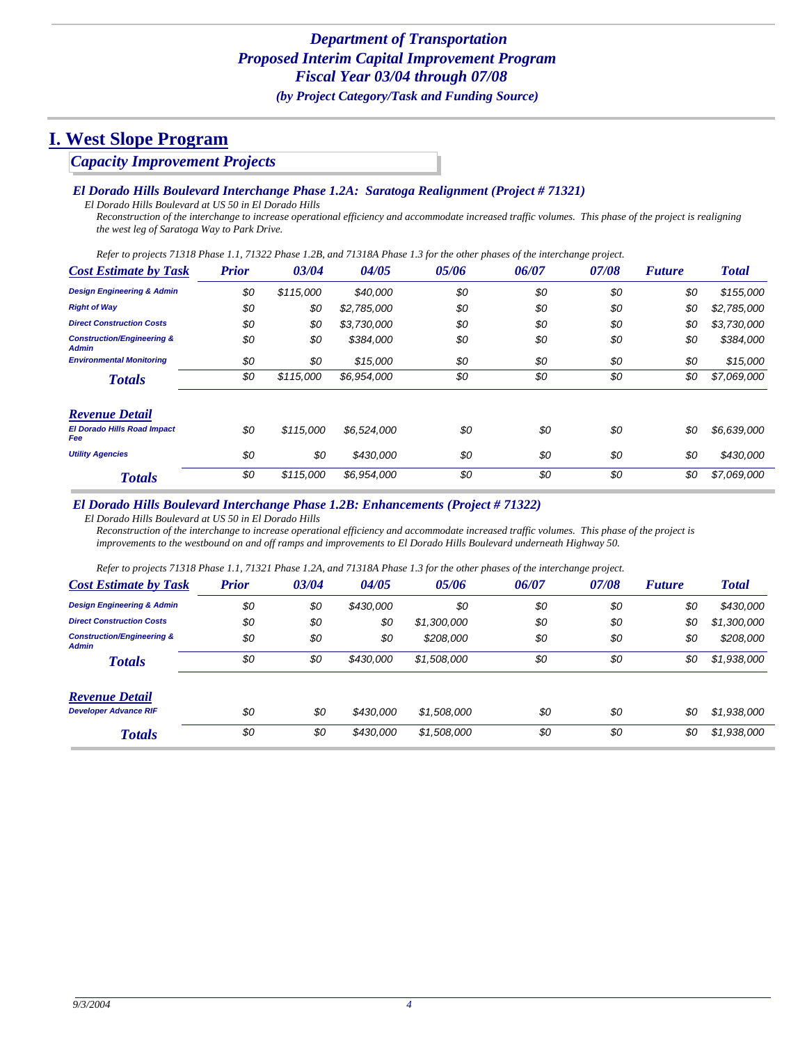# Department of Transportation
# Proposed Interim Capital Improvement Program
# Fiscal Year 03/04 through 07/08
*(by Project Category/Task and Funding Source)*

## I. West Slope Program

### *Capacity Improvement Projects*

#### *El Dorado Hills Boulevard Interchange Phase 1.2A: Saratoga Realignment (Project # 71321)*

*El Dorado Hills Boulevard at US 50 in El Dorado Hills*

*Reconstruction of the interchange to increase operational efficiency and accommodate increased traffic volumes. This phase of the project is realigning the west leg of Saratoga Way to Park Drive.*

*Refer to projects 71318 Phase 1.1, 71322 Phase 1.2B, and 71318A Phase 1.3 for the other phases of the interchange project.*

| Cost Estimate by Task | Prior | 03/04 | 04/05 | 05/06 | 06/07 | 07/08 | Future | Total |
|---|---|---|---|---|---|---|---|---|
| Design Engineering & Admin | $0 | $115,000 | $40,000 | $0 | $0 | $0 | $0 | $155,000 |
| Right of Way | $0 | $0 | $2,785,000 | $0 | $0 | $0 | $0 | $2,785,000 |
| Direct Construction Costs | $0 | $0 | $3,730,000 | $0 | $0 | $0 | $0 | $3,730,000 |
| Construction/Engineering & Admin | $0 | $0 | $384,000 | $0 | $0 | $0 | $0 | $384,000 |
| Environmental Monitoring | $0 | $0 | $15,000 | $0 | $0 | $0 | $0 | $15,000 |
| **Totals** | $0 | $115,000 | $6,954,000 | $0 | $0 | $0 | $0 | $7,069,000 |

| Revenue Detail | Prior | 03/04 | 04/05 | 05/06 | 06/07 | 07/08 | Future | Total |
|---|---|---|---|---|---|---|---|---|
| El Dorado Hills Road Impact Fee | $0 | $115,000 | $6,524,000 | $0 | $0 | $0 | $0 | $6,639,000 |
| Utility Agencies | $0 | $0 | $430,000 | $0 | $0 | $0 | $0 | $430,000 |
| **Totals** | $0 | $115,000 | $6,954,000 | $0 | $0 | $0 | $0 | $7,069,000 |

#### *El Dorado Hills Boulevard Interchange Phase 1.2B: Enhancements (Project # 71322)*

*El Dorado Hills Boulevard at US 50 in El Dorado Hills*

*Reconstruction of the interchange to increase operational efficiency and accommodate increased traffic volumes. This phase of the project is improvements to the westbound on and off ramps and improvements to El Dorado Hills Boulevard underneath Highway 50.*

*Refer to projects 71318 Phase 1.1, 71321 Phase 1.2A, and 71318A Phase 1.3 for the other phases of the interchange project.*

| Cost Estimate by Task | Prior | 03/04 | 04/05 | 05/06 | 06/07 | 07/08 | Future | Total |
|---|---|---|---|---|---|---|---|---|
| Design Engineering & Admin | $0 | $0 | $430,000 | $0 | $0 | $0 | $0 | $430,000 |
| Direct Construction Costs | $0 | $0 | $0 | $1,300,000 | $0 | $0 | $0 | $1,300,000 |
| Construction/Engineering & Admin | $0 | $0 | $0 | $208,000 | $0 | $0 | $0 | $208,000 |
| **Totals** | $0 | $0 | $430,000 | $1,508,000 | $0 | $0 | $0 | $1,938,000 |

| Revenue Detail | Prior | 03/04 | 04/05 | 05/06 | 06/07 | 07/08 | Future | Total |
|---|---|---|---|---|---|---|---|---|
| Developer Advance RIF | $0 | $0 | $430,000 | $1,508,000 | $0 | $0 | $0 | $1,938,000 |
| **Totals** | $0 | $0 | $430,000 | $1,508,000 | $0 | $0 | $0 | $1,938,000 |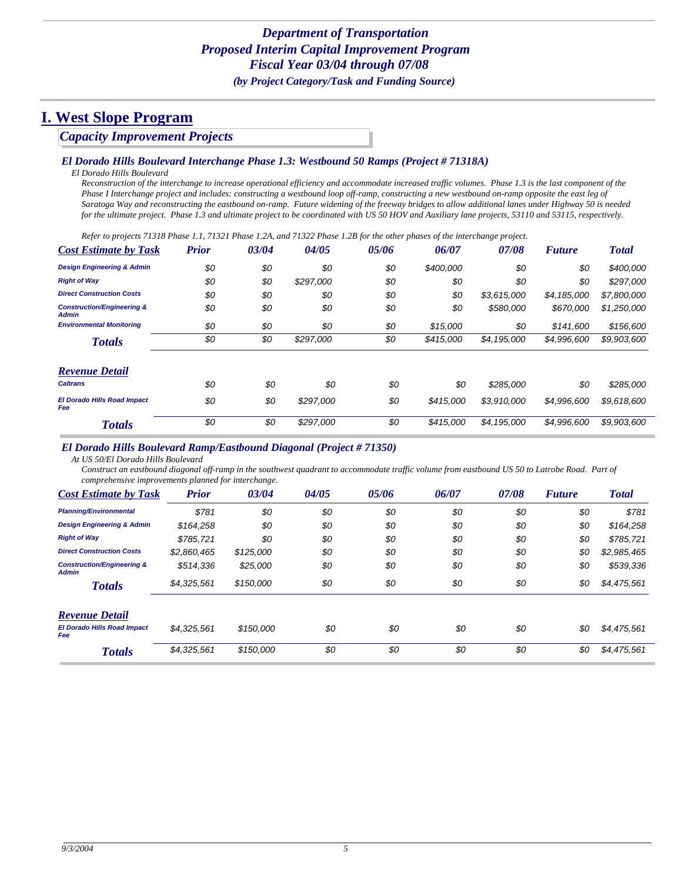*Department of Transportation*
*Proposed Interim Capital Improvement Program*
*Fiscal Year 03/04 through 07/08*
*(by Project Category/Task and Funding Source)*

# I. West Slope Program

## Capacity Improvement Projects

### El Dorado Hills Boulevard Interchange Phase 1.3: Westbound 50 Ramps (Project # 71318A)

*El Dorado Hills Boulevard*

*Reconstruction of the interchange to increase operational efficiency and accommodate increased traffic volumes. Phase 1.3 is the last component of the Phase I Interchange project and includes: constructing a westbound loop off-ramp, constructing a new westbound on-ramp opposite the east leg of Saratoga Way and reconstructing the eastbound on-ramp. Future widening of the freeway bridges to allow additional lanes under Highway 50 is needed for the ultimate project. Phase 1.3 and ultimate project to be coordinated with US 50 HOV and Auxiliary lane projects, 53110 and 53115, respectively.*

*Refer to projects 71318 Phase 1.1, 71321 Phase 1.2A, and 71322 Phase 1.2B for the other phases of the interchange project.*

| Cost Estimate by Task | Prior | 03/04 | 04/05 | 05/06 | 06/07 | 07/08 | Future | Total |
|---|---|---|---|---|---|---|---|---|
| Design Engineering & Admin | $0 | $0 | $0 | $0 | $400,000 | $0 | $0 | $400,000 |
| Right of Way | $0 | $0 | $297,000 | $0 | $0 | $0 | $0 | $297,000 |
| Direct Construction Costs | $0 | $0 | $0 | $0 | $0 | $3,615,000 | $4,185,000 | $7,800,000 |
| Construction/Engineering & Admin | $0 | $0 | $0 | $0 | $0 | $580,000 | $670,000 | $1,250,000 |
| Environmental Monitoring | $0 | $0 | $0 | $0 | $15,000 | $0 | $141,600 | $156,600 |
| **Totals** | $0 | $0 | $297,000 | $0 | $415,000 | $4,195,000 | $4,996,600 | $9,903,600 |

| Revenue Detail | Prior | 03/04 | 04/05 | 05/06 | 06/07 | 07/08 | Future | Total |
|---|---|---|---|---|---|---|---|---|
| Caltrans | $0 | $0 | $0 | $0 | $0 | $285,000 | $0 | $285,000 |
| El Dorado Hills Road Impact Fee | $0 | $0 | $297,000 | $0 | $415,000 | $3,910,000 | $4,996,600 | $9,618,600 |
| **Totals** | $0 | $0 | $297,000 | $0 | $415,000 | $4,195,000 | $4,996,600 | $9,903,600 |

### El Dorado Hills Boulevard Ramp/Eastbound Diagonal (Project # 71350)

*At US 50/El Dorado Hills Boulevard*

*Construct an eastbound diagonal off-ramp in the southwest quadrant to accommodate traffic volume from eastbound US 50 to Latrobe Road. Part of comprehensive improvements planned for interchange.*

| Cost Estimate by Task | Prior | 03/04 | 04/05 | 05/06 | 06/07 | 07/08 | Future | Total |
|---|---|---|---|---|---|---|---|---|
| Planning/Environmental | $781 | $0 | $0 | $0 | $0 | $0 | $0 | $781 |
| Design Engineering & Admin | $164,258 | $0 | $0 | $0 | $0 | $0 | $0 | $164,258 |
| Right of Way | $785,721 | $0 | $0 | $0 | $0 | $0 | $0 | $785,721 |
| Direct Construction Costs | $2,860,465 | $125,000 | $0 | $0 | $0 | $0 | $0 | $2,985,465 |
| Construction/Engineering & Admin | $514,336 | $25,000 | $0 | $0 | $0 | $0 | $0 | $539,336 |
| **Totals** | $4,325,561 | $150,000 | $0 | $0 | $0 | $0 | $0 | $4,475,561 |

| Revenue Detail | Prior | 03/04 | 04/05 | 05/06 | 06/07 | 07/08 | Future | Total |
|---|---|---|---|---|---|---|---|---|
| El Dorado Hills Road Impact Fee | $4,325,561 | $150,000 | $0 | $0 | $0 | $0 | $0 | $4,475,561 |
| **Totals** | $4,325,561 | $150,000 | $0 | $0 | $0 | $0 | $0 | $4,475,561 |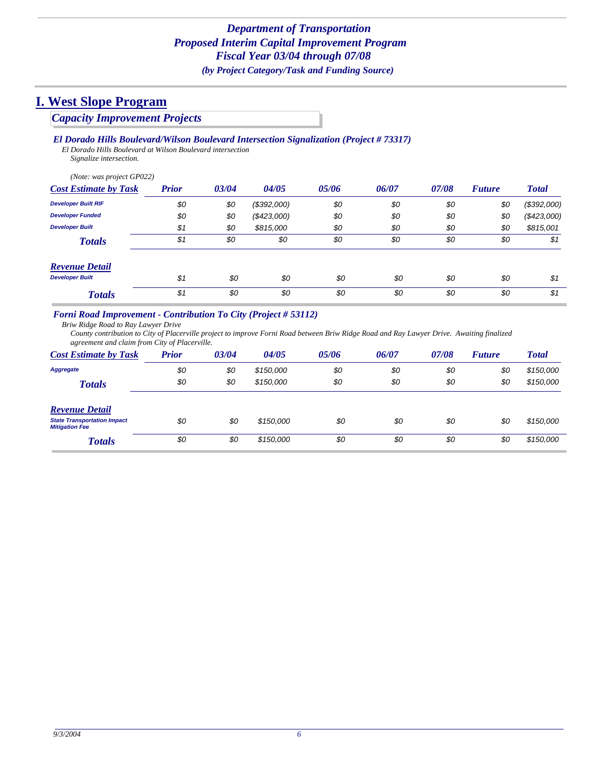# Department of Transportation
# Proposed Interim Capital Improvement Program
# Fiscal Year 03/04 through 07/08
*(by Project Category/Task and Funding Source)*

## I. West Slope Program

### *Capacity Improvement Projects*

#### *El Dorado Hills Boulevard/Wilson Boulevard Intersection Signalization (Project # 73317)*

*El Dorado Hills Boulevard at Wilson Boulevard intersection*
*Signalize intersection.*

*(Note: was project GP022)*

| Cost Estimate by Task | Prior | 03/04 | 04/05 | 05/06 | 06/07 | 07/08 | Future | Total |
|---|---|---|---|---|---|---|---|---|
| Developer Built RIF | $0 | $0 | ($392,000) | $0 | $0 | $0 | $0 | ($392,000) |
| Developer Funded | $0 | $0 | ($423,000) | $0 | $0 | $0 | $0 | ($423,000) |
| Developer Built | $1 | $0 | $815,000 | $0 | $0 | $0 | $0 | $815,001 |
| **Totals** | $1 | $0 | $0 | $0 | $0 | $0 | $0 | $1 |

| Revenue Detail | Prior | 03/04 | 04/05 | 05/06 | 06/07 | 07/08 | Future | Total |
|---|---|---|---|---|---|---|---|---|
| Developer Built | $1 | $0 | $0 | $0 | $0 | $0 | $0 | $1 |
| **Totals** | $1 | $0 | $0 | $0 | $0 | $0 | $0 | $1 |

#### *Forni Road Improvement - Contribution To City (Project # 53112)*

*Briw Ridge Road to Ray Lawyer Drive*
*County contribution to City of Placerville project to improve Forni Road between Briw Ridge Road and Ray Lawyer Drive. Awaiting finalized agreement and claim from City of Placerville.*

| Cost Estimate by Task | Prior | 03/04 | 04/05 | 05/06 | 06/07 | 07/08 | Future | Total |
|---|---|---|---|---|---|---|---|---|
| Aggregate | $0 | $0 | $150,000 | $0 | $0 | $0 | $0 | $150,000 |
| **Totals** | $0 | $0 | $150,000 | $0 | $0 | $0 | $0 | $150,000 |

| Revenue Detail | Prior | 03/04 | 04/05 | 05/06 | 06/07 | 07/08 | Future | Total |
|---|---|---|---|---|---|---|---|---|
| State Transportation Impact Mitigation Fee | $0 | $0 | $150,000 | $0 | $0 | $0 | $0 | $150,000 |
| **Totals** | $0 | $0 | $150,000 | $0 | $0 | $0 | $0 | $150,000 |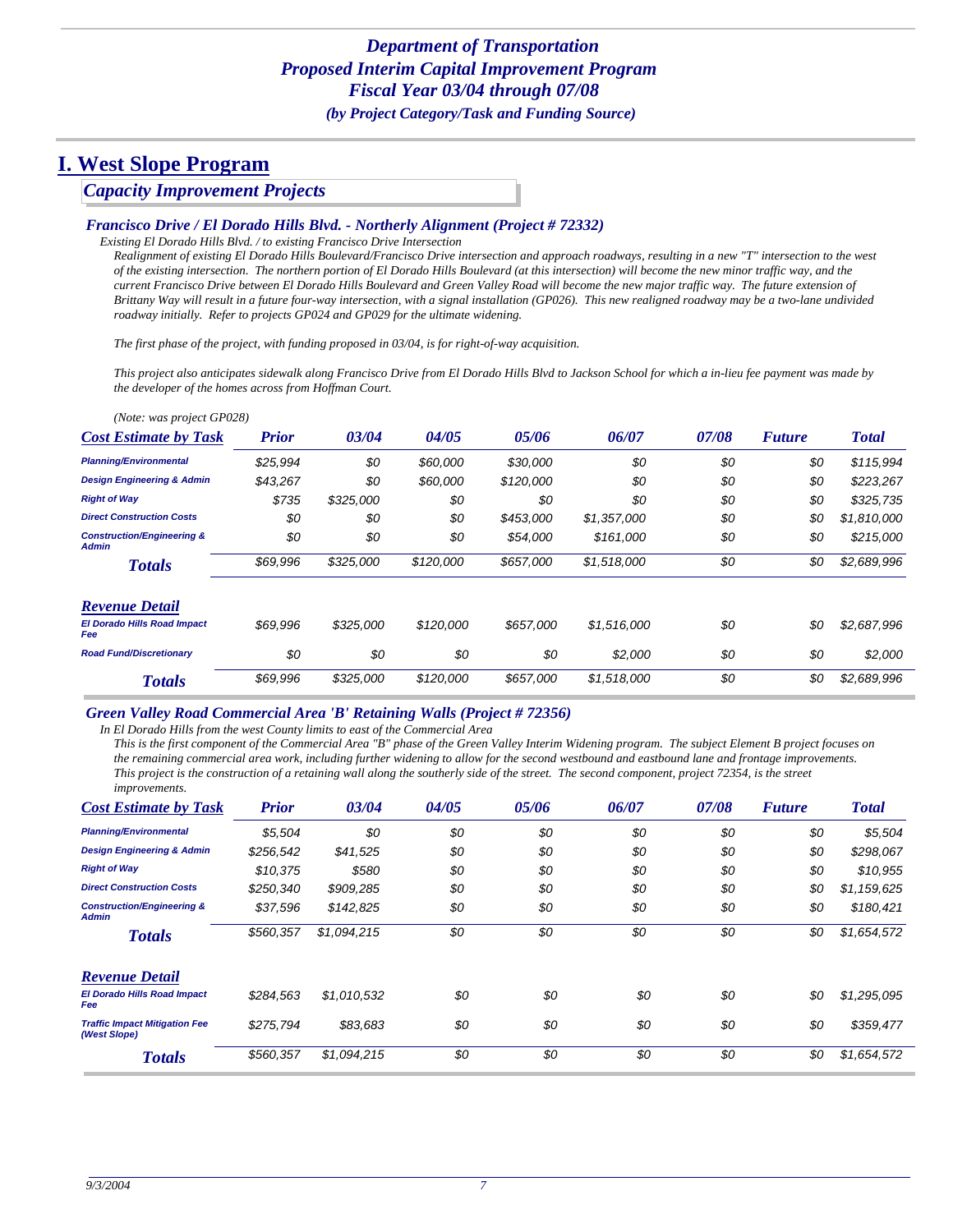*Department of Transportation*
*Proposed Interim Capital Improvement Program*
*Fiscal Year 03/04 through 07/08*
*(by Project Category/Task and Funding Source)*

# I. West Slope Program

## *Capacity Improvement Projects*

### *Francisco Drive / El Dorado Hills Blvd. - Northerly Alignment (Project # 72332)*

*Existing El Dorado Hills Blvd. / to existing Francisco Drive Intersection*

*Realignment of existing El Dorado Hills Boulevard/Francisco Drive intersection and approach roadways, resulting in a new "T" intersection to the west of the existing intersection. The northern portion of El Dorado Hills Boulevard (at this intersection) will become the new minor traffic way, and the current Francisco Drive between El Dorado Hills Boulevard and Green Valley Road will become the new major traffic way. The future extension of Brittany Way will result in a future four-way intersection, with a signal installation (GP026). This new realigned roadway may be a two-lane undivided roadway initially. Refer to projects GP024 and GP029 for the ultimate widening.*

*The first phase of the project, with funding proposed in 03/04, is for right-of-way acquisition.*

*This project also anticipates sidewalk along Francisco Drive from El Dorado Hills Blvd to Jackson School for which a in-lieu fee payment was made by the developer of the homes across from Hoffman Court.*

*(Note: was project GP028)*

| Cost Estimate by Task | Prior | 03/04 | 04/05 | 05/06 | 06/07 | 07/08 | Future | Total |
|---|---|---|---|---|---|---|---|---|
| Planning/Environmental | $25,994 | $0 | $60,000 | $30,000 | $0 | $0 | $0 | $115,994 |
| Design Engineering & Admin | $43,267 | $0 | $60,000 | $120,000 | $0 | $0 | $0 | $223,267 |
| Right of Way | $735 | $325,000 | $0 | $0 | $0 | $0 | $0 | $325,735 |
| Direct Construction Costs | $0 | $0 | $0 | $453,000 | $1,357,000 | $0 | $0 | $1,810,000 |
| Construction/Engineering & Admin | $0 | $0 | $0 | $54,000 | $161,000 | $0 | $0 | $215,000 |
| **Totals** | $69,996 | $325,000 | $120,000 | $657,000 | $1,518,000 | $0 | $0 | $2,689,996 |

| Revenue Detail | Prior | 03/04 | 04/05 | 05/06 | 06/07 | 07/08 | Future | Total |
|---|---|---|---|---|---|---|---|---|
| El Dorado Hills Road Impact Fee | $69,996 | $325,000 | $120,000 | $657,000 | $1,516,000 | $0 | $0 | $2,687,996 |
| Road Fund/Discretionary | $0 | $0 | $0 | $0 | $2,000 | $0 | $0 | $2,000 |
| **Totals** | $69,996 | $325,000 | $120,000 | $657,000 | $1,518,000 | $0 | $0 | $2,689,996 |

### *Green Valley Road Commercial Area 'B' Retaining Walls (Project # 72356)*

*In El Dorado Hills from the west County limits to east of the Commercial Area*

*This is the first component of the Commercial Area "B" phase of the Green Valley Interim Widening program. The subject Element B project focuses on the remaining commercial area work, including further widening to allow for the second westbound and eastbound lane and frontage improvements. This project is the construction of a retaining wall along the southerly side of the street. The second component, project 72354, is the street improvements.*

| Cost Estimate by Task | Prior | 03/04 | 04/05 | 05/06 | 06/07 | 07/08 | Future | Total |
|---|---|---|---|---|---|---|---|---|
| Planning/Environmental | $5,504 | $0 | $0 | $0 | $0 | $0 | $0 | $5,504 |
| Design Engineering & Admin | $256,542 | $41,525 | $0 | $0 | $0 | $0 | $0 | $298,067 |
| Right of Way | $10,375 | $580 | $0 | $0 | $0 | $0 | $0 | $10,955 |
| Direct Construction Costs | $250,340 | $909,285 | $0 | $0 | $0 | $0 | $0 | $1,159,625 |
| Construction/Engineering & Admin | $37,596 | $142,825 | $0 | $0 | $0 | $0 | $0 | $180,421 |
| **Totals** | $560,357 | $1,094,215 | $0 | $0 | $0 | $0 | $0 | $1,654,572 |

| Revenue Detail | Prior | 03/04 | 04/05 | 05/06 | 06/07 | 07/08 | Future | Total |
|---|---|---|---|---|---|---|---|---|
| El Dorado Hills Road Impact Fee | $284,563 | $1,010,532 | $0 | $0 | $0 | $0 | $0 | $1,295,095 |
| Traffic Impact Mitigation Fee (West Slope) | $275,794 | $83,683 | $0 | $0 | $0 | $0 | $0 | $359,477 |
| **Totals** | $560,357 | $1,094,215 | $0 | $0 | $0 | $0 | $0 | $1,654,572 |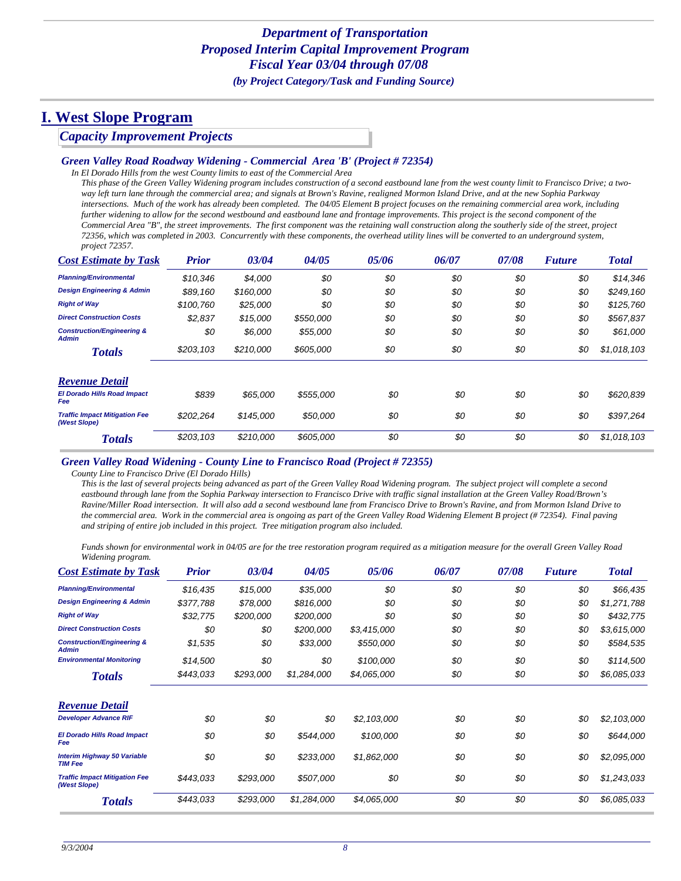# *Department of Transportation*
# *Proposed Interim Capital Improvement Program*
# *Fiscal Year 03/04 through 07/08*
### *(by Project Category/Task and Funding Source)*

## I. West Slope Program

### *Capacity Improvement Projects*

#### *Green Valley Road Roadway Widening - Commercial Area 'B' (Project # 72354)*

*In El Dorado Hills from the west County limits to east of the Commercial Area*

*This phase of the Green Valley Widening program includes construction of a second eastbound lane from the west county limit to Francisco Drive; a two-way left turn lane through the commercial area; and signals at Brown's Ravine, realigned Mormon Island Drive, and at the new Sophia Parkway intersections. Much of the work has already been completed. The 04/05 Element B project focuses on the remaining commercial area work, including further widening to allow for the second westbound and eastbound lane and frontage improvements. This project is the second component of the Commercial Area "B", the street improvements. The first component was the retaining wall construction along the southerly side of the street, project 72356, which was completed in 2003. Concurrently with these components, the overhead utility lines will be converted to an underground system, project 72357.*

| Cost Estimate by Task | Prior | 03/04 | 04/05 | 05/06 | 06/07 | 07/08 | Future | Total |
|---|---|---|---|---|---|---|---|---|
| Planning/Environmental | $10,346 | $4,000 | $0 | $0 | $0 | $0 | $0 | $14,346 |
| Design Engineering & Admin | $89,160 | $160,000 | $0 | $0 | $0 | $0 | $0 | $249,160 |
| Right of Way | $100,760 | $25,000 | $0 | $0 | $0 | $0 | $0 | $125,760 |
| Direct Construction Costs | $2,837 | $15,000 | $550,000 | $0 | $0 | $0 | $0 | $567,837 |
| Construction/Engineering & Admin | $0 | $6,000 | $55,000 | $0 | $0 | $0 | $0 | $61,000 |
| **Totals** | $203,103 | $210,000 | $605,000 | $0 | $0 | $0 | $0 | $1,018,103 |

| Revenue Detail | Prior | 03/04 | 04/05 | 05/06 | 06/07 | 07/08 | Future | Total |
|---|---|---|---|---|---|---|---|---|
| El Dorado Hills Road Impact Fee | $839 | $65,000 | $555,000 | $0 | $0 | $0 | $0 | $620,839 |
| Traffic Impact Mitigation Fee (West Slope) | $202,264 | $145,000 | $50,000 | $0 | $0 | $0 | $0 | $397,264 |
| **Totals** | $203,103 | $210,000 | $605,000 | $0 | $0 | $0 | $0 | $1,018,103 |

#### *Green Valley Road Widening - County Line to Francisco Road (Project # 72355)*

*County Line to Francisco Drive (El Dorado Hills)*

*This is the last of several projects being advanced as part of the Green Valley Road Widening program. The subject project will complete a second eastbound through lane from the Sophia Parkway intersection to Francisco Drive with traffic signal installation at the Green Valley Road/Brown's Ravine/Miller Road intersection. It will also add a second westbound lane from Francisco Drive to Brown's Ravine, and from Mormon Island Drive to the commercial area. Work in the commercial area is ongoing as part of the Green Valley Road Widening Element B project (# 72354). Final paving and striping of entire job included in this project. Tree mitigation program also included.*

*Funds shown for environmental work in 04/05 are for the tree restoration program required as a mitigation measure for the overall Green Valley Road Widening program.*

| Cost Estimate by Task | Prior | 03/04 | 04/05 | 05/06 | 06/07 | 07/08 | Future | Total |
|---|---|---|---|---|---|---|---|---|
| Planning/Environmental | $16,435 | $15,000 | $35,000 | $0 | $0 | $0 | $0 | $66,435 |
| Design Engineering & Admin | $377,788 | $78,000 | $816,000 | $0 | $0 | $0 | $0 | $1,271,788 |
| Right of Way | $32,775 | $200,000 | $200,000 | $0 | $0 | $0 | $0 | $432,775 |
| Direct Construction Costs | $0 | $0 | $200,000 | $3,415,000 | $0 | $0 | $0 | $3,615,000 |
| Construction/Engineering & Admin | $1,535 | $0 | $33,000 | $550,000 | $0 | $0 | $0 | $584,535 |
| Environmental Monitoring | $14,500 | $0 | $0 | $100,000 | $0 | $0 | $0 | $114,500 |
| **Totals** | $443,033 | $293,000 | $1,284,000 | $4,065,000 | $0 | $0 | $0 | $6,085,033 |

| Revenue Detail | Prior | 03/04 | 04/05 | 05/06 | 06/07 | 07/08 | Future | Total |
|---|---|---|---|---|---|---|---|---|
| Developer Advance RIF | $0 | $0 | $0 | $2,103,000 | $0 | $0 | $0 | $2,103,000 |
| El Dorado Hills Road Impact Fee | $0 | $0 | $544,000 | $100,000 | $0 | $0 | $0 | $644,000 |
| Interim Highway 50 Variable TIM Fee | $0 | $0 | $233,000 | $1,862,000 | $0 | $0 | $0 | $2,095,000 |
| Traffic Impact Mitigation Fee (West Slope) | $443,033 | $293,000 | $507,000 | $0 | $0 | $0 | $0 | $1,243,033 |
| **Totals** | $443,033 | $293,000 | $1,284,000 | $4,065,000 | $0 | $0 | $0 | $6,085,033 |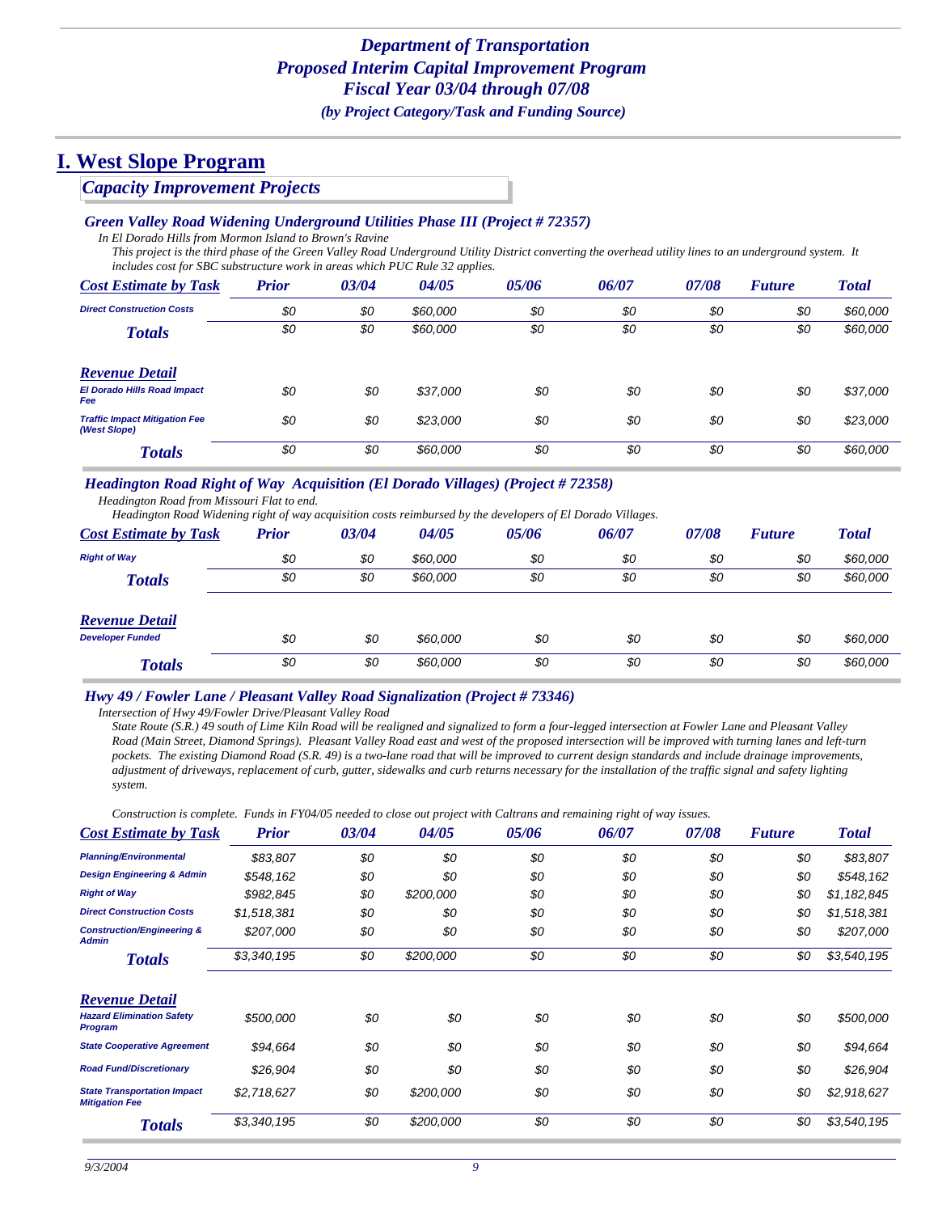## *Department of Transportation*
## *Proposed Interim Capital Improvement Program*
## *Fiscal Year 03/04 through 07/08*
### *(by Project Category/Task and Funding Source)*

# I. West Slope Program

## *Capacity Improvement Projects*

### *Green Valley Road Widening Underground Utilities Phase III (Project # 72357)*

*In El Dorado Hills from Mormon Island to Brown's Ravine*

*This project is the third phase of the Green Valley Road Underground Utility District converting the overhead utility lines to an underground system. It includes cost for SBC substructure work in areas which PUC Rule 32 applies.*

| Cost Estimate by Task | Prior | 03/04 | 04/05 | 05/06 | 06/07 | 07/08 | Future | Total |
|---|---|---|---|---|---|---|---|---|
| Direct Construction Costs | $0 | $0 | $60,000 | $0 | $0 | $0 | $0 | $60,000 |
| **Totals** | $0 | $0 | $60,000 | $0 | $0 | $0 | $0 | $60,000 |

| Revenue Detail | Prior | 03/04 | 04/05 | 05/06 | 06/07 | 07/08 | Future | Total |
|---|---|---|---|---|---|---|---|---|
| El Dorado Hills Road Impact Fee | $0 | $0 | $37,000 | $0 | $0 | $0 | $0 | $37,000 |
| Traffic Impact Mitigation Fee (West Slope) | $0 | $0 | $23,000 | $0 | $0 | $0 | $0 | $23,000 |
| **Totals** | $0 | $0 | $60,000 | $0 | $0 | $0 | $0 | $60,000 |

### *Headington Road Right of Way Acquisition (El Dorado Villages) (Project # 72358)*

*Headington Road from Missouri Flat to end.*

*Headington Road Widening right of way acquisition costs reimbursed by the developers of El Dorado Villages.*

| Cost Estimate by Task | Prior | 03/04 | 04/05 | 05/06 | 06/07 | 07/08 | Future | Total |
|---|---|---|---|---|---|---|---|---|
| Right of Way | $0 | $0 | $60,000 | $0 | $0 | $0 | $0 | $60,000 |
| **Totals** | $0 | $0 | $60,000 | $0 | $0 | $0 | $0 | $60,000 |

| Revenue Detail | Prior | 03/04 | 04/05 | 05/06 | 06/07 | 07/08 | Future | Total |
|---|---|---|---|---|---|---|---|---|
| Developer Funded | $0 | $0 | $60,000 | $0 | $0 | $0 | $0 | $60,000 |
| **Totals** | $0 | $0 | $60,000 | $0 | $0 | $0 | $0 | $60,000 |

### *Hwy 49 / Fowler Lane / Pleasant Valley Road Signalization (Project # 73346)*

*Intersection of Hwy 49/Fowler Drive/Pleasant Valley Road*

*State Route (S.R.) 49 south of Lime Kiln Road will be realigned and signalized to form a four-legged intersection at Fowler Lane and Pleasant Valley Road (Main Street, Diamond Springs). Pleasant Valley Road east and west of the proposed intersection will be improved with turning lanes and left-turn pockets. The existing Diamond Road (S.R. 49) is a two-lane road that will be improved to current design standards and include drainage improvements, adjustment of driveways, replacement of curb, gutter, sidewalks and curb returns necessary for the installation of the traffic signal and safety lighting system.*

*Construction is complete. Funds in FY04/05 needed to close out project with Caltrans and remaining right of way issues.*

| Cost Estimate by Task | Prior | 03/04 | 04/05 | 05/06 | 06/07 | 07/08 | Future | Total |
|---|---|---|---|---|---|---|---|---|
| Planning/Environmental | $83,807 | $0 | $0 | $0 | $0 | $0 | $0 | $83,807 |
| Design Engineering & Admin | $548,162 | $0 | $0 | $0 | $0 | $0 | $0 | $548,162 |
| Right of Way | $982,845 | $0 | $200,000 | $0 | $0 | $0 | $0 | $1,182,845 |
| Direct Construction Costs | $1,518,381 | $0 | $0 | $0 | $0 | $0 | $0 | $1,518,381 |
| Construction/Engineering & Admin | $207,000 | $0 | $0 | $0 | $0 | $0 | $0 | $207,000 |
| **Totals** | $3,340,195 | $0 | $200,000 | $0 | $0 | $0 | $0 | $3,540,195 |

| Revenue Detail | Prior | 03/04 | 04/05 | 05/06 | 06/07 | 07/08 | Future | Total |
|---|---|---|---|---|---|---|---|---|
| Hazard Elimination Safety Program | $500,000 | $0 | $0 | $0 | $0 | $0 | $0 | $500,000 |
| State Cooperative Agreement | $94,664 | $0 | $0 | $0 | $0 | $0 | $0 | $94,664 |
| Road Fund/Discretionary | $26,904 | $0 | $0 | $0 | $0 | $0 | $0 | $26,904 |
| State Transportation Impact Mitigation Fee | $2,718,627 | $0 | $200,000 | $0 | $0 | $0 | $0 | $2,918,627 |
| **Totals** | $3,340,195 | $0 | $200,000 | $0 | $0 | $0 | $0 | $3,540,195 |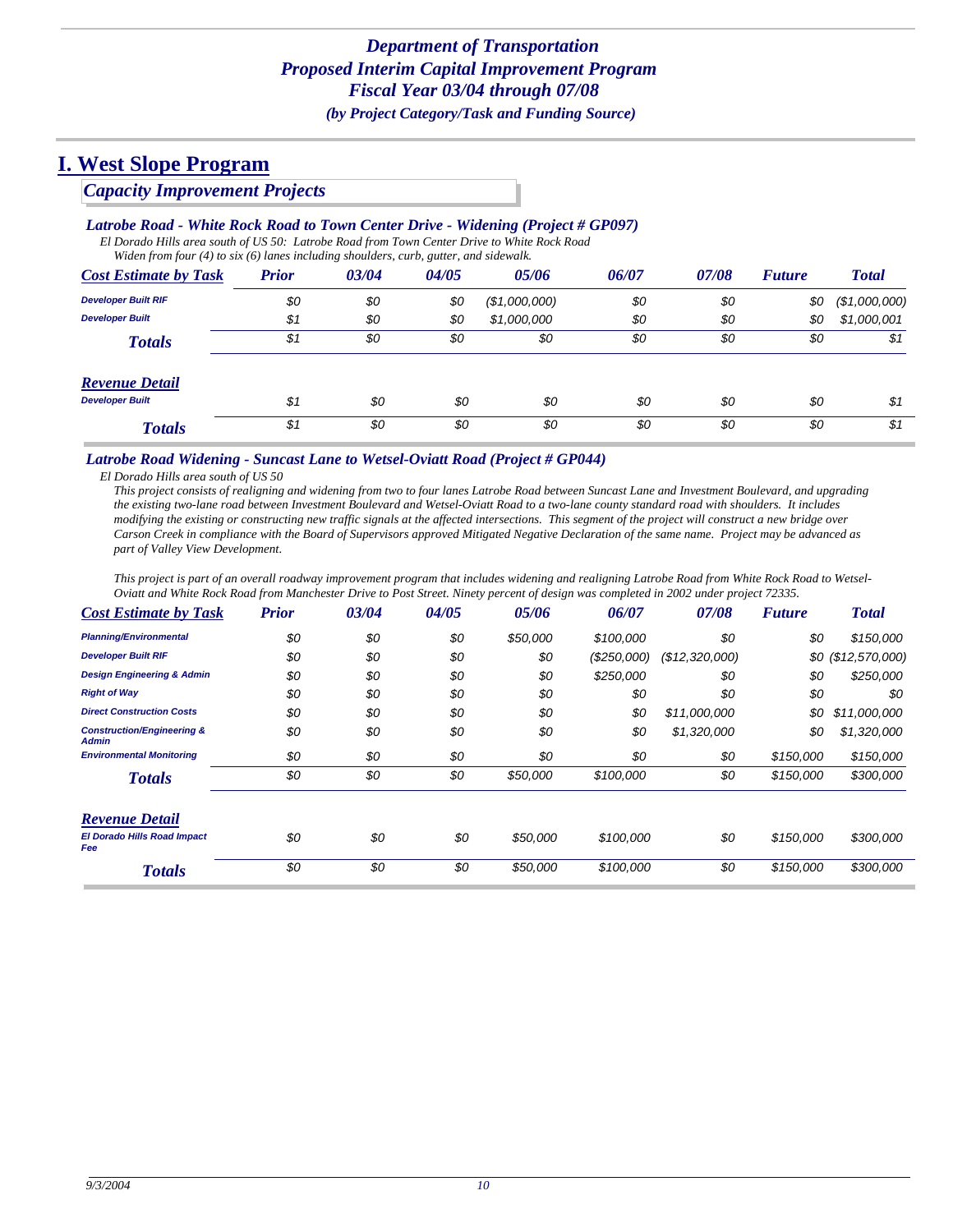# *Department of Transportation*
# *Proposed Interim Capital Improvement Program*
# *Fiscal Year 03/04 through 07/08*
### *(by Project Category/Task and Funding Source)*

## I. West Slope Program

### *Capacity Improvement Projects*

#### *Latrobe Road - White Rock Road to Town Center Drive - Widening (Project # GP097)*

*El Dorado Hills area south of US 50: Latrobe Road from Town Center Drive to White Rock Road*
*Widen from four (4) to six (6) lanes including shoulders, curb, gutter, and sidewalk.*

| Cost Estimate by Task | Prior | 03/04 | 04/05 | 05/06 | 06/07 | 07/08 | Future | Total |
|---|---|---|---|---|---|---|---|---|
| Developer Built RIF | $0 | $0 | $0 | ($1,000,000) | $0 | $0 | $0 | ($1,000,000) |
| Developer Built | $1 | $0 | $0 | $1,000,000 | $0 | $0 | $0 | $1,000,001 |
| **Totals** | $1 | $0 | $0 | $0 | $0 | $0 | $0 | $1 |

| Revenue Detail | Prior | 03/04 | 04/05 | 05/06 | 06/07 | 07/08 | Future | Total |
|---|---|---|---|---|---|---|---|---|
| Developer Built | $1 | $0 | $0 | $0 | $0 | $0 | $0 | $1 |
| **Totals** | $1 | $0 | $0 | $0 | $0 | $0 | $0 | $1 |

#### *Latrobe Road Widening - Suncast Lane to Wetsel-Oviatt Road (Project # GP044)*

*El Dorado Hills area south of US 50*

*This project consists of realigning and widening from two to four lanes Latrobe Road between Suncast Lane and Investment Boulevard, and upgrading the existing two-lane road between Investment Boulevard and Wetsel-Oviatt Road to a two-lane county standard road with shoulders. It includes modifying the existing or constructing new traffic signals at the affected intersections. This segment of the project will construct a new bridge over Carson Creek in compliance with the Board of Supervisors approved Mitigated Negative Declaration of the same name. Project may be advanced as part of Valley View Development.*

*This project is part of an overall roadway improvement program that includes widening and realigning Latrobe Road from White Rock Road to Wetsel-Oviatt and White Rock Road from Manchester Drive to Post Street. Ninety percent of design was completed in 2002 under project 72335.*

| Cost Estimate by Task | Prior | 03/04 | 04/05 | 05/06 | 06/07 | 07/08 | Future | Total |
|---|---|---|---|---|---|---|---|---|
| Planning/Environmental | $0 | $0 | $0 | $50,000 | $100,000 | $0 | $0 | $150,000 |
| Developer Built RIF | $0 | $0 | $0 | $0 | ($250,000) | ($12,320,000) | $0 | ($12,570,000) |
| Design Engineering & Admin | $0 | $0 | $0 | $0 | $250,000 | $0 | $0 | $250,000 |
| Right of Way | $0 | $0 | $0 | $0 | $0 | $0 | $0 | $0 |
| Direct Construction Costs | $0 | $0 | $0 | $0 | $0 | $11,000,000 | $0 | $11,000,000 |
| Construction/Engineering & Admin | $0 | $0 | $0 | $0 | $0 | $1,320,000 | $0 | $1,320,000 |
| Environmental Monitoring | $0 | $0 | $0 | $0 | $0 | $0 | $150,000 | $150,000 |
| **Totals** | $0 | $0 | $0 | $50,000 | $100,000 | $0 | $150,000 | $300,000 |

| Revenue Detail | Prior | 03/04 | 04/05 | 05/06 | 06/07 | 07/08 | Future | Total |
|---|---|---|---|---|---|---|---|---|
| El Dorado Hills Road Impact Fee | $0 | $0 | $0 | $50,000 | $100,000 | $0 | $150,000 | $300,000 |
| **Totals** | $0 | $0 | $0 | $50,000 | $100,000 | $0 | $150,000 | $300,000 |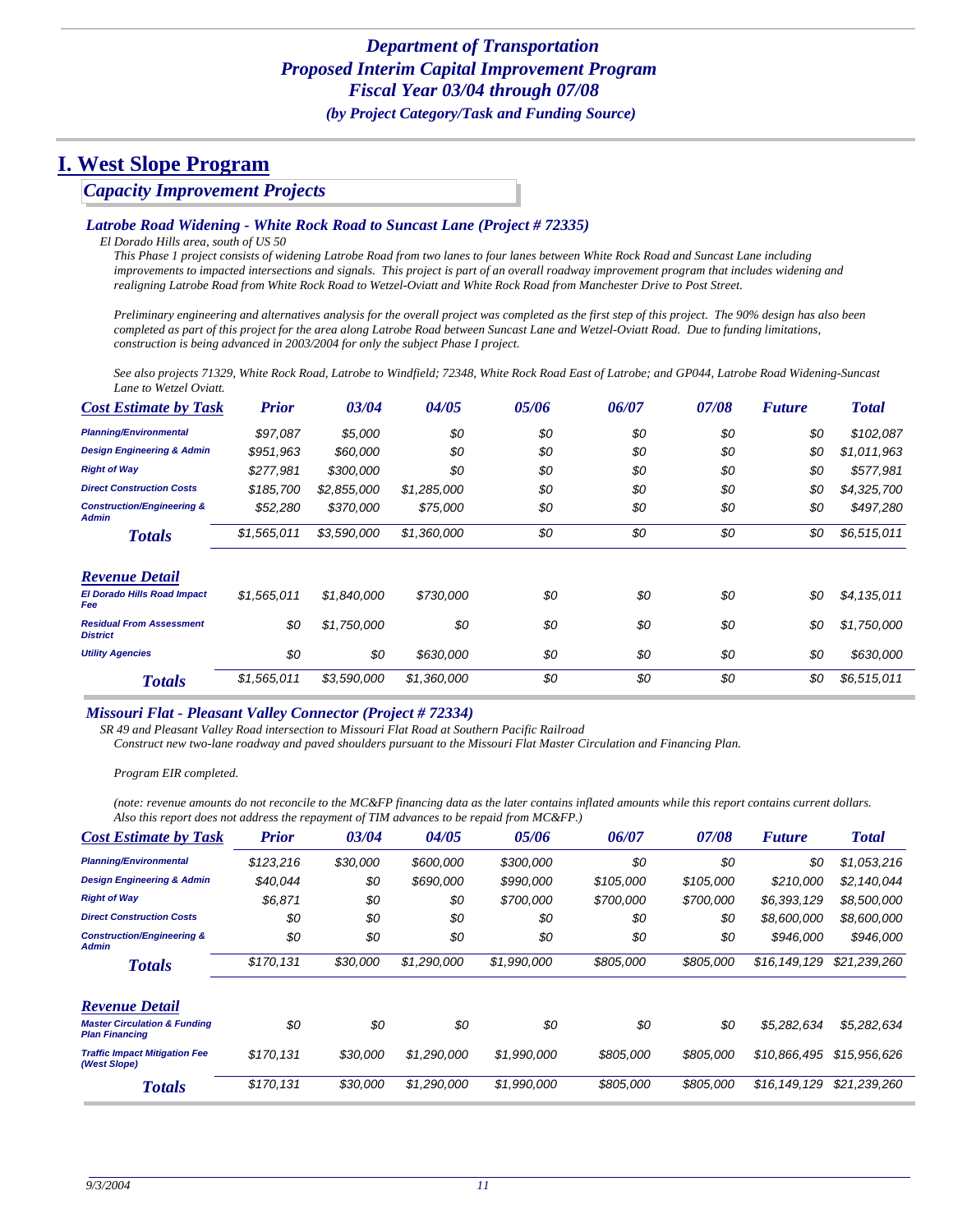## *Department of Transportation*
## *Proposed Interim Capital Improvement Program*
## *Fiscal Year 03/04 through 07/08*
### *(by Project Category/Task and Funding Source)*

# I. West Slope Program

## *Capacity Improvement Projects*

### *Latrobe Road Widening - White Rock Road to Suncast Lane (Project # 72335)*

*El Dorado Hills area, south of US 50*

*This Phase 1 project consists of widening Latrobe Road from two lanes to four lanes between White Rock Road and Suncast Lane including improvements to impacted intersections and signals. This project is part of an overall roadway improvement program that includes widening and realigning Latrobe Road from White Rock Road to Wetzel-Oviatt and White Rock Road from Manchester Drive to Post Street.*

*Preliminary engineering and alternatives analysis for the overall project was completed as the first step of this project. The 90% design has also been completed as part of this project for the area along Latrobe Road between Suncast Lane and Wetzel-Oviatt Road. Due to funding limitations, construction is being advanced in 2003/2004 for only the subject Phase I project.*

*See also projects 71329, White Rock Road, Latrobe to Windfield; 72348, White Rock Road East of Latrobe; and GP044, Latrobe Road Widening-Suncast Lane to Wetzel Oviatt.*

| Cost Estimate by Task | Prior | 03/04 | 04/05 | 05/06 | 06/07 | 07/08 | Future | Total |
|---|---|---|---|---|---|---|---|---|
| Planning/Environmental | $97,087 | $5,000 | $0 | $0 | $0 | $0 | $0 | $102,087 |
| Design Engineering & Admin | $951,963 | $60,000 | $0 | $0 | $0 | $0 | $0 | $1,011,963 |
| Right of Way | $277,981 | $300,000 | $0 | $0 | $0 | $0 | $0 | $577,981 |
| Direct Construction Costs | $185,700 | $2,855,000 | $1,285,000 | $0 | $0 | $0 | $0 | $4,325,700 |
| Construction/Engineering & Admin | $52,280 | $370,000 | $75,000 | $0 | $0 | $0 | $0 | $497,280 |
| **Totals** | $1,565,011 | $3,590,000 | $1,360,000 | $0 | $0 | $0 | $0 | $6,515,011 |

| Revenue Detail | Prior | 03/04 | 04/05 | 05/06 | 06/07 | 07/08 | Future | Total |
|---|---|---|---|---|---|---|---|---|
| El Dorado Hills Road Impact Fee | $1,565,011 | $1,840,000 | $730,000 | $0 | $0 | $0 | $0 | $4,135,011 |
| Residual From Assessment District | $0 | $1,750,000 | $0 | $0 | $0 | $0 | $0 | $1,750,000 |
| Utility Agencies | $0 | $0 | $630,000 | $0 | $0 | $0 | $0 | $630,000 |
| **Totals** | $1,565,011 | $3,590,000 | $1,360,000 | $0 | $0 | $0 | $0 | $6,515,011 |

### *Missouri Flat - Pleasant Valley Connector (Project # 72334)*

*SR 49 and Pleasant Valley Road intersection to Missouri Flat Road at Southern Pacific Railroad*

*Construct new two-lane roadway and paved shoulders pursuant to the Missouri Flat Master Circulation and Financing Plan.*

*Program EIR completed.*

*(note: revenue amounts do not reconcile to the MC&FP financing data as the later contains inflated amounts while this report contains current dollars. Also this report does not address the repayment of TIM advances to be repaid from MC&FP.)*

| Cost Estimate by Task | Prior | 03/04 | 04/05 | 05/06 | 06/07 | 07/08 | Future | Total |
|---|---|---|---|---|---|---|---|---|
| Planning/Environmental | $123,216 | $30,000 | $600,000 | $300,000 | $0 | $0 | $0 | $1,053,216 |
| Design Engineering & Admin | $40,044 | $0 | $690,000 | $990,000 | $105,000 | $105,000 | $210,000 | $2,140,044 |
| Right of Way | $6,871 | $0 | $0 | $700,000 | $700,000 | $700,000 | $6,393,129 | $8,500,000 |
| Direct Construction Costs | $0 | $0 | $0 | $0 | $0 | $0 | $8,600,000 | $8,600,000 |
| Construction/Engineering & Admin | $0 | $0 | $0 | $0 | $0 | $0 | $946,000 | $946,000 |
| **Totals** | $170,131 | $30,000 | $1,290,000 | $1,990,000 | $805,000 | $805,000 | $16,149,129 | $21,239,260 |

| Revenue Detail | Prior | 03/04 | 04/05 | 05/06 | 06/07 | 07/08 | Future | Total |
|---|---|---|---|---|---|---|---|---|
| Master Circulation & Funding Plan Financing | $0 | $0 | $0 | $0 | $0 | $0 | $5,282,634 | $5,282,634 |
| Traffic Impact Mitigation Fee (West Slope) | $170,131 | $30,000 | $1,290,000 | $1,990,000 | $805,000 | $805,000 | $10,866,495 | $15,956,626 |
| **Totals** | $170,131 | $30,000 | $1,290,000 | $1,990,000 | $805,000 | $805,000 | $16,149,129 | $21,239,260 |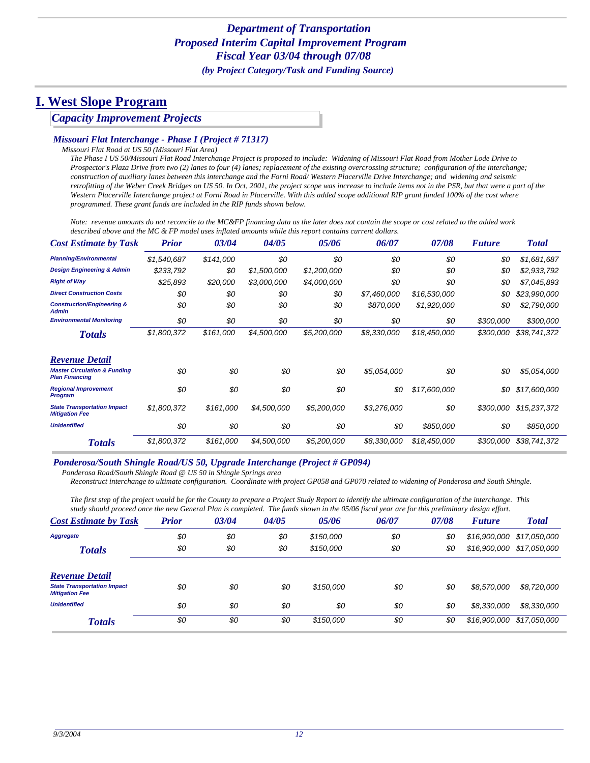*Department of Transportation*
*Proposed Interim Capital Improvement Program*
*Fiscal Year 03/04 through 07/08*
*(by Project Category/Task and Funding Source)*

# I. West Slope Program

## Capacity Improvement Projects

### Missouri Flat Interchange - Phase I (Project # 71317)

*Missouri Flat Road at US 50 (Missouri Flat Area)*

*The Phase I US 50/Missouri Flat Road Interchange Project is proposed to include: Widening of Missouri Flat Road from Mother Lode Drive to Prospector's Plaza Drive from two (2) lanes to four (4) lanes; replacement of the existing overcrossing structure; configuration of the interchange; construction of auxiliary lanes between this interchange and the Forni Road/ Western Placerville Drive Interchange; and widening and seismic retrofitting of the Weber Creek Bridges on US 50. In Oct, 2001, the project scope was increase to include items not in the PSR, but that were a part of the Western Placerville Interchange project at Forni Road in Placerville. With this added scope additional RIP grant funded 100% of the cost where programmed. These grant funds are included in the RIP funds shown below.*

*Note: revenue amounts do not reconcile to the MC&FP financing data as the later does not contain the scope or cost related to the added work described above and the MC & FP model uses inflated amounts while this report contains current dollars.*

| Cost Estimate by Task | Prior | 03/04 | 04/05 | 05/06 | 06/07 | 07/08 | Future | Total |
|---|---|---|---|---|---|---|---|---|
| Planning/Environmental | $1,540,687 | $141,000 | $0 | $0 | $0 | $0 | $0 | $1,681,687 |
| Design Engineering & Admin | $233,792 | $0 | $1,500,000 | $1,200,000 | $0 | $0 | $0 | $2,933,792 |
| Right of Way | $25,893 | $20,000 | $3,000,000 | $4,000,000 | $0 | $0 | $0 | $7,045,893 |
| Direct Construction Costs | $0 | $0 | $0 | $0 | $7,460,000 | $16,530,000 | $0 | $23,990,000 |
| Construction/Engineering & Admin | $0 | $0 | $0 | $0 | $870,000 | $1,920,000 | $0 | $2,790,000 |
| Environmental Monitoring | $0 | $0 | $0 | $0 | $0 | $0 | $300,000 | $300,000 |
| **Totals** | $1,800,372 | $161,000 | $4,500,000 | $5,200,000 | $8,330,000 | $18,450,000 | $300,000 | $38,741,372 |

| Revenue Detail | Prior | 03/04 | 04/05 | 05/06 | 06/07 | 07/08 | Future | Total |
|---|---|---|---|---|---|---|---|---|
| Master Circulation & Funding Plan Financing | $0 | $0 | $0 | $0 | $5,054,000 | $0 | $0 | $5,054,000 |
| Regional Improvement Program | $0 | $0 | $0 | $0 | $0 | $17,600,000 | $0 | $17,600,000 |
| State Transportation Impact Mitigation Fee | $1,800,372 | $161,000 | $4,500,000 | $5,200,000 | $3,276,000 | $0 | $300,000 | $15,237,372 |
| Unidentified | $0 | $0 | $0 | $0 | $0 | $850,000 | $0 | $850,000 |
| **Totals** | $1,800,372 | $161,000 | $4,500,000 | $5,200,000 | $8,330,000 | $18,450,000 | $300,000 | $38,741,372 |

### Ponderosa/South Shingle Road/US 50, Upgrade Interchange (Project # GP094)

*Ponderosa Road/South Shingle Road @ US 50 in Shingle Springs area*

*Reconstruct interchange to ultimate configuration. Coordinate with project GP058 and GP070 related to widening of Ponderosa and South Shingle.*

*The first step of the project would be for the County to prepare a Project Study Report to identify the ultimate configuration of the interchange. This study should proceed once the new General Plan is completed. The funds shown in the 05/06 fiscal year are for this preliminary design effort.*

| Cost Estimate by Task | Prior | 03/04 | 04/05 | 05/06 | 06/07 | 07/08 | Future | Total |
|---|---|---|---|---|---|---|---|---|
| Aggregate | $0 | $0 | $0 | $150,000 | $0 | $0 | $16,900,000 | $17,050,000 |
| **Totals** | $0 | $0 | $0 | $150,000 | $0 | $0 | $16,900,000 | $17,050,000 |

| Revenue Detail | Prior | 03/04 | 04/05 | 05/06 | 06/07 | 07/08 | Future | Total |
|---|---|---|---|---|---|---|---|---|
| State Transportation Impact Mitigation Fee | $0 | $0 | $0 | $150,000 | $0 | $0 | $8,570,000 | $8,720,000 |
| Unidentified | $0 | $0 | $0 | $0 | $0 | $0 | $8,330,000 | $8,330,000 |
| **Totals** | $0 | $0 | $0 | $150,000 | $0 | $0 | $16,900,000 | $17,050,000 |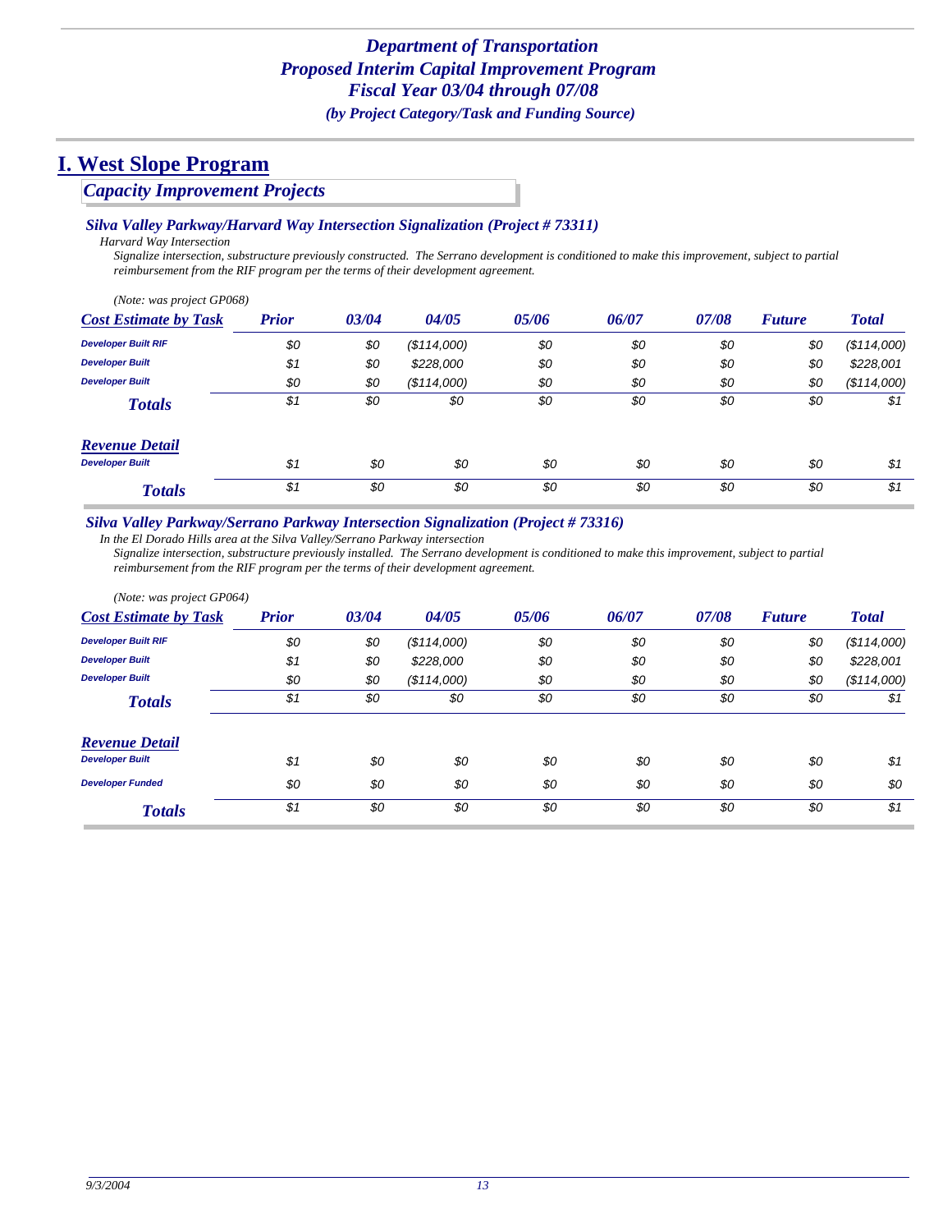### *Department of Transportation*
### *Proposed Interim Capital Improvement Program*
### *Fiscal Year 03/04 through 07/08*
*(by Project Category/Task and Funding Source)*

# I. West Slope Program

## *Capacity Improvement Projects*

### *Silva Valley Parkway/Harvard Way Intersection Signalization (Project # 73311)*

*Harvard Way Intersection*

*Signalize intersection, substructure previously constructed. The Serrano development is conditioned to make this improvement, subject to partial reimbursement from the RIF program per the terms of their development agreement.*

*(Note: was project GP068)*

| Cost Estimate by Task | Prior | 03/04 | 04/05 | 05/06 | 06/07 | 07/08 | Future | Total |
|---|---|---|---|---|---|---|---|---|
| Developer Built RIF | $0 | $0 | ($114,000) | $0 | $0 | $0 | $0 | ($114,000) |
| Developer Built | $1 | $0 | $228,000 | $0 | $0 | $0 | $0 | $228,001 |
| Developer Built | $0 | $0 | ($114,000) | $0 | $0 | $0 | $0 | ($114,000) |
| **Totals** | $1 | $0 | $0 | $0 | $0 | $0 | $0 | $1 |

| Revenue Detail | Prior | 03/04 | 04/05 | 05/06 | 06/07 | 07/08 | Future | Total |
|---|---|---|---|---|---|---|---|---|
| Developer Built | $1 | $0 | $0 | $0 | $0 | $0 | $0 | $1 |
| **Totals** | $1 | $0 | $0 | $0 | $0 | $0 | $0 | $1 |

### *Silva Valley Parkway/Serrano Parkway Intersection Signalization (Project # 73316)*

*In the El Dorado Hills area at the Silva Valley/Serrano Parkway intersection*

*Signalize intersection, substructure previously installed. The Serrano development is conditioned to make this improvement, subject to partial reimbursement from the RIF program per the terms of their development agreement.*

*(Note: was project GP064)*

| Cost Estimate by Task | Prior | 03/04 | 04/05 | 05/06 | 06/07 | 07/08 | Future | Total |
|---|---|---|---|---|---|---|---|---|
| Developer Built RIF | $0 | $0 | ($114,000) | $0 | $0 | $0 | $0 | ($114,000) |
| Developer Built | $1 | $0 | $228,000 | $0 | $0 | $0 | $0 | $228,001 |
| Developer Built | $0 | $0 | ($114,000) | $0 | $0 | $0 | $0 | ($114,000) |
| **Totals** | $1 | $0 | $0 | $0 | $0 | $0 | $0 | $1 |

| Revenue Detail | Prior | 03/04 | 04/05 | 05/06 | 06/07 | 07/08 | Future | Total |
|---|---|---|---|---|---|---|---|---|
| Developer Built | $1 | $0 | $0 | $0 | $0 | $0 | $0 | $1 |
| Developer Funded | $0 | $0 | $0 | $0 | $0 | $0 | $0 | $0 |
| **Totals** | $1 | $0 | $0 | $0 | $0 | $0 | $0 | $1 |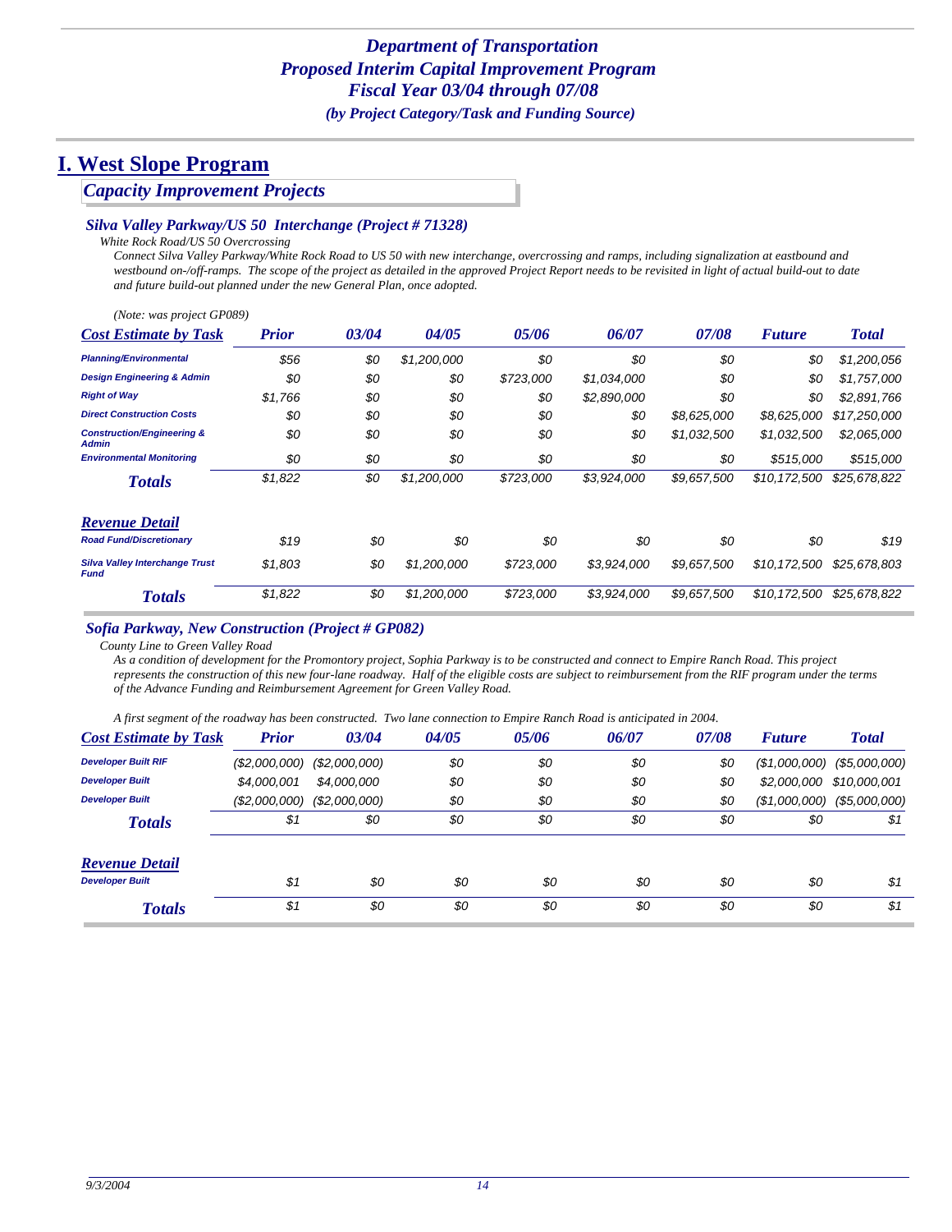*Department of Transportation*
*Proposed Interim Capital Improvement Program*
*Fiscal Year 03/04 through 07/08*
*(by Project Category/Task and Funding Source)*

# I. West Slope Program

## *Capacity Improvement Projects*

### *Silva Valley Parkway/US 50 Interchange (Project # 71328)*

*White Rock Road/US 50 Overcrossing*

*Connect Silva Valley Parkway/White Rock Road to US 50 with new interchange, overcrossing and ramps, including signalization at eastbound and westbound on-/off-ramps. The scope of the project as detailed in the approved Project Report needs to be revisited in light of actual build-out to date and future build-out planned under the new General Plan, once adopted.*

*(Note: was project GP089)*

| Cost Estimate by Task | Prior | 03/04 | 04/05 | 05/06 | 06/07 | 07/08 | Future | Total |
|---|---|---|---|---|---|---|---|---|
| Planning/Environmental | $56 | $0 | $1,200,000 | $0 | $0 | $0 | $0 | $1,200,056 |
| Design Engineering & Admin | $0 | $0 | $0 | $723,000 | $1,034,000 | $0 | $0 | $1,757,000 |
| Right of Way | $1,766 | $0 | $0 | $0 | $2,890,000 | $0 | $0 | $2,891,766 |
| Direct Construction Costs | $0 | $0 | $0 | $0 | $0 | $8,625,000 | $8,625,000 | $17,250,000 |
| Construction/Engineering & Admin | $0 | $0 | $0 | $0 | $0 | $1,032,500 | $1,032,500 | $2,065,000 |
| Environmental Monitoring | $0 | $0 | $0 | $0 | $0 | $0 | $515,000 | $515,000 |
| **Totals** | $1,822 | $0 | $1,200,000 | $723,000 | $3,924,000 | $9,657,500 | $10,172,500 | $25,678,822 |

| Revenue Detail | Prior | 03/04 | 04/05 | 05/06 | 06/07 | 07/08 | Future | Total |
|---|---|---|---|---|---|---|---|---|
| Road Fund/Discretionary | $19 | $0 | $0 | $0 | $0 | $0 | $0 | $19 |
| Silva Valley Interchange Trust Fund | $1,803 | $0 | $1,200,000 | $723,000 | $3,924,000 | $9,657,500 | $10,172,500 | $25,678,803 |
| **Totals** | $1,822 | $0 | $1,200,000 | $723,000 | $3,924,000 | $9,657,500 | $10,172,500 | $25,678,822 |

### *Sofia Parkway, New Construction (Project # GP082)*

*County Line to Green Valley Road*

*As a condition of development for the Promontory project, Sophia Parkway is to be constructed and connect to Empire Ranch Road. This project represents the construction of this new four-lane roadway. Half of the eligible costs are subject to reimbursement from the RIF program under the terms of the Advance Funding and Reimbursement Agreement for Green Valley Road.*

*A first segment of the roadway has been constructed. Two lane connection to Empire Ranch Road is anticipated in 2004.*

| Cost Estimate by Task | Prior | 03/04 | 04/05 | 05/06 | 06/07 | 07/08 | Future | Total |
|---|---|---|---|---|---|---|---|---|
| Developer Built RIF | ($2,000,000) | ($2,000,000) | $0 | $0 | $0 | $0 | ($1,000,000) | ($5,000,000) |
| Developer Built | $4,000,001 | $4,000,000 | $0 | $0 | $0 | $0 | $2,000,000 | $10,000,001 |
| Developer Built | ($2,000,000) | ($2,000,000) | $0 | $0 | $0 | $0 | ($1,000,000) | ($5,000,000) |
| **Totals** | $1 | $0 | $0 | $0 | $0 | $0 | $0 | $1 |

| Revenue Detail | Prior | 03/04 | 04/05 | 05/06 | 06/07 | 07/08 | Future | Total |
|---|---|---|---|---|---|---|---|---|
| Developer Built | $1 | $0 | $0 | $0 | $0 | $0 | $0 | $1 |
| **Totals** | $1 | $0 | $0 | $0 | $0 | $0 | $0 | $1 |

*9/3/2004*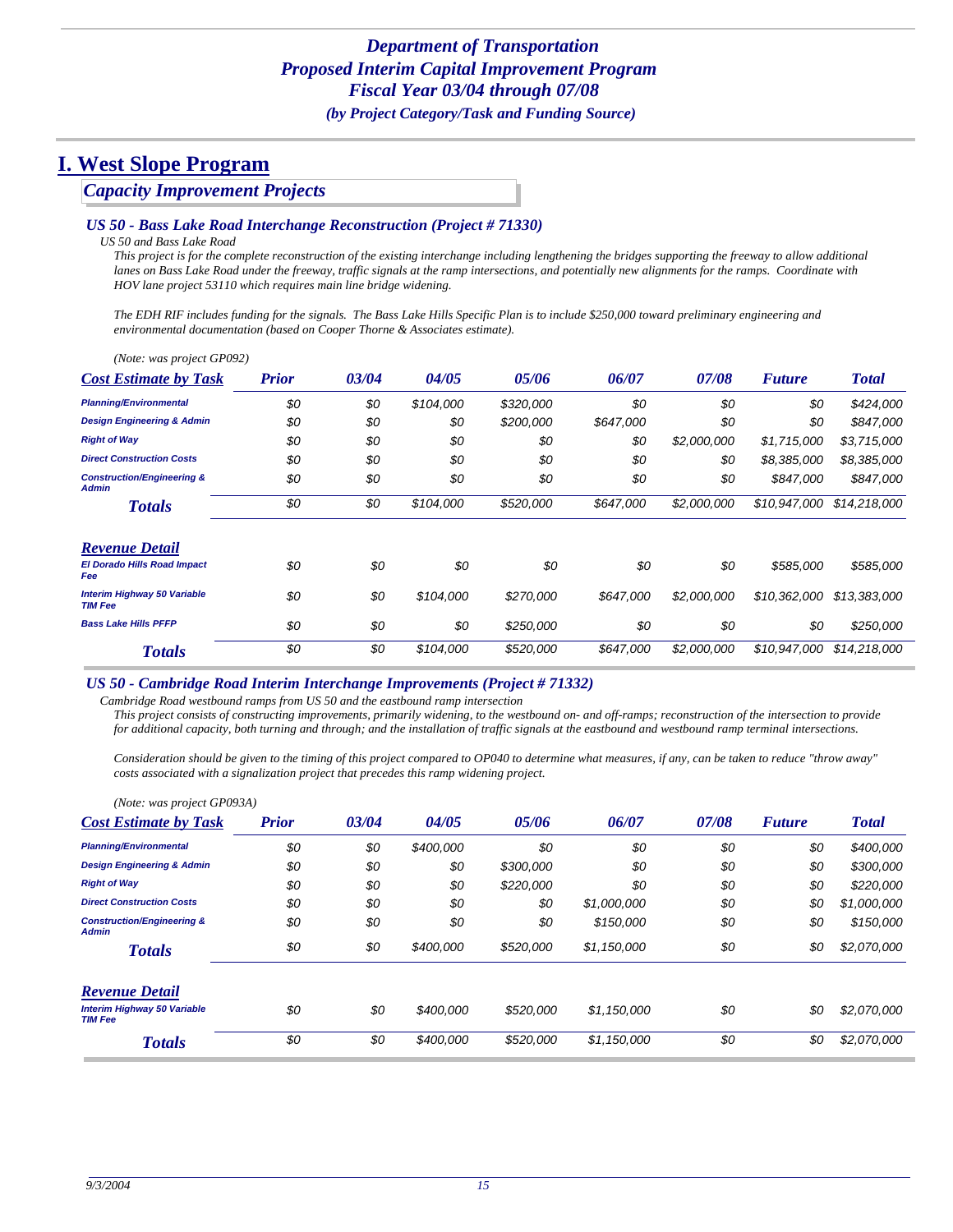# *Department of Transportation*
# *Proposed Interim Capital Improvement Program*
# *Fiscal Year 03/04 through 07/08*
### *(by Project Category/Task and Funding Source)*

# I. West Slope Program

## *Capacity Improvement Projects*

### *US 50 - Bass Lake Road Interchange Reconstruction (Project # 71330)*

*US 50 and Bass Lake Road*

*This project is for the complete reconstruction of the existing interchange including lengthening the bridges supporting the freeway to allow additional lanes on Bass Lake Road under the freeway, traffic signals at the ramp intersections, and potentially new alignments for the ramps. Coordinate with HOV lane project 53110 which requires main line bridge widening.*

*The EDH RIF includes funding for the signals. The Bass Lake Hills Specific Plan is to include $250,000 toward preliminary engineering and environmental documentation (based on Cooper Thorne & Associates estimate).*

*(Note: was project GP092)*

| Cost Estimate by Task | Prior | 03/04 | 04/05 | 05/06 | 06/07 | 07/08 | Future | Total |
|---|---|---|---|---|---|---|---|---|
| Planning/Environmental | $0 | $0 | $104,000 | $320,000 | $0 | $0 | $0 | $424,000 |
| Design Engineering & Admin | $0 | $0 | $0 | $200,000 | $647,000 | $0 | $0 | $847,000 |
| Right of Way | $0 | $0 | $0 | $0 | $0 | $2,000,000 | $1,715,000 | $3,715,000 |
| Direct Construction Costs | $0 | $0 | $0 | $0 | $0 | $0 | $8,385,000 | $8,385,000 |
| Construction/Engineering & Admin | $0 | $0 | $0 | $0 | $0 | $0 | $847,000 | $847,000 |
| **Totals** | $0 | $0 | $104,000 | $520,000 | $647,000 | $2,000,000 | $10,947,000 | $14,218,000 |

| Revenue Detail | Prior | 03/04 | 04/05 | 05/06 | 06/07 | 07/08 | Future | Total |
|---|---|---|---|---|---|---|---|---|
| El Dorado Hills Road Impact Fee | $0 | $0 | $0 | $0 | $0 | $0 | $585,000 | $585,000 |
| Interim Highway 50 Variable TIM Fee | $0 | $0 | $104,000 | $270,000 | $647,000 | $2,000,000 | $10,362,000 | $13,383,000 |
| Bass Lake Hills PFFP | $0 | $0 | $0 | $250,000 | $0 | $0 | $0 | $250,000 |
| **Totals** | $0 | $0 | $104,000 | $520,000 | $647,000 | $2,000,000 | $10,947,000 | $14,218,000 |

### *US 50 - Cambridge Road Interim Interchange Improvements (Project # 71332)*

*Cambridge Road westbound ramps from US 50 and the eastbound ramp intersection*

*This project consists of constructing improvements, primarily widening, to the westbound on- and off-ramps; reconstruction of the intersection to provide for additional capacity, both turning and through; and the installation of traffic signals at the eastbound and westbound ramp terminal intersections.*

*Consideration should be given to the timing of this project compared to OP040 to determine what measures, if any, can be taken to reduce "throw away" costs associated with a signalization project that precedes this ramp widening project.*

*(Note: was project GP093A)*

| Cost Estimate by Task | Prior | 03/04 | 04/05 | 05/06 | 06/07 | 07/08 | Future | Total |
|---|---|---|---|---|---|---|---|---|
| Planning/Environmental | $0 | $0 | $400,000 | $0 | $0 | $0 | $0 | $400,000 |
| Design Engineering & Admin | $0 | $0 | $0 | $300,000 | $0 | $0 | $0 | $300,000 |
| Right of Way | $0 | $0 | $0 | $220,000 | $0 | $0 | $0 | $220,000 |
| Direct Construction Costs | $0 | $0 | $0 | $0 | $1,000,000 | $0 | $0 | $1,000,000 |
| Construction/Engineering & Admin | $0 | $0 | $0 | $0 | $150,000 | $0 | $0 | $150,000 |
| **Totals** | $0 | $0 | $400,000 | $520,000 | $1,150,000 | $0 | $0 | $2,070,000 |

| Revenue Detail | Prior | 03/04 | 04/05 | 05/06 | 06/07 | 07/08 | Future | Total |
|---|---|---|---|---|---|---|---|---|
| Interim Highway 50 Variable TIM Fee | $0 | $0 | $400,000 | $520,000 | $1,150,000 | $0 | $0 | $2,070,000 |
| **Totals** | $0 | $0 | $400,000 | $520,000 | $1,150,000 | $0 | $0 | $2,070,000 |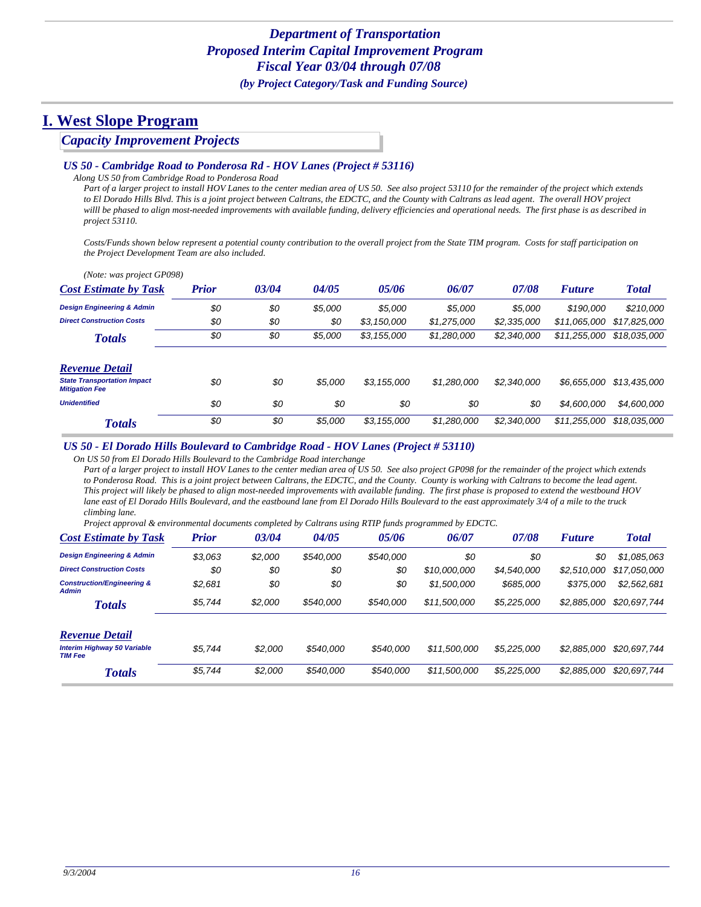# Department of Transportation
## Proposed Interim Capital Improvement Program
## Fiscal Year 03/04 through 07/08
*(by Project Category/Task and Funding Source)*

# I. West Slope Program

## Capacity Improvement Projects

### US 50 - Cambridge Road to Ponderosa Rd - HOV Lanes (Project # 53116)

*Along US 50 from Cambridge Road to Ponderosa Road*

*Part of a larger project to install HOV Lanes to the center median area of US 50. See also project 53110 for the remainder of the project which extends to El Dorado Hills Blvd. This is a joint project between Caltrans, the EDCTC, and the County with Caltrans as lead agent. The overall HOV project willl be phased to align most-needed improvements with available funding, delivery efficiencies and operational needs. The first phase is as described in project 53110.*

*Costs/Funds shown below represent a potential county contribution to the overall project from the State TIM program. Costs for staff participation on the Project Development Team are also included.*

*(Note: was project GP098)*

| Cost Estimate by Task | Prior | 03/04 | 04/05 | 05/06 | 06/07 | 07/08 | Future | Total |
|---|---|---|---|---|---|---|---|---|
| Design Engineering & Admin | $0 | $0 | $5,000 | $5,000 | $5,000 | $5,000 | $190,000 | $210,000 |
| Direct Construction Costs | $0 | $0 | $0 | $3,150,000 | $1,275,000 | $2,335,000 | $11,065,000 | $17,825,000 |
| **Totals** | $0 | $0 | $5,000 | $3,155,000 | $1,280,000 | $2,340,000 | $11,255,000 | $18,035,000 |
| **Revenue Detail** | | | | | | | | |
| State Transportation Impact Mitigation Fee | $0 | $0 | $5,000 | $3,155,000 | $1,280,000 | $2,340,000 | $6,655,000 | $13,435,000 |
| Unidentified | $0 | $0 | $0 | $0 | $0 | $0 | $4,600,000 | $4,600,000 |
| **Totals** | $0 | $0 | $5,000 | $3,155,000 | $1,280,000 | $2,340,000 | $11,255,000 | $18,035,000 |

### US 50 - El Dorado Hills Boulevard to Cambridge Road - HOV Lanes (Project # 53110)

*On US 50 from El Dorado Hills Boulevard to the Cambridge Road interchange*

*Part of a larger project to install HOV Lanes to the center median area of US 50. See also project GP098 for the remainder of the project which extends to Ponderosa Road. This is a joint project between Caltrans, the EDCTC, and the County. County is working with Caltrans to become the lead agent. This project will likely be phased to align most-needed improvements with available funding. The first phase is proposed to extend the westbound HOV lane east of El Dorado Hills Boulevard, and the eastbound lane from El Dorado Hills Boulevard to the east approximately 3/4 of a mile to the truck climbing lane.*

*Project approval & environmental documents completed by Caltrans using RTIP funds programmed by EDCTC.*

| Cost Estimate by Task | Prior | 03/04 | 04/05 | 05/06 | 06/07 | 07/08 | Future | Total |
|---|---|---|---|---|---|---|---|---|
| Design Engineering & Admin | $3,063 | $2,000 | $540,000 | $540,000 | $0 | $0 | $0 | $1,085,063 |
| Direct Construction Costs | $0 | $0 | $0 | $0 | $10,000,000 | $4,540,000 | $2,510,000 | $17,050,000 |
| Construction/Engineering & Admin | $2,681 | $0 | $0 | $0 | $1,500,000 | $685,000 | $375,000 | $2,562,681 |
| **Totals** | $5,744 | $2,000 | $540,000 | $540,000 | $11,500,000 | $5,225,000 | $2,885,000 | $20,697,744 |
| **Revenue Detail** | | | | | | | | |
| Interim Highway 50 Variable TIM Fee | $5,744 | $2,000 | $540,000 | $540,000 | $11,500,000 | $5,225,000 | $2,885,000 | $20,697,744 |
| **Totals** | $5,744 | $2,000 | $540,000 | $540,000 | $11,500,000 | $5,225,000 | $2,885,000 | $20,697,744 |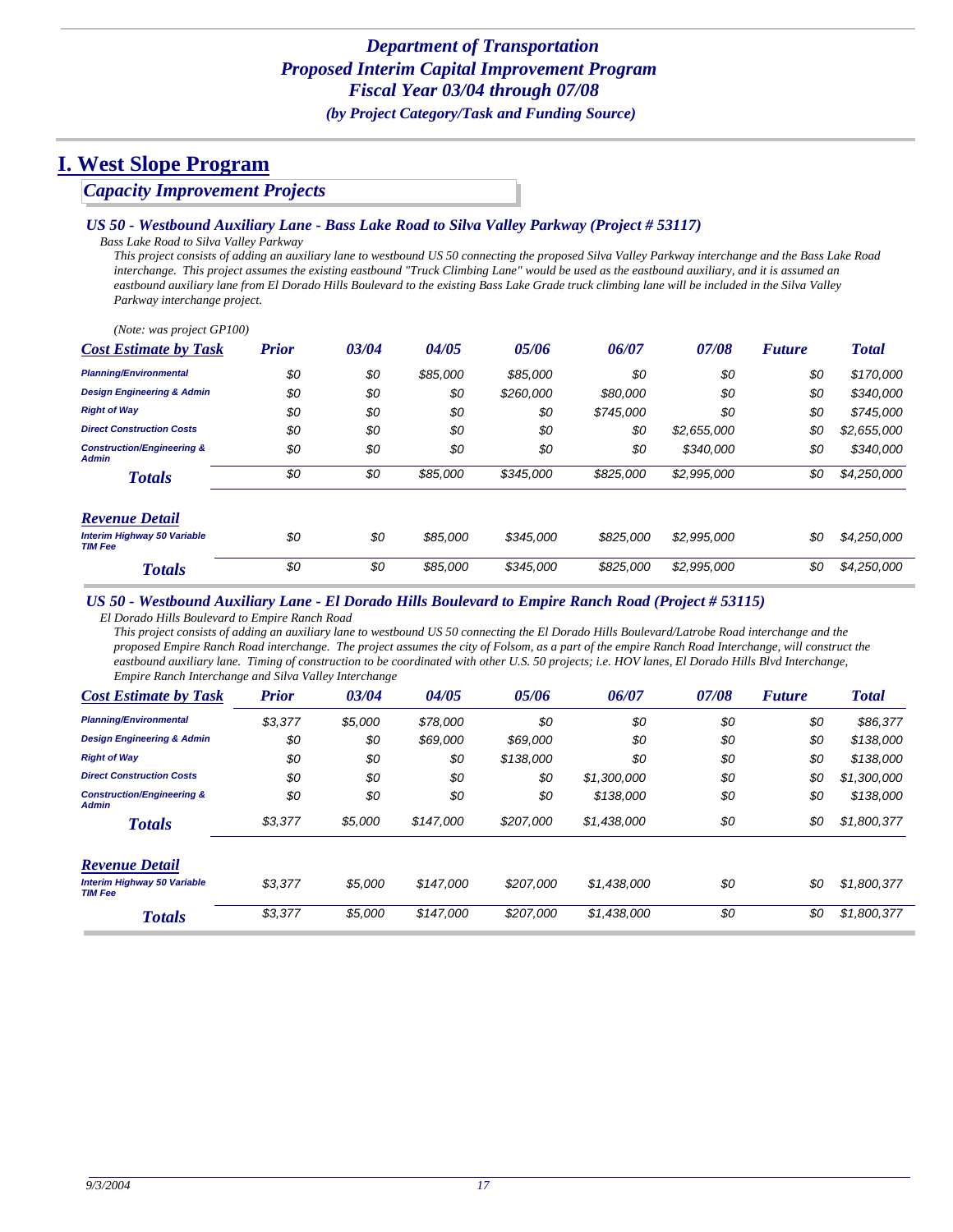# Department of Transportation
# Proposed Interim Capital Improvement Program
# Fiscal Year 03/04 through 07/08
*(by Project Category/Task and Funding Source)*

## I. West Slope Program

### Capacity Improvement Projects

#### US 50 - Westbound Auxiliary Lane - Bass Lake Road to Silva Valley Parkway (Project # 53117)

*Bass Lake Road to Silva Valley Parkway*

*This project consists of adding an auxiliary lane to westbound US 50 connecting the proposed Silva Valley Parkway interchange and the Bass Lake Road interchange. This project assumes the existing eastbound "Truck Climbing Lane" would be used as the eastbound auxiliary, and it is assumed an eastbound auxiliary lane from El Dorado Hills Boulevard to the existing Bass Lake Grade truck climbing lane will be included in the Silva Valley Parkway interchange project.*

*(Note: was project GP100)*

| Cost Estimate by Task | Prior | 03/04 | 04/05 | 05/06 | 06/07 | 07/08 | Future | Total |
|---|---|---|---|---|---|---|---|---|
| Planning/Environmental | $0 | $0 | $85,000 | $85,000 | $0 | $0 | $0 | $170,000 |
| Design Engineering & Admin | $0 | $0 | $0 | $260,000 | $80,000 | $0 | $0 | $340,000 |
| Right of Way | $0 | $0 | $0 | $0 | $745,000 | $0 | $0 | $745,000 |
| Direct Construction Costs | $0 | $0 | $0 | $0 | $0 | $2,655,000 | $0 | $2,655,000 |
| Construction/Engineering & Admin | $0 | $0 | $0 | $0 | $0 | $340,000 | $0 | $340,000 |
| **Totals** | $0 | $0 | $85,000 | $345,000 | $825,000 | $2,995,000 | $0 | $4,250,000 |

| Revenue Detail | Prior | 03/04 | 04/05 | 05/06 | 06/07 | 07/08 | Future | Total |
|---|---|---|---|---|---|---|---|---|
| Interim Highway 50 Variable TIM Fee | $0 | $0 | $85,000 | $345,000 | $825,000 | $2,995,000 | $0 | $4,250,000 |
| **Totals** | $0 | $0 | $85,000 | $345,000 | $825,000 | $2,995,000 | $0 | $4,250,000 |

#### US 50 - Westbound Auxiliary Lane - El Dorado Hills Boulevard to Empire Ranch Road (Project # 53115)

*El Dorado Hills Boulevard to Empire Ranch Road*

*This project consists of adding an auxiliary lane to westbound US 50 connecting the El Dorado Hills Boulevard/Latrobe Road interchange and the proposed Empire Ranch Road interchange. The project assumes the city of Folsom, as a part of the empire Ranch Road Interchange, will construct the eastbound auxiliary lane. Timing of construction to be coordinated with other U.S. 50 projects; i.e. HOV lanes, El Dorado Hills Blvd Interchange, Empire Ranch Interchange and Silva Valley Interchange*

| Cost Estimate by Task | Prior | 03/04 | 04/05 | 05/06 | 06/07 | 07/08 | Future | Total |
|---|---|---|---|---|---|---|---|---|
| Planning/Environmental | $3,377 | $5,000 | $78,000 | $0 | $0 | $0 | $0 | $86,377 |
| Design Engineering & Admin | $0 | $0 | $69,000 | $69,000 | $0 | $0 | $0 | $138,000 |
| Right of Way | $0 | $0 | $0 | $138,000 | $0 | $0 | $0 | $138,000 |
| Direct Construction Costs | $0 | $0 | $0 | $0 | $1,300,000 | $0 | $0 | $1,300,000 |
| Construction/Engineering & Admin | $0 | $0 | $0 | $0 | $138,000 | $0 | $0 | $138,000 |
| **Totals** | $3,377 | $5,000 | $147,000 | $207,000 | $1,438,000 | $0 | $0 | $1,800,377 |

| Revenue Detail | Prior | 03/04 | 04/05 | 05/06 | 06/07 | 07/08 | Future | Total |
|---|---|---|---|---|---|---|---|---|
| Interim Highway 50 Variable TIM Fee | $3,377 | $5,000 | $147,000 | $207,000 | $1,438,000 | $0 | $0 | $1,800,377 |
| **Totals** | $3,377 | $5,000 | $147,000 | $207,000 | $1,438,000 | $0 | $0 | $1,800,377 |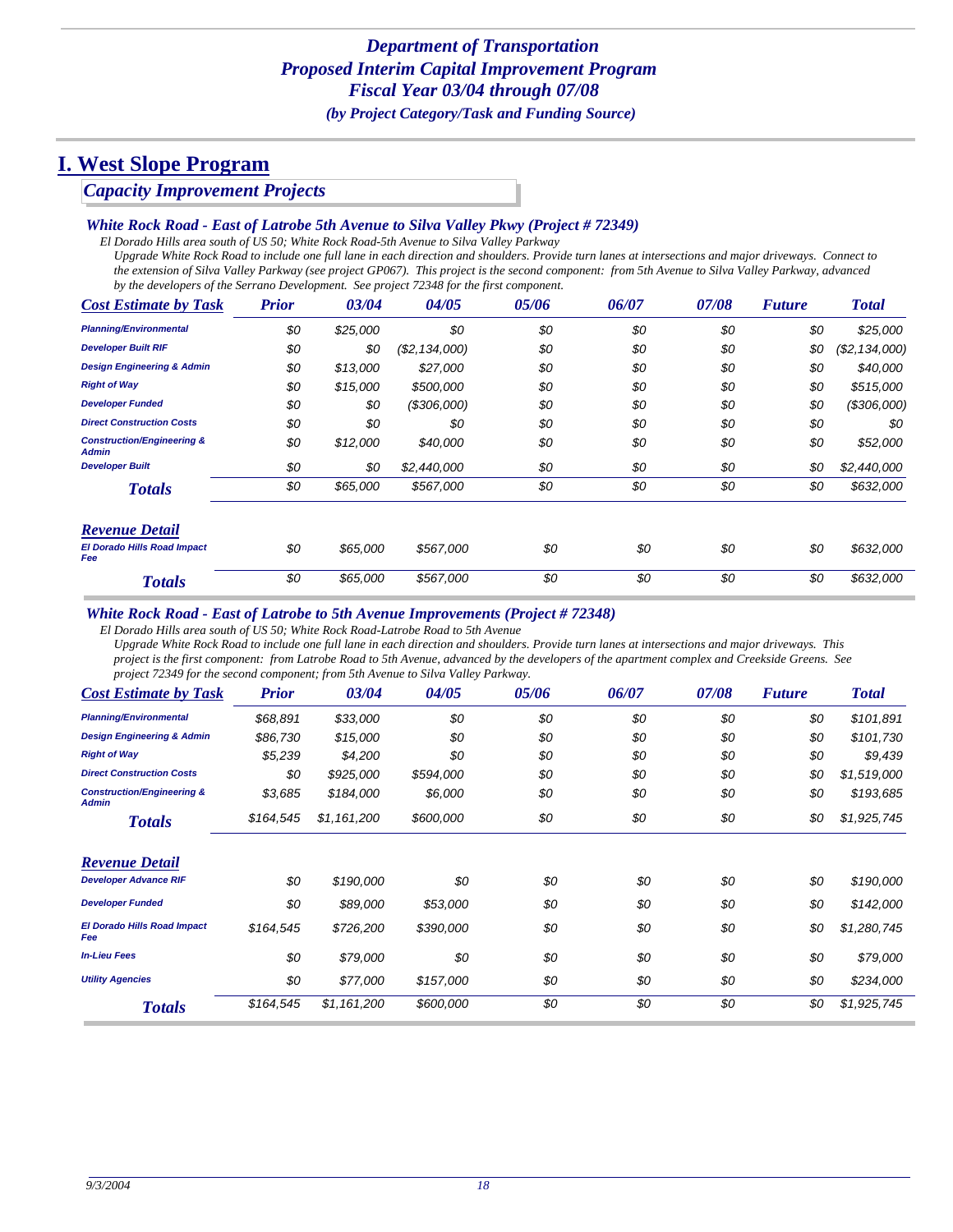## Department of Transportation
## Proposed Interim Capital Improvement Program
## Fiscal Year 03/04 through 07/08
*(by Project Category/Task and Funding Source)*

# I. West Slope Program

## Capacity Improvement Projects

### White Rock Road - East of Latrobe 5th Avenue to Silva Valley Pkwy (Project # 72349)

*El Dorado Hills area south of US 50; White Rock Road-5th Avenue to Silva Valley Parkway*

*Upgrade White Rock Road to include one full lane in each direction and shoulders. Provide turn lanes at intersections and major driveways. Connect to the extension of Silva Valley Parkway (see project GP067). This project is the second component: from 5th Avenue to Silva Valley Parkway, advanced by the developers of the Serrano Development. See project 72348 for the first component.*

| Cost Estimate by Task | Prior | 03/04 | 04/05 | 05/06 | 06/07 | 07/08 | Future | Total |
|---|---|---|---|---|---|---|---|---|
| Planning/Environmental | $0 | $25,000 | $0 | $0 | $0 | $0 | $0 | $25,000 |
| Developer Built RIF | $0 | $0 | ($2,134,000) | $0 | $0 | $0 | $0 | ($2,134,000) |
| Design Engineering & Admin | $0 | $13,000 | $27,000 | $0 | $0 | $0 | $0 | $40,000 |
| Right of Way | $0 | $15,000 | $500,000 | $0 | $0 | $0 | $0 | $515,000 |
| Developer Funded | $0 | $0 | ($306,000) | $0 | $0 | $0 | $0 | ($306,000) |
| Direct Construction Costs | $0 | $0 | $0 | $0 | $0 | $0 | $0 | $0 |
| Construction/Engineering & Admin | $0 | $12,000 | $40,000 | $0 | $0 | $0 | $0 | $52,000 |
| Developer Built | $0 | $0 | $2,440,000 | $0 | $0 | $0 | $0 | $2,440,000 |
| **Totals** | $0 | $65,000 | $567,000 | $0 | $0 | $0 | $0 | $632,000 |
| **Revenue Detail** | | | | | | | | |
| El Dorado Hills Road Impact Fee | $0 | $65,000 | $567,000 | $0 | $0 | $0 | $0 | $632,000 |
| **Totals** | $0 | $65,000 | $567,000 | $0 | $0 | $0 | $0 | $632,000 |

### White Rock Road - East of Latrobe to 5th Avenue Improvements (Project # 72348)

*El Dorado Hills area south of US 50; White Rock Road-Latrobe Road to 5th Avenue*

*Upgrade White Rock Road to include one full lane in each direction and shoulders. Provide turn lanes at intersections and major driveways. This project is the first component: from Latrobe Road to 5th Avenue, advanced by the developers of the apartment complex and Creekside Greens. See project 72349 for the second component; from 5th Avenue to Silva Valley Parkway.*

| Cost Estimate by Task | Prior | 03/04 | 04/05 | 05/06 | 06/07 | 07/08 | Future | Total |
|---|---|---|---|---|---|---|---|---|
| Planning/Environmental | $68,891 | $33,000 | $0 | $0 | $0 | $0 | $0 | $101,891 |
| Design Engineering & Admin | $86,730 | $15,000 | $0 | $0 | $0 | $0 | $0 | $101,730 |
| Right of Way | $5,239 | $4,200 | $0 | $0 | $0 | $0 | $0 | $9,439 |
| Direct Construction Costs | $0 | $925,000 | $594,000 | $0 | $0 | $0 | $0 | $1,519,000 |
| Construction/Engineering & Admin | $3,685 | $184,000 | $6,000 | $0 | $0 | $0 | $0 | $193,685 |
| **Totals** | $164,545 | $1,161,200 | $600,000 | $0 | $0 | $0 | $0 | $1,925,745 |
| **Revenue Detail** | | | | | | | | |
| Developer Advance RIF | $0 | $190,000 | $0 | $0 | $0 | $0 | $0 | $190,000 |
| Developer Funded | $0 | $89,000 | $53,000 | $0 | $0 | $0 | $0 | $142,000 |
| El Dorado Hills Road Impact Fee | $164,545 | $726,200 | $390,000 | $0 | $0 | $0 | $0 | $1,280,745 |
| In-Lieu Fees | $0 | $79,000 | $0 | $0 | $0 | $0 | $0 | $79,000 |
| Utility Agencies | $0 | $77,000 | $157,000 | $0 | $0 | $0 | $0 | $234,000 |
| **Totals** | $164,545 | $1,161,200 | $600,000 | $0 | $0 | $0 | $0 | $1,925,745 |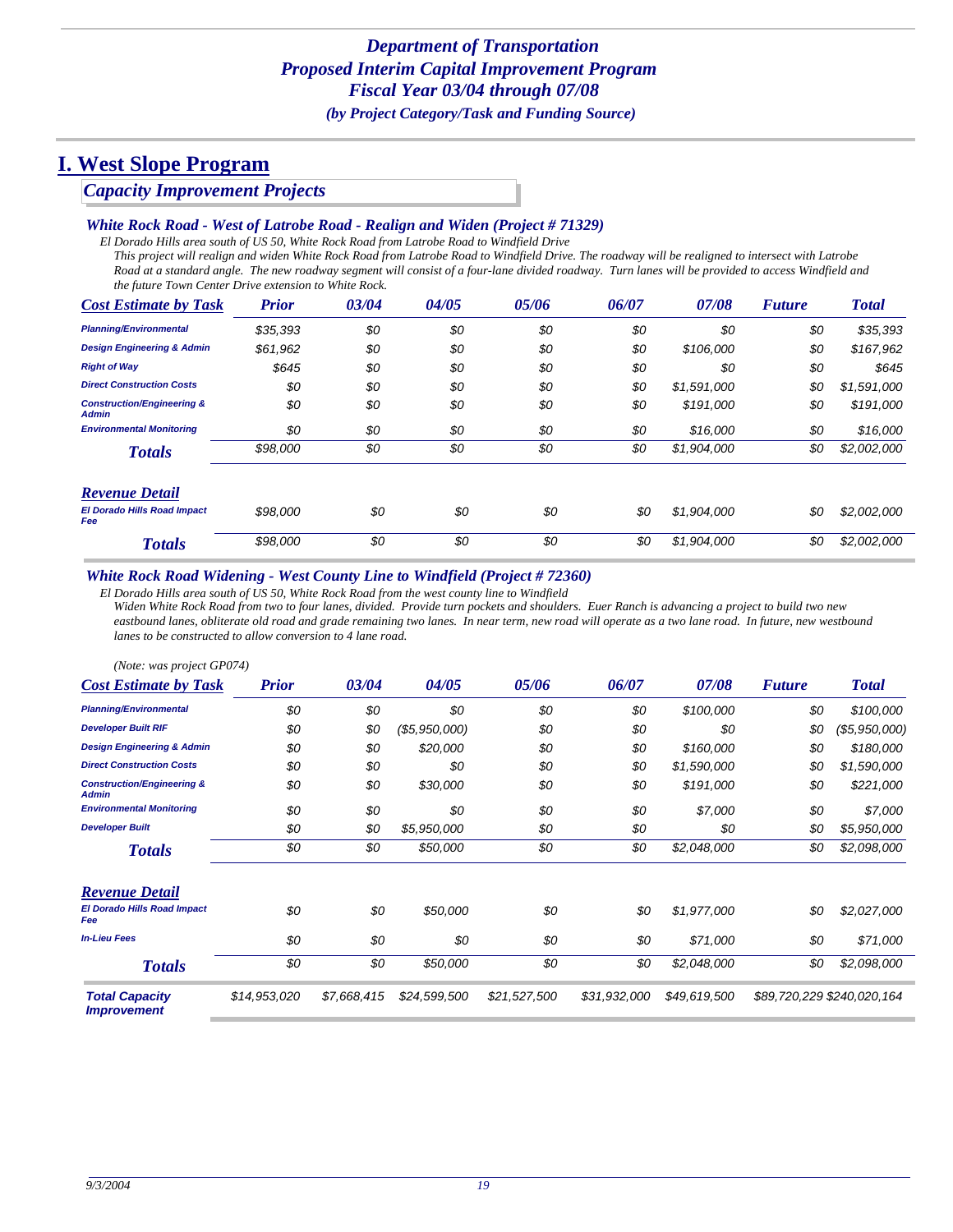### *Department of Transportation*
### *Proposed Interim Capital Improvement Program*
### *Fiscal Year 03/04 through 07/08*
#### *(by Project Category/Task and Funding Source)*

# I. West Slope Program

## *Capacity Improvement Projects*

### *White Rock Road - West of Latrobe Road - Realign and Widen (Project # 71329)*

*El Dorado Hills area south of US 50, White Rock Road from Latrobe Road to Windfield Drive*

*This project will realign and widen White Rock Road from Latrobe Road to Windfield Drive. The roadway will be realigned to intersect with Latrobe Road at a standard angle. The new roadway segment will consist of a four-lane divided roadway. Turn lanes will be provided to access Windfield and the future Town Center Drive extension to White Rock.*

| Cost Estimate by Task | Prior | 03/04 | 04/05 | 05/06 | 06/07 | 07/08 | Future | Total |
|---|---|---|---|---|---|---|---|---|
| Planning/Environmental | $35,393 | $0 | $0 | $0 | $0 | $0 | $0 | $35,393 |
| Design Engineering & Admin | $61,962 | $0 | $0 | $0 | $0 | $106,000 | $0 | $167,962 |
| Right of Way | $645 | $0 | $0 | $0 | $0 | $0 | $0 | $645 |
| Direct Construction Costs | $0 | $0 | $0 | $0 | $0 | $1,591,000 | $0 | $1,591,000 |
| Construction/Engineering & Admin | $0 | $0 | $0 | $0 | $0 | $191,000 | $0 | $191,000 |
| Environmental Monitoring | $0 | $0 | $0 | $0 | $0 | $16,000 | $0 | $16,000 |
| **Totals** | $98,000 | $0 | $0 | $0 | $0 | $1,904,000 | $0 | $2,002,000 |

| Revenue Detail | Prior | 03/04 | 04/05 | 05/06 | 06/07 | 07/08 | Future | Total |
|---|---|---|---|---|---|---|---|---|
| El Dorado Hills Road Impact Fee | $98,000 | $0 | $0 | $0 | $0 | $1,904,000 | $0 | $2,002,000 |
| **Totals** | $98,000 | $0 | $0 | $0 | $0 | $1,904,000 | $0 | $2,002,000 |

### *White Rock Road Widening - West County Line to Windfield (Project # 72360)*

*El Dorado Hills area south of US 50, White Rock Road from the west county line to Windfield*

*Widen White Rock Road from two to four lanes, divided. Provide turn pockets and shoulders. Euer Ranch is advancing a project to build two new eastbound lanes, obliterate old road and grade remaining two lanes. In near term, new road will operate as a two lane road. In future, new westbound lanes to be constructed to allow conversion to 4 lane road.*

*(Note: was project GP074)*

| Cost Estimate by Task | Prior | 03/04 | 04/05 | 05/06 | 06/07 | 07/08 | Future | Total |
|---|---|---|---|---|---|---|---|---|
| Planning/Environmental | $0 | $0 | $0 | $0 | $0 | $100,000 | $0 | $100,000 |
| Developer Built RIF | $0 | $0 | ($5,950,000) | $0 | $0 | $0 | $0 | ($5,950,000) |
| Design Engineering & Admin | $0 | $0 | $20,000 | $0 | $0 | $160,000 | $0 | $180,000 |
| Direct Construction Costs | $0 | $0 | $0 | $0 | $0 | $1,590,000 | $0 | $1,590,000 |
| Construction/Engineering & Admin | $0 | $0 | $30,000 | $0 | $0 | $191,000 | $0 | $221,000 |
| Environmental Monitoring | $0 | $0 | $0 | $0 | $0 | $7,000 | $0 | $7,000 |
| Developer Built | $0 | $0 | $5,950,000 | $0 | $0 | $0 | $0 | $5,950,000 |
| **Totals** | $0 | $0 | $50,000 | $0 | $0 | $2,048,000 | $0 | $2,098,000 |

| Revenue Detail | Prior | 03/04 | 04/05 | 05/06 | 06/07 | 07/08 | Future | Total |
|---|---|---|---|---|---|---|---|---|
| El Dorado Hills Road Impact Fee | $0 | $0 | $50,000 | $0 | $0 | $1,977,000 | $0 | $2,027,000 |
| In-Lieu Fees | $0 | $0 | $0 | $0 | $0 | $71,000 | $0 | $71,000 |
| **Totals** | $0 | $0 | $50,000 | $0 | $0 | $2,048,000 | $0 | $2,098,000 |

| | Prior | 03/04 | 04/05 | 05/06 | 06/07 | 07/08 | Future | Total |
|---|---|---|---|---|---|---|---|---|
| **Total Capacity Improvement** | $14,953,020 | $7,668,415 | $24,599,500 | $21,527,500 | $31,932,000 | $49,619,500 | $89,720,229 | $240,020,164 |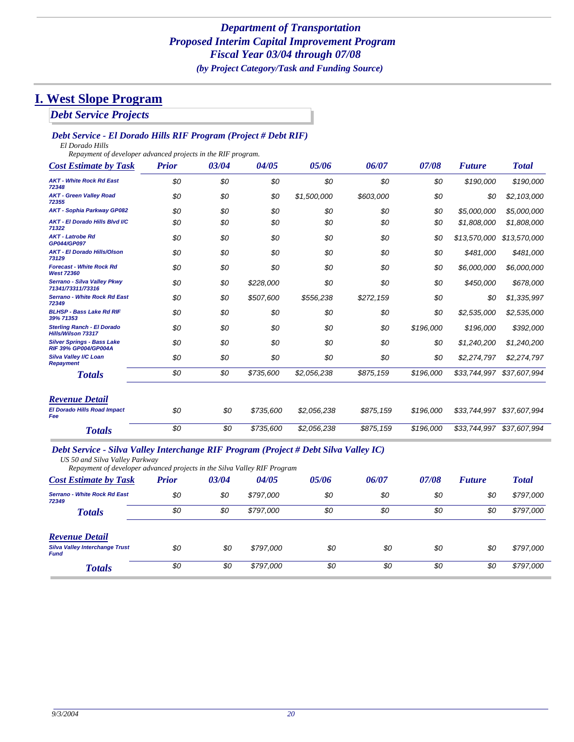# *Department of Transportation*
# *Proposed Interim Capital Improvement Program*
# *Fiscal Year 03/04 through 07/08*
### *(by Project Category/Task and Funding Source)*

# I. West Slope Program

## *Debt Service Projects*

### *Debt Service - El Dorado Hills RIF Program (Project # Debt RIF)*

*El Dorado Hills*

*Repayment of developer advanced projects in the RIF program.*

| Cost Estimate by Task | Prior | 03/04 | 04/05 | 05/06 | 06/07 | 07/08 | Future | Total |
|---|---|---|---|---|---|---|---|---|
| AKT - White Rock Rd East 72348 | $0 | $0 | $0 | $0 | $0 | $0 | $190,000 | $190,000 |
| AKT - Green Valley Road 72355 | $0 | $0 | $0 | $1,500,000 | $603,000 | $0 | $0 | $2,103,000 |
| AKT - Sophia Parkway GP082 | $0 | $0 | $0 | $0 | $0 | $0 | $5,000,000 | $5,000,000 |
| AKT - El Dorado Hills Blvd I/C 71322 | $0 | $0 | $0 | $0 | $0 | $0 | $1,808,000 | $1,808,000 |
| AKT - Latrobe Rd GP044/GP097 | $0 | $0 | $0 | $0 | $0 | $0 | $13,570,000 | $13,570,000 |
| AKT - El Dorado Hills/Olson 73129 | $0 | $0 | $0 | $0 | $0 | $0 | $481,000 | $481,000 |
| Forecast - White Rock Rd West 72360 | $0 | $0 | $0 | $0 | $0 | $0 | $6,000,000 | $6,000,000 |
| Serrano - Silva Valley Pkwy 71341/73311/73316 | $0 | $0 | $228,000 | $0 | $0 | $0 | $450,000 | $678,000 |
| Serrano - White Rock Rd East 72349 | $0 | $0 | $507,600 | $556,238 | $272,159 | $0 | $0 | $1,335,997 |
| BLHSP - Bass Lake Rd RIF 39% 71353 | $0 | $0 | $0 | $0 | $0 | $0 | $2,535,000 | $2,535,000 |
| Sterling Ranch - El Dorado Hills/Wilson 73317 | $0 | $0 | $0 | $0 | $0 | $196,000 | $196,000 | $392,000 |
| Silver Springs - Bass Lake RIF 39% GP004/GP004A | $0 | $0 | $0 | $0 | $0 | $0 | $1,240,200 | $1,240,200 |
| Silva Valley I/C Loan Repayment | $0 | $0 | $0 | $0 | $0 | $0 | $2,274,797 | $2,274,797 |
| **Totals** | $0 | $0 | $735,600 | $2,056,238 | $875,159 | $196,000 | $33,744,997 | $37,607,994 |

| Revenue Detail | Prior | 03/04 | 04/05 | 05/06 | 06/07 | 07/08 | Future | Total |
|---|---|---|---|---|---|---|---|---|
| El Dorado Hills Road Impact Fee | $0 | $0 | $735,600 | $2,056,238 | $875,159 | $196,000 | $33,744,997 | $37,607,994 |
| **Totals** | $0 | $0 | $735,600 | $2,056,238 | $875,159 | $196,000 | $33,744,997 | $37,607,994 |

### *Debt Service - Silva Valley Interchange RIF Program (Project # Debt Silva Valley IC)*

*US 50 and Silva Valley Parkway*

*Repayment of developer advanced projects in the Silva Valley RIF Program*

| Cost Estimate by Task | Prior | 03/04 | 04/05 | 05/06 | 06/07 | 07/08 | Future | Total |
|---|---|---|---|---|---|---|---|---|
| Serrano - White Rock Rd East 72349 | $0 | $0 | $797,000 | $0 | $0 | $0 | $0 | $797,000 |
| **Totals** | $0 | $0 | $797,000 | $0 | $0 | $0 | $0 | $797,000 |

| Revenue Detail | Prior | 03/04 | 04/05 | 05/06 | 06/07 | 07/08 | Future | Total |
|---|---|---|---|---|---|---|---|---|
| Silva Valley Interchange Trust Fund | $0 | $0 | $797,000 | $0 | $0 | $0 | $0 | $797,000 |
| **Totals** | $0 | $0 | $797,000 | $0 | $0 | $0 | $0 | $797,000 |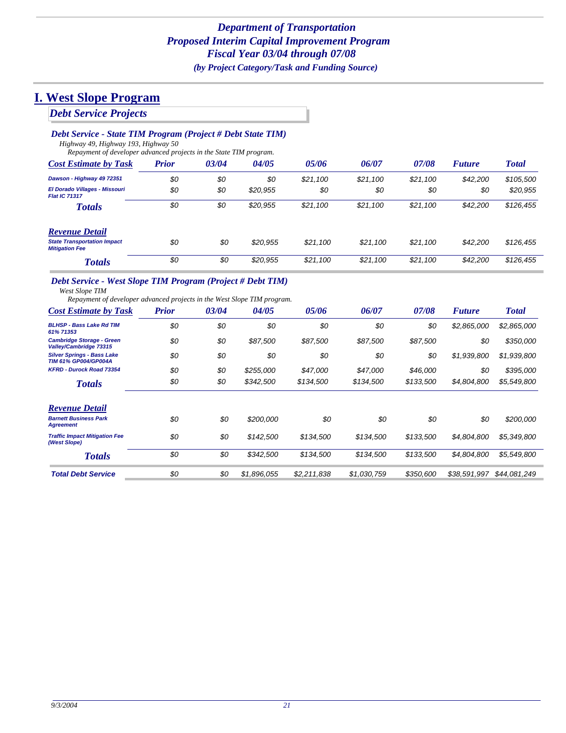*Department of Transportation*
*Proposed Interim Capital Improvement Program*
*Fiscal Year 03/04 through 07/08*
*(by Project Category/Task and Funding Source)*

# I. West Slope Program

## Debt Service Projects

### Debt Service - State TIM Program (Project # Debt State TIM)

*Highway 49, Highway 193, Highway 50*

*Repayment of developer advanced projects in the State TIM program.*

| Cost Estimate by Task | Prior | 03/04 | 04/05 | 05/06 | 06/07 | 07/08 | Future | Total |
|---|---|---|---|---|---|---|---|---|
| Dawson - Highway 49 72351 | $0 | $0 | $0 | $21,100 | $21,100 | $21,100 | $42,200 | $105,500 |
| El Dorado Villages - Missouri Flat IC 71317 | $0 | $0 | $20,955 | $0 | $0 | $0 | $0 | $20,955 |
| **Totals** | $0 | $0 | $20,955 | $21,100 | $21,100 | $21,100 | $42,200 | $126,455 |

| Revenue Detail | Prior | 03/04 | 04/05 | 05/06 | 06/07 | 07/08 | Future | Total |
|---|---|---|---|---|---|---|---|---|
| State Transportation Impact Mitigation Fee | $0 | $0 | $20,955 | $21,100 | $21,100 | $21,100 | $42,200 | $126,455 |
| **Totals** | $0 | $0 | $20,955 | $21,100 | $21,100 | $21,100 | $42,200 | $126,455 |

### Debt Service - West Slope TIM Program (Project # Debt TIM)

*West Slope TIM*

*Repayment of developer advanced projects in the West Slope TIM program.*

| Cost Estimate by Task | Prior | 03/04 | 04/05 | 05/06 | 06/07 | 07/08 | Future | Total |
|---|---|---|---|---|---|---|---|---|
| BLHSP - Bass Lake Rd TIM 61% 71353 | $0 | $0 | $0 | $0 | $0 | $0 | $2,865,000 | $2,865,000 |
| Cambridge Storage - Green Valley/Cambridge 73315 | $0 | $0 | $87,500 | $87,500 | $87,500 | $87,500 | $0 | $350,000 |
| Silver Springs - Bass Lake TIM 61% GP004/GP004A | $0 | $0 | $0 | $0 | $0 | $0 | $1,939,800 | $1,939,800 |
| KFRD - Durock Road 73354 | $0 | $0 | $255,000 | $47,000 | $47,000 | $46,000 | $0 | $395,000 |
| **Totals** | $0 | $0 | $342,500 | $134,500 | $134,500 | $133,500 | $4,804,800 | $5,549,800 |

| Revenue Detail | Prior | 03/04 | 04/05 | 05/06 | 06/07 | 07/08 | Future | Total |
|---|---|---|---|---|---|---|---|---|
| Barnett Business Park Agreement | $0 | $0 | $200,000 | $0 | $0 | $0 | $0 | $200,000 |
| Traffic Impact Mitigation Fee (West Slope) | $0 | $0 | $142,500 | $134,500 | $134,500 | $133,500 | $4,804,800 | $5,349,800 |
| **Totals** | $0 | $0 | $342,500 | $134,500 | $134,500 | $133,500 | $4,804,800 | $5,549,800 |

| | Prior | 03/04 | 04/05 | 05/06 | 06/07 | 07/08 | Future | Total |
|---|---|---|---|---|---|---|---|---|
| **Total Debt Service** | $0 | $0 | $1,896,055 | $2,211,838 | $1,030,759 | $350,600 | $38,591,997 | $44,081,249 |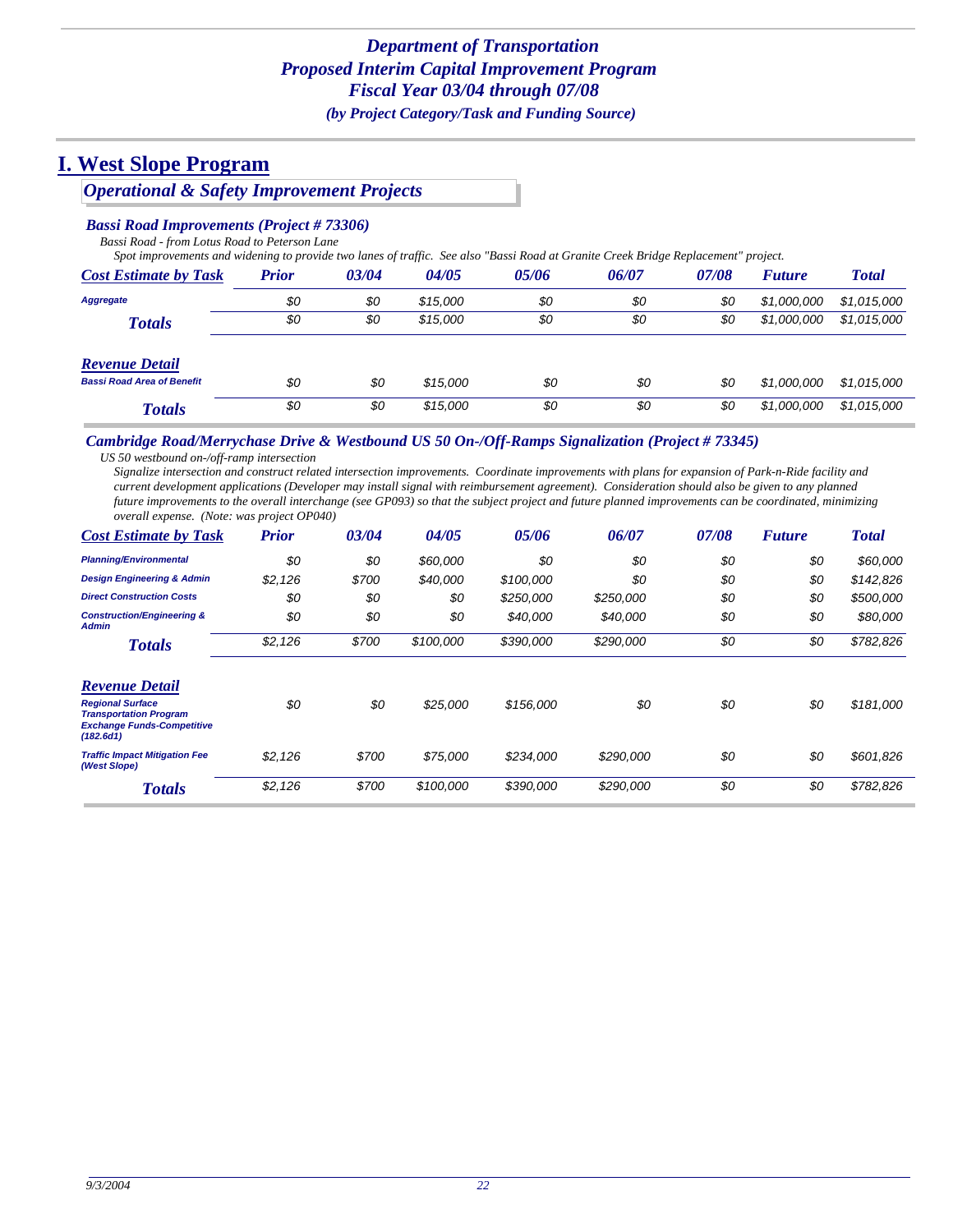*Department of Transportation*
*Proposed Interim Capital Improvement Program*
*Fiscal Year 03/04 through 07/08*
*(by Project Category/Task and Funding Source)*

# I. West Slope Program

## *Operational & Safety Improvement Projects*

### *Bassi Road Improvements (Project # 73306)*

*Bassi Road - from Lotus Road to Peterson Lane*

*Spot improvements and widening to provide two lanes of traffic. See also "Bassi Road at Granite Creek Bridge Replacement" project.*

| Cost Estimate by Task | Prior | 03/04 | 04/05 | 05/06 | 06/07 | 07/08 | Future | Total |
|---|---|---|---|---|---|---|---|---|
| Aggregate | $0 | $0 | $15,000 | $0 | $0 | $0 | $1,000,000 | $1,015,000 |
| **Totals** | $0 | $0 | $15,000 | $0 | $0 | $0 | $1,000,000 | $1,015,000 |

| Revenue Detail | Prior | 03/04 | 04/05 | 05/06 | 06/07 | 07/08 | Future | Total |
|---|---|---|---|---|---|---|---|---|
| Bassi Road Area of Benefit | $0 | $0 | $15,000 | $0 | $0 | $0 | $1,000,000 | $1,015,000 |
| **Totals** | $0 | $0 | $15,000 | $0 | $0 | $0 | $1,000,000 | $1,015,000 |

### *Cambridge Road/Merrychase Drive & Westbound US 50 On-/Off-Ramps Signalization (Project # 73345)*

*US 50 westbound on-/off-ramp intersection*

*Signalize intersection and construct related intersection improvements. Coordinate improvements with plans for expansion of Park-n-Ride facility and current development applications (Developer may install signal with reimbursement agreement). Consideration should also be given to any planned future improvements to the overall interchange (see GP093) so that the subject project and future planned improvements can be coordinated, minimizing overall expense. (Note: was project OP040)*

| Cost Estimate by Task | Prior | 03/04 | 04/05 | 05/06 | 06/07 | 07/08 | Future | Total |
|---|---|---|---|---|---|---|---|---|
| Planning/Environmental | $0 | $0 | $60,000 | $0 | $0 | $0 | $0 | $60,000 |
| Design Engineering & Admin | $2,126 | $700 | $40,000 | $100,000 | $0 | $0 | $0 | $142,826 |
| Direct Construction Costs | $0 | $0 | $0 | $250,000 | $250,000 | $0 | $0 | $500,000 |
| Construction/Engineering & Admin | $0 | $0 | $0 | $40,000 | $40,000 | $0 | $0 | $80,000 |
| **Totals** | $2,126 | $700 | $100,000 | $390,000 | $290,000 | $0 | $0 | $782,826 |

| Revenue Detail | Prior | 03/04 | 04/05 | 05/06 | 06/07 | 07/08 | Future | Total |
|---|---|---|---|---|---|---|---|---|
| Regional Surface Transportation Program Exchange Funds-Competitive (182.6d1) | $0 | $0 | $25,000 | $156,000 | $0 | $0 | $0 | $181,000 |
| Traffic Impact Mitigation Fee (West Slope) | $2,126 | $700 | $75,000 | $234,000 | $290,000 | $0 | $0 | $601,826 |
| **Totals** | $2,126 | $700 | $100,000 | $390,000 | $290,000 | $0 | $0 | $782,826 |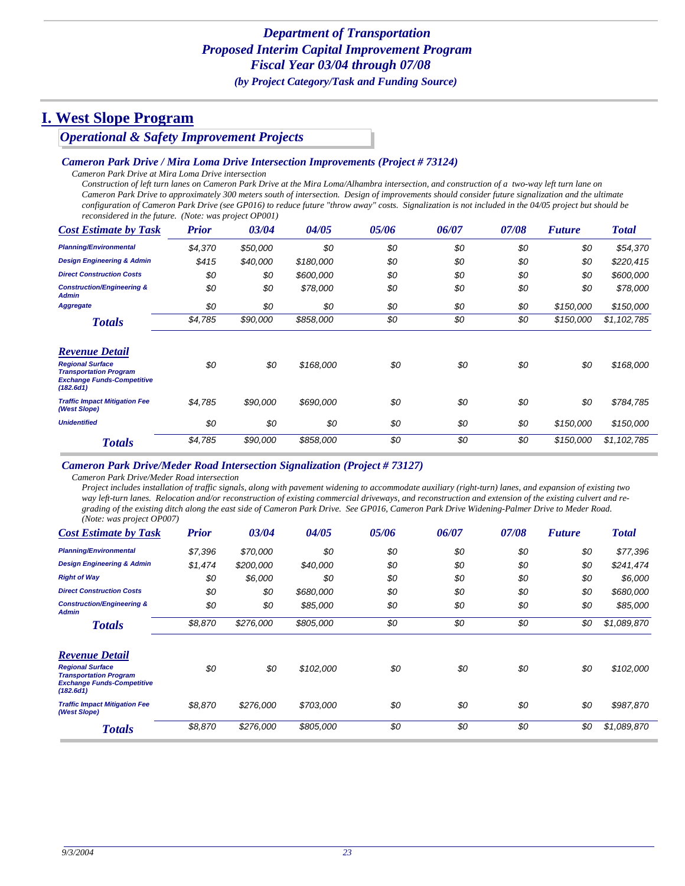# Department of Transportation
# Proposed Interim Capital Improvement Program
# Fiscal Year 03/04 through 07/08
*(by Project Category/Task and Funding Source)*

# I. West Slope Program

## Operational & Safety Improvement Projects

### Cameron Park Drive / Mira Loma Drive Intersection Improvements (Project # 73124)

*Cameron Park Drive at Mira Loma Drive intersection*

*Construction of left turn lanes on Cameron Park Drive at the Mira Loma/Alhambra intersection, and construction of a two-way left turn lane on Cameron Park Drive to approximately 300 meters south of intersection. Design of improvements should consider future signalization and the ultimate configuration of Cameron Park Drive (see GP016) to reduce future "throw away" costs. Signalization is not included in the 04/05 project but should be reconsidered in the future. (Note: was project OP001)*

| Cost Estimate by Task | Prior | 03/04 | 04/05 | 05/06 | 06/07 | 07/08 | Future | Total |
|---|---|---|---|---|---|---|---|---|
| Planning/Environmental | $4,370 | $50,000 | $0 | $0 | $0 | $0 | $0 | $54,370 |
| Design Engineering & Admin | $415 | $40,000 | $180,000 | $0 | $0 | $0 | $0 | $220,415 |
| Direct Construction Costs | $0 | $0 | $600,000 | $0 | $0 | $0 | $0 | $600,000 |
| Construction/Engineering & Admin | $0 | $0 | $78,000 | $0 | $0 | $0 | $0 | $78,000 |
| Aggregate | $0 | $0 | $0 | $0 | $0 | $0 | $150,000 | $150,000 |
| **Totals** | $4,785 | $90,000 | $858,000 | $0 | $0 | $0 | $150,000 | $1,102,785 |

| Revenue Detail | Prior | 03/04 | 04/05 | 05/06 | 06/07 | 07/08 | Future | Total |
|---|---|---|---|---|---|---|---|---|
| Regional Surface Transportation Program Exchange Funds-Competitive (182.6d1) | $0 | $0 | $168,000 | $0 | $0 | $0 | $0 | $168,000 |
| Traffic Impact Mitigation Fee (West Slope) | $4,785 | $90,000 | $690,000 | $0 | $0 | $0 | $0 | $784,785 |
| Unidentified | $0 | $0 | $0 | $0 | $0 | $0 | $150,000 | $150,000 |
| **Totals** | $4,785 | $90,000 | $858,000 | $0 | $0 | $0 | $150,000 | $1,102,785 |

### Cameron Park Drive/Meder Road Intersection Signalization (Project # 73127)

*Cameron Park Drive/Meder Road intersection*

*Project includes installation of traffic signals, along with pavement widening to accommodate auxiliary (right-turn) lanes, and expansion of existing two way left-turn lanes. Relocation and/or reconstruction of existing commercial driveways, and reconstruction and extension of the existing culvert and re-grading of the existing ditch along the east side of Cameron Park Drive. See GP016, Cameron Park Drive Widening-Palmer Drive to Meder Road. (Note: was project OP007)*

| Cost Estimate by Task | Prior | 03/04 | 04/05 | 05/06 | 06/07 | 07/08 | Future | Total |
|---|---|---|---|---|---|---|---|---|
| Planning/Environmental | $7,396 | $70,000 | $0 | $0 | $0 | $0 | $0 | $77,396 |
| Design Engineering & Admin | $1,474 | $200,000 | $40,000 | $0 | $0 | $0 | $0 | $241,474 |
| Right of Way | $0 | $6,000 | $0 | $0 | $0 | $0 | $0 | $6,000 |
| Direct Construction Costs | $0 | $0 | $680,000 | $0 | $0 | $0 | $0 | $680,000 |
| Construction/Engineering & Admin | $0 | $0 | $85,000 | $0 | $0 | $0 | $0 | $85,000 |
| **Totals** | $8,870 | $276,000 | $805,000 | $0 | $0 | $0 | $0 | $1,089,870 |

| Revenue Detail | Prior | 03/04 | 04/05 | 05/06 | 06/07 | 07/08 | Future | Total |
|---|---|---|---|---|---|---|---|---|
| Regional Surface Transportation Program Exchange Funds-Competitive (182.6d1) | $0 | $0 | $102,000 | $0 | $0 | $0 | $0 | $102,000 |
| Traffic Impact Mitigation Fee (West Slope) | $8,870 | $276,000 | $703,000 | $0 | $0 | $0 | $0 | $987,870 |
| **Totals** | $8,870 | $276,000 | $805,000 | $0 | $0 | $0 | $0 | $1,089,870 |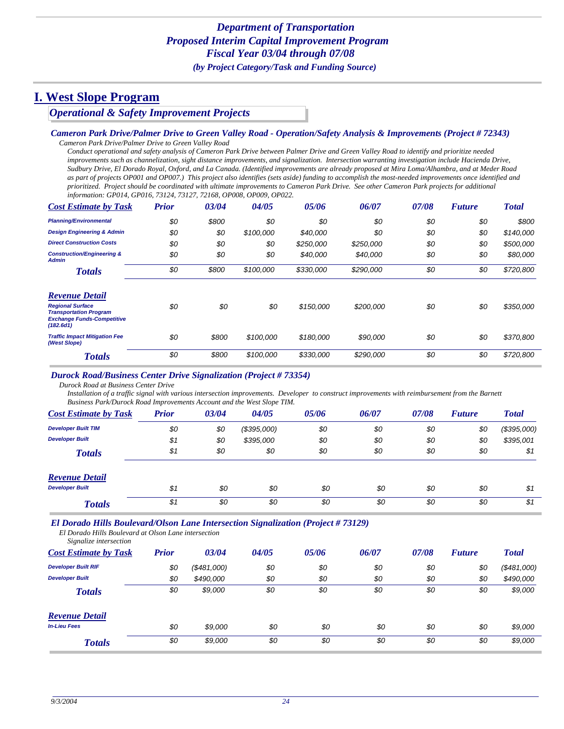# Department of Transportation
## Proposed Interim Capital Improvement Program
## Fiscal Year 03/04 through 07/08
*(by Project Category/Task and Funding Source)*

# I. West Slope Program

## *Operational & Safety Improvement Projects*

### *Cameron Park Drive/Palmer Drive to Green Valley Road - Operation/Safety Analysis & Improvements (Project # 72343)*

*Cameron Park Drive/Palmer Drive to Green Valley Road*

*Conduct operational and safety analysis of Cameron Park Drive between Palmer Drive and Green Valley Road to identify and prioritize needed improvements such as channelization, sight distance improvements, and signalization. Intersection warranting investigation include Hacienda Drive, Sudbury Drive, El Dorado Royal, Oxford, and La Canada. (Identified improvements are already proposed at Mira Loma/Alhambra, and at Meder Road as part of projects OP001 and OP007.) This project also identifies (sets aside) funding to accomplish the most-needed improvements once identified and prioritized. Project should be coordinated with ultimate improvements to Cameron Park Drive. See other Cameron Park projects for additional information: GP014, GP016, 73124, 73127, 72168, OP008, OP009, OP022.*

| Cost Estimate by Task | Prior | 03/04 | 04/05 | 05/06 | 06/07 | 07/08 | Future | Total |
|---|---|---|---|---|---|---|---|---|
| Planning/Environmental | $0 | $800 | $0 | $0 | $0 | $0 | $0 | $800 |
| Design Engineering & Admin | $0 | $0 | $100,000 | $40,000 | $0 | $0 | $0 | $140,000 |
| Direct Construction Costs | $0 | $0 | $0 | $250,000 | $250,000 | $0 | $0 | $500,000 |
| Construction/Engineering & Admin | $0 | $0 | $0 | $40,000 | $40,000 | $0 | $0 | $80,000 |
| **Totals** | $0 | $800 | $100,000 | $330,000 | $290,000 | $0 | $0 | $720,800 |

| Revenue Detail | Prior | 03/04 | 04/05 | 05/06 | 06/07 | 07/08 | Future | Total |
|---|---|---|---|---|---|---|---|---|
| Regional Surface Transportation Program Exchange Funds-Competitive (182.6d1) | $0 | $0 | $0 | $150,000 | $200,000 | $0 | $0 | $350,000 |
| Traffic Impact Mitigation Fee (West Slope) | $0 | $800 | $100,000 | $180,000 | $90,000 | $0 | $0 | $370,800 |
| **Totals** | $0 | $800 | $100,000 | $330,000 | $290,000 | $0 | $0 | $720,800 |

### *Durock Road/Business Center Drive Signalization (Project # 73354)*

*Durock Road at Business Center Drive*

*Installation of a traffic signal with various intersection improvements. Developer to construct improvements with reimbursement from the Barnett Business Park/Durock Road Improvements Account and the West Slope TIM.*

| Cost Estimate by Task | Prior | 03/04 | 04/05 | 05/06 | 06/07 | 07/08 | Future | Total |
|---|---|---|---|---|---|---|---|---|
| Developer Built TIM | $0 | $0 | ($395,000) | $0 | $0 | $0 | $0 | ($395,000) |
| Developer Built | $1 | $0 | $395,000 | $0 | $0 | $0 | $0 | $395,001 |
| **Totals** | $1 | $0 | $0 | $0 | $0 | $0 | $0 | $1 |

| Revenue Detail | Prior | 03/04 | 04/05 | 05/06 | 06/07 | 07/08 | Future | Total |
|---|---|---|---|---|---|---|---|---|
| Developer Built | $1 | $0 | $0 | $0 | $0 | $0 | $0 | $1 |
| **Totals** | $1 | $0 | $0 | $0 | $0 | $0 | $0 | $1 |

### *El Dorado Hills Boulevard/Olson Lane Intersection Signalization (Project # 73129)*

*El Dorado Hills Boulevard at Olson Lane intersection*

*Signalize intersection*

| Cost Estimate by Task | Prior | 03/04 | 04/05 | 05/06 | 06/07 | 07/08 | Future | Total |
|---|---|---|---|---|---|---|---|---|
| Developer Built RIF | $0 | ($481,000) | $0 | $0 | $0 | $0 | $0 | ($481,000) |
| Developer Built | $0 | $490,000 | $0 | $0 | $0 | $0 | $0 | $490,000 |
| **Totals** | $0 | $9,000 | $0 | $0 | $0 | $0 | $0 | $9,000 |

| Revenue Detail | Prior | 03/04 | 04/05 | 05/06 | 06/07 | 07/08 | Future | Total |
|---|---|---|---|---|---|---|---|---|
| In-Lieu Fees | $0 | $9,000 | $0 | $0 | $0 | $0 | $0 | $9,000 |
| **Totals** | $0 | $9,000 | $0 | $0 | $0 | $0 | $0 | $9,000 |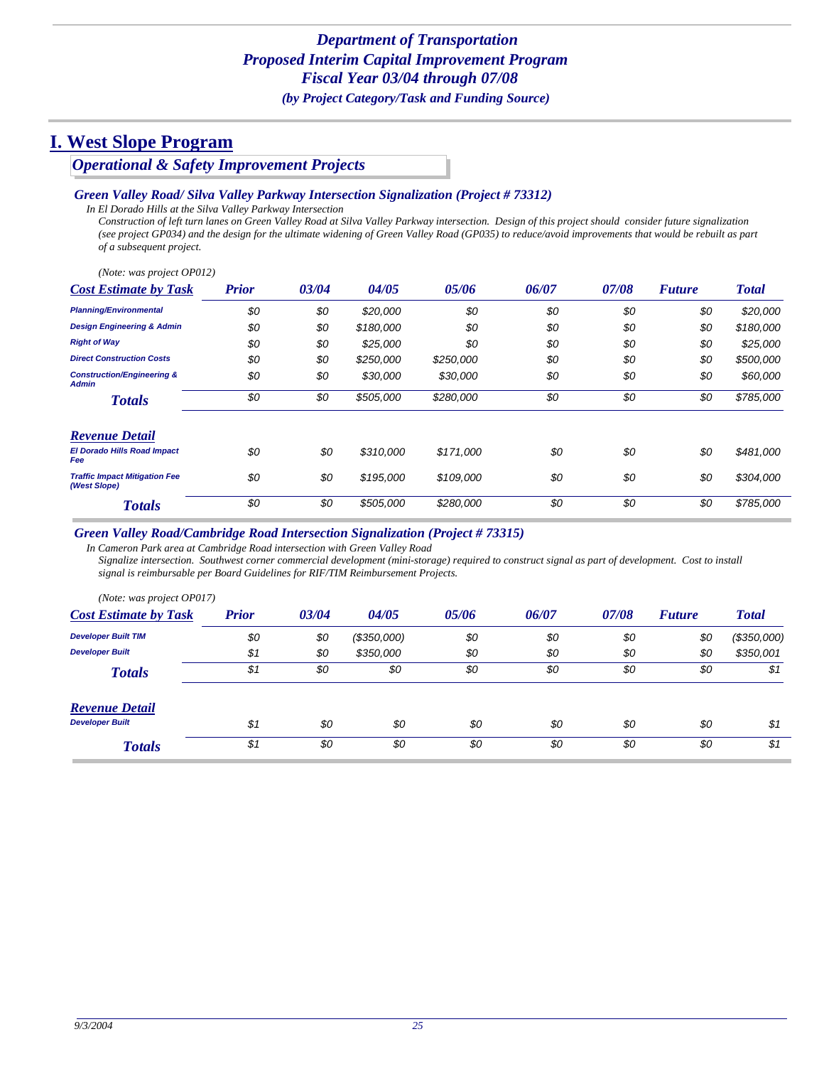# Department of Transportation
# Proposed Interim Capital Improvement Program
# Fiscal Year 03/04 through 07/08
### *(by Project Category/Task and Funding Source)*

# I. West Slope Program

## *Operational & Safety Improvement Projects*

### *Green Valley Road/ Silva Valley Parkway Intersection Signalization (Project # 73312)*

*In El Dorado Hills at the Silva Valley Parkway Intersection*

*Construction of left turn lanes on Green Valley Road at Silva Valley Parkway intersection. Design of this project should consider future signalization (see project GP034) and the design for the ultimate widening of Green Valley Road (GP035) to reduce/avoid improvements that would be rebuilt as part of a subsequent project.*

*(Note: was project OP012)*

| Cost Estimate by Task | Prior | 03/04 | 04/05 | 05/06 | 06/07 | 07/08 | Future | Total |
|---|---|---|---|---|---|---|---|---|
| Planning/Environmental | $0 | $0 | $20,000 | $0 | $0 | $0 | $0 | $20,000 |
| Design Engineering & Admin | $0 | $0 | $180,000 | $0 | $0 | $0 | $0 | $180,000 |
| Right of Way | $0 | $0 | $25,000 | $0 | $0 | $0 | $0 | $25,000 |
| Direct Construction Costs | $0 | $0 | $250,000 | $250,000 | $0 | $0 | $0 | $500,000 |
| Construction/Engineering & Admin | $0 | $0 | $30,000 | $30,000 | $0 | $0 | $0 | $60,000 |
| **Totals** | $0 | $0 | $505,000 | $280,000 | $0 | $0 | $0 | $785,000 |
| **Revenue Detail** | | | | | | | | |
| El Dorado Hills Road Impact Fee | $0 | $0 | $310,000 | $171,000 | $0 | $0 | $0 | $481,000 |
| Traffic Impact Mitigation Fee (West Slope) | $0 | $0 | $195,000 | $109,000 | $0 | $0 | $0 | $304,000 |
| **Totals** | $0 | $0 | $505,000 | $280,000 | $0 | $0 | $0 | $785,000 |

### *Green Valley Road/Cambridge Road Intersection Signalization (Project # 73315)*

*In Cameron Park area at Cambridge Road intersection with Green Valley Road*

*Signalize intersection. Southwest corner commercial development (mini-storage) required to construct signal as part of development. Cost to install signal is reimbursable per Board Guidelines for RIF/TIM Reimbursement Projects.*

*(Note: was project OP017)*

| Cost Estimate by Task | Prior | 03/04 | 04/05 | 05/06 | 06/07 | 07/08 | Future | Total |
|---|---|---|---|---|---|---|---|---|
| Developer Built TIM | $0 | $0 | ($350,000) | $0 | $0 | $0 | $0 | ($350,000) |
| Developer Built | $1 | $0 | $350,000 | $0 | $0 | $0 | $0 | $350,001 |
| **Totals** | $1 | $0 | $0 | $0 | $0 | $0 | $0 | $1 |
| **Revenue Detail** | | | | | | | | |
| Developer Built | $1 | $0 | $0 | $0 | $0 | $0 | $0 | $1 |
| **Totals** | $1 | $0 | $0 | $0 | $0 | $0 | $0 | $1 |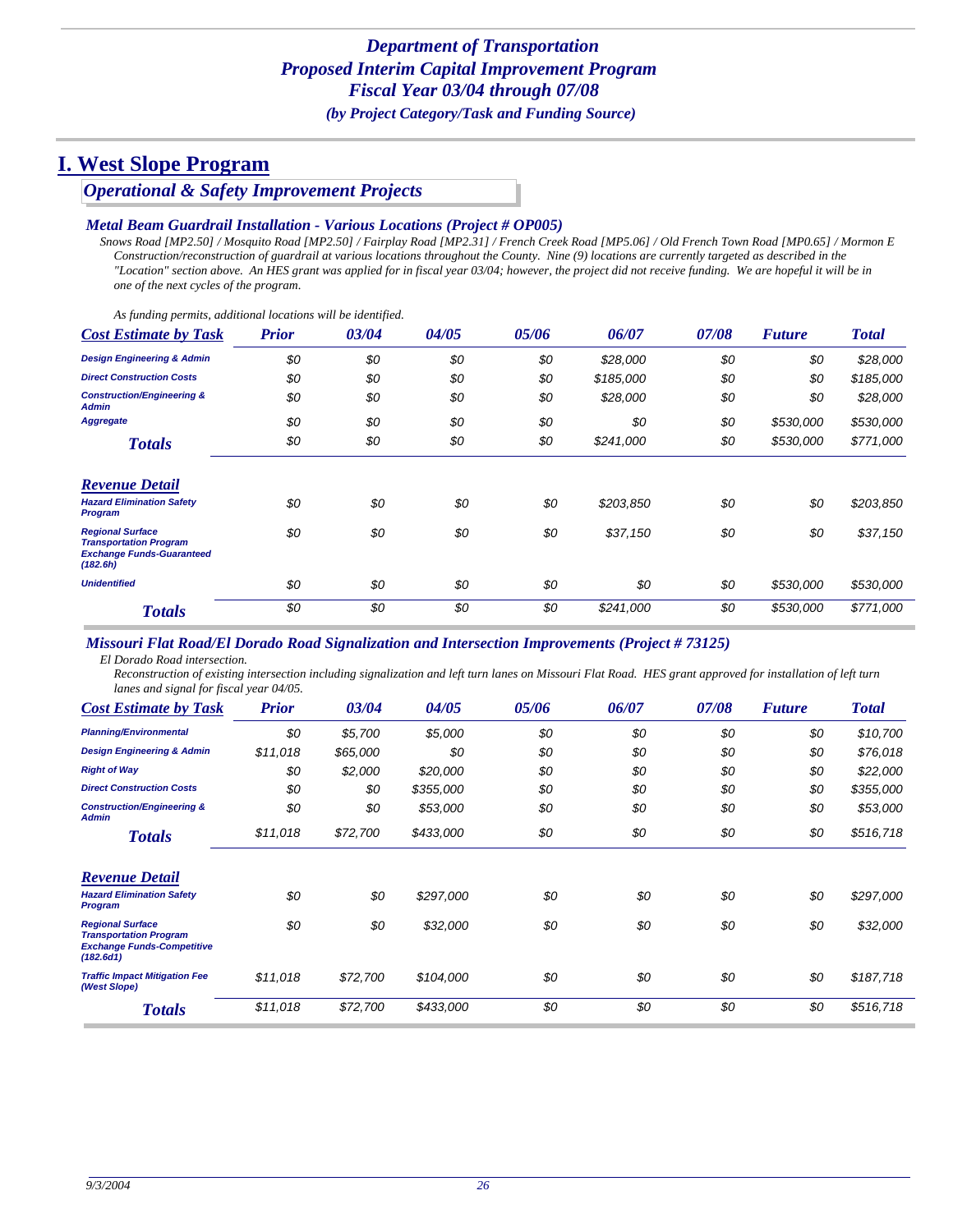# Department of Transportation
# Proposed Interim Capital Improvement Program
# Fiscal Year 03/04 through 07/08
### (by Project Category/Task and Funding Source)

# I. West Slope Program

## Operational & Safety Improvement Projects

### Metal Beam Guardrail Installation - Various Locations (Project # OP005)

*Snows Road [MP2.50] / Mosquito Road [MP2.50] / Fairplay Road [MP2.31] / French Creek Road [MP5.06] / Old French Town Road [MP0.65] / Mormon E*

*Construction/reconstruction of guardrail at various locations throughout the County. Nine (9) locations are currently targeted as described in the "Location" section above. An HES grant was applied for in fiscal year 03/04; however, the project did not receive funding. We are hopeful it will be in one of the next cycles of the program.*

*As funding permits, additional locations will be identified.*

| Cost Estimate by Task | Prior | 03/04 | 04/05 | 05/06 | 06/07 | 07/08 | Future | Total |
|---|---|---|---|---|---|---|---|---|
| Design Engineering & Admin | $0 | $0 | $0 | $0 | $28,000 | $0 | $0 | $28,000 |
| Direct Construction Costs | $0 | $0 | $0 | $0 | $185,000 | $0 | $0 | $185,000 |
| Construction/Engineering & Admin | $0 | $0 | $0 | $0 | $28,000 | $0 | $0 | $28,000 |
| Aggregate | $0 | $0 | $0 | $0 | $0 | $0 | $530,000 | $530,000 |
| **Totals** | $0 | $0 | $0 | $0 | $241,000 | $0 | $530,000 | $771,000 |
| **Revenue Detail** | | | | | | | | |
| Hazard Elimination Safety Program | $0 | $0 | $0 | $0 | $203,850 | $0 | $0 | $203,850 |
| Regional Surface Transportation Program Exchange Funds-Guaranteed (182.6h) | $0 | $0 | $0 | $0 | $37,150 | $0 | $0 | $37,150 |
| Unidentified | $0 | $0 | $0 | $0 | $0 | $0 | $530,000 | $530,000 |
| **Totals** | $0 | $0 | $0 | $0 | $241,000 | $0 | $530,000 | $771,000 |

### Missouri Flat Road/El Dorado Road Signalization and Intersection Improvements (Project # 73125)

*El Dorado Road intersection.*

*Reconstruction of existing intersection including signalization and left turn lanes on Missouri Flat Road. HES grant approved for installation of left turn lanes and signal for fiscal year 04/05.*

| Cost Estimate by Task | Prior | 03/04 | 04/05 | 05/06 | 06/07 | 07/08 | Future | Total |
|---|---|---|---|---|---|---|---|---|
| Planning/Environmental | $0 | $5,700 | $5,000 | $0 | $0 | $0 | $0 | $10,700 |
| Design Engineering & Admin | $11,018 | $65,000 | $0 | $0 | $0 | $0 | $0 | $76,018 |
| Right of Way | $0 | $2,000 | $20,000 | $0 | $0 | $0 | $0 | $22,000 |
| Direct Construction Costs | $0 | $0 | $355,000 | $0 | $0 | $0 | $0 | $355,000 |
| Construction/Engineering & Admin | $0 | $0 | $53,000 | $0 | $0 | $0 | $0 | $53,000 |
| **Totals** | $11,018 | $72,700 | $433,000 | $0 | $0 | $0 | $0 | $516,718 |
| **Revenue Detail** | | | | | | | | |
| Hazard Elimination Safety Program | $0 | $0 | $297,000 | $0 | $0 | $0 | $0 | $297,000 |
| Regional Surface Transportation Program Exchange Funds-Competitive (182.6d1) | $0 | $0 | $32,000 | $0 | $0 | $0 | $0 | $32,000 |
| Traffic Impact Mitigation Fee (West Slope) | $11,018 | $72,700 | $104,000 | $0 | $0 | $0 | $0 | $187,718 |
| **Totals** | $11,018 | $72,700 | $433,000 | $0 | $0 | $0 | $0 | $516,718 |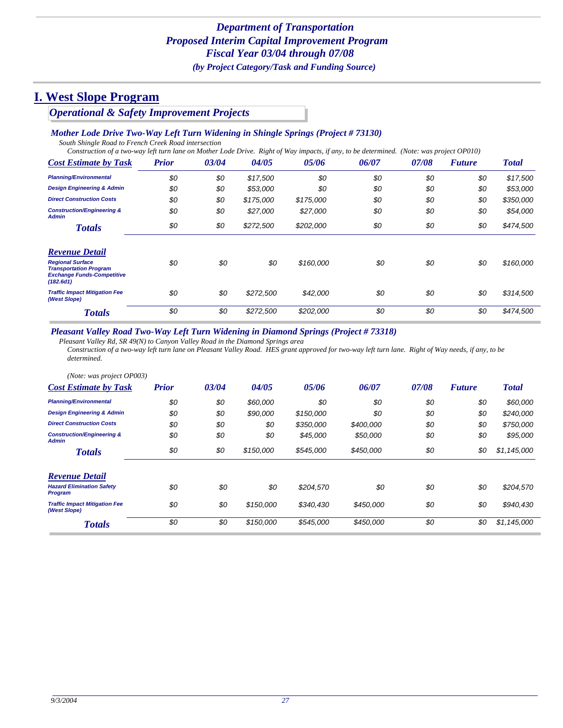# *Department of Transportation*
# *Proposed Interim Capital Improvement Program*
# *Fiscal Year 03/04 through 07/08*
### *(by Project Category/Task and Funding Source)*

# I. West Slope Program

## *Operational & Safety Improvement Projects*

### *Mother Lode Drive Two-Way Left Turn Widening in Shingle Springs (Project # 73130)*

*South Shingle Road to French Creek Road intersection*

*Construction of a two-way left turn lane on Mother Lode Drive. Right of Way impacts, if any, to be determined. (Note: was project OP010)*

| Cost Estimate by Task | Prior | 03/04 | 04/05 | 05/06 | 06/07 | 07/08 | Future | Total |
|---|---|---|---|---|---|---|---|---|
| Planning/Environmental | $0 | $0 | $17,500 | $0 | $0 | $0 | $0 | $17,500 |
| Design Engineering & Admin | $0 | $0 | $53,000 | $0 | $0 | $0 | $0 | $53,000 |
| Direct Construction Costs | $0 | $0 | $175,000 | $175,000 | $0 | $0 | $0 | $350,000 |
| Construction/Engineering & Admin | $0 | $0 | $27,000 | $27,000 | $0 | $0 | $0 | $54,000 |
| **Totals** | $0 | $0 | $272,500 | $202,000 | $0 | $0 | $0 | $474,500 |

| Revenue Detail | Prior | 03/04 | 04/05 | 05/06 | 06/07 | 07/08 | Future | Total |
|---|---|---|---|---|---|---|---|---|
| Regional Surface Transportation Program Exchange Funds-Competitive (182.6d1) | $0 | $0 | $0 | $160,000 | $0 | $0 | $0 | $160,000 |
| Traffic Impact Mitigation Fee (West Slope) | $0 | $0 | $272,500 | $42,000 | $0 | $0 | $0 | $314,500 |
| **Totals** | $0 | $0 | $272,500 | $202,000 | $0 | $0 | $0 | $474,500 |

### *Pleasant Valley Road Two-Way Left Turn Widening in Diamond Springs (Project # 73318)*

*Pleasant Valley Rd, SR 49(N) to Canyon Valley Road in the Diamond Springs area*

*Construction of a two-way left turn lane on Pleasant Valley Road. HES grant approved for two-way left turn lane. Right of Way needs, if any, to be determined.*

*(Note: was project OP003)*

| Cost Estimate by Task | Prior | 03/04 | 04/05 | 05/06 | 06/07 | 07/08 | Future | Total |
|---|---|---|---|---|---|---|---|---|
| Planning/Environmental | $0 | $0 | $60,000 | $0 | $0 | $0 | $0 | $60,000 |
| Design Engineering & Admin | $0 | $0 | $90,000 | $150,000 | $0 | $0 | $0 | $240,000 |
| Direct Construction Costs | $0 | $0 | $0 | $350,000 | $400,000 | $0 | $0 | $750,000 |
| Construction/Engineering & Admin | $0 | $0 | $0 | $45,000 | $50,000 | $0 | $0 | $95,000 |
| **Totals** | $0 | $0 | $150,000 | $545,000 | $450,000 | $0 | $0 | $1,145,000 |

| Revenue Detail | Prior | 03/04 | 04/05 | 05/06 | 06/07 | 07/08 | Future | Total |
|---|---|---|---|---|---|---|---|---|
| Hazard Elimination Safety Program | $0 | $0 | $0 | $204,570 | $0 | $0 | $0 | $204,570 |
| Traffic Impact Mitigation Fee (West Slope) | $0 | $0 | $150,000 | $340,430 | $450,000 | $0 | $0 | $940,430 |
| **Totals** | $0 | $0 | $150,000 | $545,000 | $450,000 | $0 | $0 | $1,145,000 |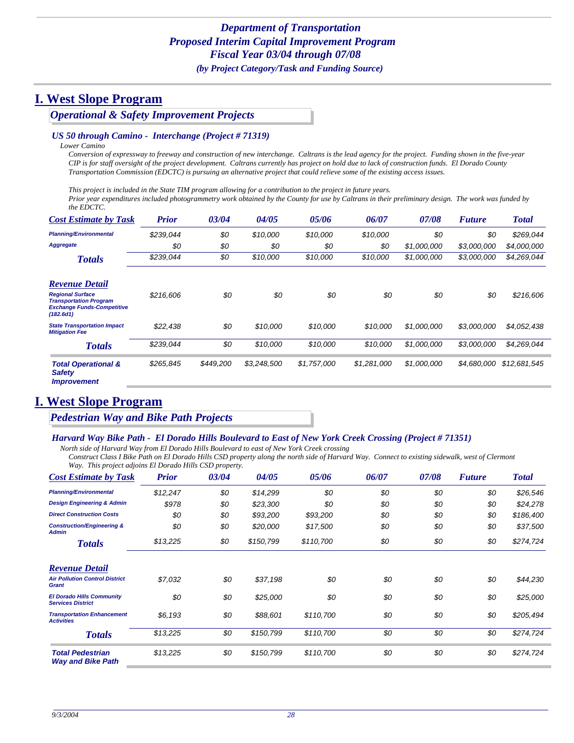# *Department of Transportation*
# *Proposed Interim Capital Improvement Program*
# *Fiscal Year 03/04 through 07/08*
### *(by Project Category/Task and Funding Source)*

## I. West Slope Program

### *Operational & Safety Improvement Projects*

#### *US 50 through Camino - Interchange (Project # 71319)*

*Lower Camino*

*Conversion of expressway to freeway and construction of new interchange. Caltrans is the lead agency for the project. Funding shown in the five-year CIP is for staff oversight of the project development. Caltrans currently has project on hold due to lack of construction funds. El Dorado County Transportation Commission (EDCTC) is pursuing an alternative project that could relieve some of the existing access issues.*

*This project is included in the State TIM program allowing for a contribution to the project in future years.*
*Prior year expenditures included photogrammetry work obtained by the County for use by Caltrans in their preliminary design. The work was funded by the EDCTC.*

| Cost Estimate by Task | Prior | 03/04 | 04/05 | 05/06 | 06/07 | 07/08 | Future | Total |
|---|---|---|---|---|---|---|---|---|
| Planning/Environmental | $239,044 | $0 | $10,000 | $10,000 | $10,000 | $0 | $0 | $269,044 |
| Aggregate | $0 | $0 | $0 | $0 | $0 | $1,000,000 | $3,000,000 | $4,000,000 |
| **Totals** | $239,044 | $0 | $10,000 | $10,000 | $10,000 | $1,000,000 | $3,000,000 | $4,269,044 |

| Revenue Detail | Prior | 03/04 | 04/05 | 05/06 | 06/07 | 07/08 | Future | Total |
|---|---|---|---|---|---|---|---|---|
| Regional Surface Transportation Program Exchange Funds-Competitive (182.6d1) | $216,606 | $0 | $0 | $0 | $0 | $0 | $0 | $216,606 |
| State Transportation Impact Mitigation Fee | $22,438 | $0 | $10,000 | $10,000 | $10,000 | $1,000,000 | $3,000,000 | $4,052,438 |
| **Totals** | $239,044 | $0 | $10,000 | $10,000 | $10,000 | $1,000,000 | $3,000,000 | $4,269,044 |
| **Total Operational & Safety Improvement** | $265,845 | $449,200 | $3,248,500 | $1,757,000 | $1,281,000 | $1,000,000 | $4,680,000 | $12,681,545 |

## I. West Slope Program

### *Pedestrian Way and Bike Path Projects*

#### *Harvard Way Bike Path - El Dorado Hills Boulevard to East of New York Creek Crossing (Project # 71351)*

*North side of Harvard Way from El Dorado Hills Boulevard to east of New York Creek crossing*

*Construct Class I Bike Path on El Dorado Hills CSD property along the north side of Harvard Way. Connect to existing sidewalk, west of Clermont Way. This project adjoins El Dorado Hills CSD property.*

| Cost Estimate by Task | Prior | 03/04 | 04/05 | 05/06 | 06/07 | 07/08 | Future | Total |
|---|---|---|---|---|---|---|---|---|
| Planning/Environmental | $12,247 | $0 | $14,299 | $0 | $0 | $0 | $0 | $26,546 |
| Design Engineering & Admin | $978 | $0 | $23,300 | $0 | $0 | $0 | $0 | $24,278 |
| Direct Construction Costs | $0 | $0 | $93,200 | $93,200 | $0 | $0 | $0 | $186,400 |
| Construction/Engineering & Admin | $0 | $0 | $20,000 | $17,500 | $0 | $0 | $0 | $37,500 |
| **Totals** | $13,225 | $0 | $150,799 | $110,700 | $0 | $0 | $0 | $274,724 |

| Revenue Detail | Prior | 03/04 | 04/05 | 05/06 | 06/07 | 07/08 | Future | Total |
|---|---|---|---|---|---|---|---|---|
| Air Pollution Control District Grant | $7,032 | $0 | $37,198 | $0 | $0 | $0 | $0 | $44,230 |
| El Dorado Hills Community Services District | $0 | $0 | $25,000 | $0 | $0 | $0 | $0 | $25,000 |
| Transportation Enhancement Activities | $6,193 | $0 | $88,601 | $110,700 | $0 | $0 | $0 | $205,494 |
| **Totals** | $13,225 | $0 | $150,799 | $110,700 | $0 | $0 | $0 | $274,724 |
| **Total Pedestrian Way and Bike Path** | $13,225 | $0 | $150,799 | $110,700 | $0 | $0 | $0 | $274,724 |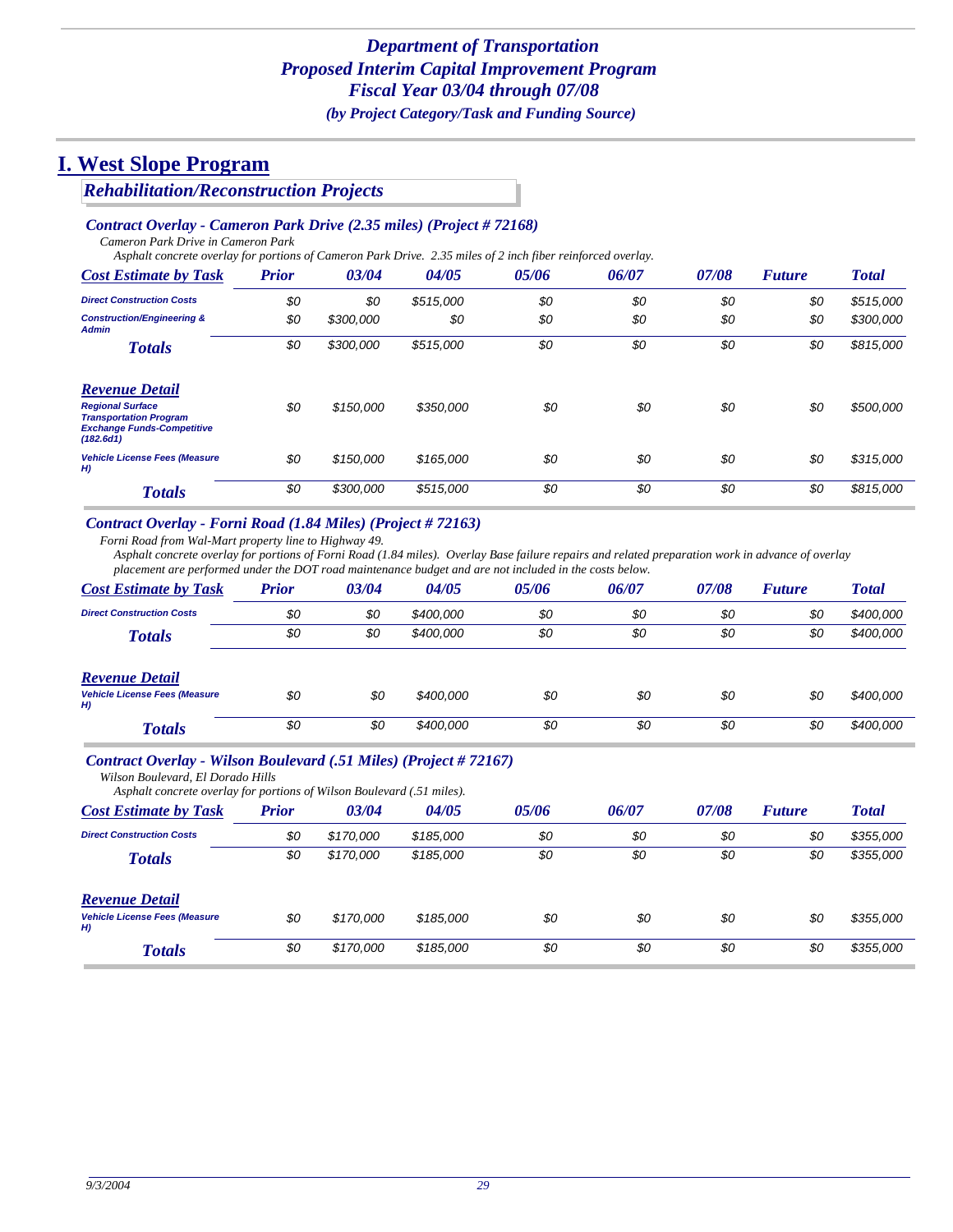## Department of Transportation
## Proposed Interim Capital Improvement Program
## Fiscal Year 03/04 through 07/08
### *(by Project Category/Task and Funding Source)*

# I. West Slope Program

## *Rehabilitation/Reconstruction Projects*

### *Contract Overlay - Cameron Park Drive (2.35 miles) (Project # 72168)*

*Cameron Park Drive in Cameron Park*

*Asphalt concrete overlay for portions of Cameron Park Drive. 2.35 miles of 2 inch fiber reinforced overlay.*

| Cost Estimate by Task | Prior | 03/04 | 04/05 | 05/06 | 06/07 | 07/08 | Future | Total |
|---|---|---|---|---|---|---|---|---|
| Direct Construction Costs | $0 | $0 | $515,000 | $0 | $0 | $0 | $0 | $515,000 |
| Construction/Engineering & Admin | $0 | $300,000 | $0 | $0 | $0 | $0 | $0 | $300,000 |
| **Totals** | $0 | $300,000 | $515,000 | $0 | $0 | $0 | $0 | $815,000 |

| Revenue Detail | Prior | 03/04 | 04/05 | 05/06 | 06/07 | 07/08 | Future | Total |
|---|---|---|---|---|---|---|---|---|
| Regional Surface Transportation Program Exchange Funds-Competitive (182.6d1) | $0 | $150,000 | $350,000 | $0 | $0 | $0 | $0 | $500,000 |
| Vehicle License Fees (Measure H) | $0 | $150,000 | $165,000 | $0 | $0 | $0 | $0 | $315,000 |
| **Totals** | $0 | $300,000 | $515,000 | $0 | $0 | $0 | $0 | $815,000 |

### *Contract Overlay - Forni Road (1.84 Miles) (Project # 72163)*

*Forni Road from Wal-Mart property line to Highway 49.*

*Asphalt concrete overlay for portions of Forni Road (1.84 miles). Overlay Base failure repairs and related preparation work in advance of overlay placement are performed under the DOT road maintenance budget and are not included in the costs below.*

| Cost Estimate by Task | Prior | 03/04 | 04/05 | 05/06 | 06/07 | 07/08 | Future | Total |
|---|---|---|---|---|---|---|---|---|
| Direct Construction Costs | $0 | $0 | $400,000 | $0 | $0 | $0 | $0 | $400,000 |
| **Totals** | $0 | $0 | $400,000 | $0 | $0 | $0 | $0 | $400,000 |

| Revenue Detail | Prior | 03/04 | 04/05 | 05/06 | 06/07 | 07/08 | Future | Total |
|---|---|---|---|---|---|---|---|---|
| Vehicle License Fees (Measure H) | $0 | $0 | $400,000 | $0 | $0 | $0 | $0 | $400,000 |
| **Totals** | $0 | $0 | $400,000 | $0 | $0 | $0 | $0 | $400,000 |

### *Contract Overlay - Wilson Boulevard (.51 Miles) (Project # 72167)*

*Wilson Boulevard, El Dorado Hills*

*Asphalt concrete overlay for portions of Wilson Boulevard (.51 miles).*

| Cost Estimate by Task | Prior | 03/04 | 04/05 | 05/06 | 06/07 | 07/08 | Future | Total |
|---|---|---|---|---|---|---|---|---|
| Direct Construction Costs | $0 | $170,000 | $185,000 | $0 | $0 | $0 | $0 | $355,000 |
| **Totals** | $0 | $170,000 | $185,000 | $0 | $0 | $0 | $0 | $355,000 |

| Revenue Detail | Prior | 03/04 | 04/05 | 05/06 | 06/07 | 07/08 | Future | Total |
|---|---|---|---|---|---|---|---|---|
| Vehicle License Fees (Measure H) | $0 | $170,000 | $185,000 | $0 | $0 | $0 | $0 | $355,000 |
| **Totals** | $0 | $170,000 | $185,000 | $0 | $0 | $0 | $0 | $355,000 |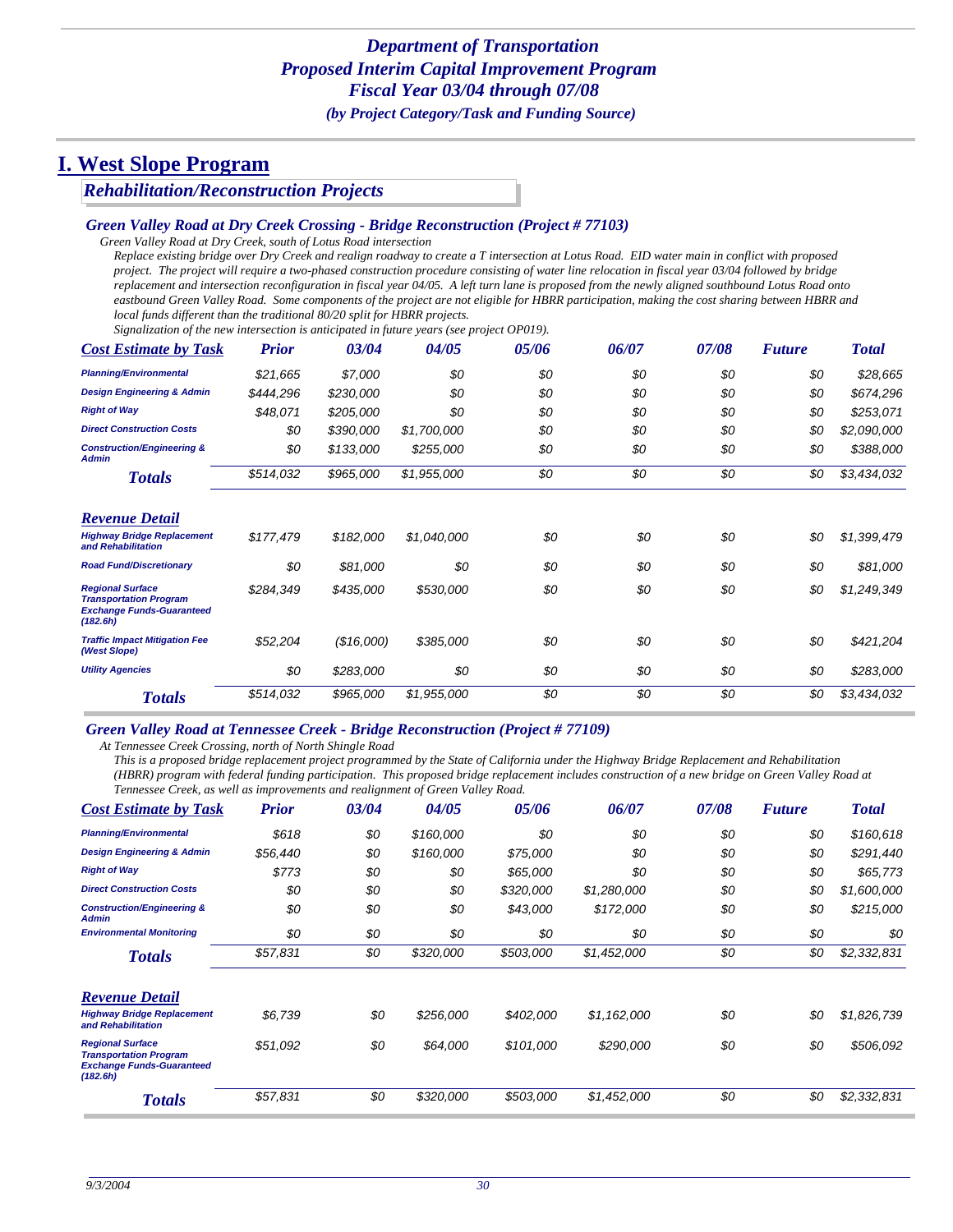*Department of Transportation*
*Proposed Interim Capital Improvement Program*
*Fiscal Year 03/04 through 07/08*
*(by Project Category/Task and Funding Source)*

# I. West Slope Program

## *Rehabilitation/Reconstruction Projects*

### *Green Valley Road at Dry Creek Crossing - Bridge Reconstruction (Project # 77103)*

*Green Valley Road at Dry Creek, south of Lotus Road intersection*

*Replace existing bridge over Dry Creek and realign roadway to create a T intersection at Lotus Road. EID water main in conflict with proposed project. The project will require a two-phased construction procedure consisting of water line relocation in fiscal year 03/04 followed by bridge replacement and intersection reconfiguration in fiscal year 04/05. A left turn lane is proposed from the newly aligned southbound Lotus Road onto eastbound Green Valley Road. Some components of the project are not eligible for HBRR participation, making the cost sharing between HBRR and local funds different than the traditional 80/20 split for HBRR projects.*

*Signalization of the new intersection is anticipated in future years (see project OP019).*

| Cost Estimate by Task | Prior | 03/04 | 04/05 | 05/06 | 06/07 | 07/08 | Future | Total |
|---|---|---|---|---|---|---|---|---|
| Planning/Environmental | $21,665 | $7,000 | $0 | $0 | $0 | $0 | $0 | $28,665 |
| Design Engineering & Admin | $444,296 | $230,000 | $0 | $0 | $0 | $0 | $0 | $674,296 |
| Right of Way | $48,071 | $205,000 | $0 | $0 | $0 | $0 | $0 | $253,071 |
| Direct Construction Costs | $0 | $390,000 | $1,700,000 | $0 | $0 | $0 | $0 | $2,090,000 |
| Construction/Engineering & Admin | $0 | $133,000 | $255,000 | $0 | $0 | $0 | $0 | $388,000 |
| **Totals** | $514,032 | $965,000 | $1,955,000 | $0 | $0 | $0 | $0 | $3,434,032 |

| Revenue Detail | Prior | 03/04 | 04/05 | 05/06 | 06/07 | 07/08 | Future | Total |
|---|---|---|---|---|---|---|---|---|
| Highway Bridge Replacement and Rehabilitation | $177,479 | $182,000 | $1,040,000 | $0 | $0 | $0 | $0 | $1,399,479 |
| Road Fund/Discretionary | $0 | $81,000 | $0 | $0 | $0 | $0 | $0 | $81,000 |
| Regional Surface Transportation Program Exchange Funds-Guaranteed (182.6h) | $284,349 | $435,000 | $530,000 | $0 | $0 | $0 | $0 | $1,249,349 |
| Traffic Impact Mitigation Fee (West Slope) | $52,204 | ($16,000) | $385,000 | $0 | $0 | $0 | $0 | $421,204 |
| Utility Agencies | $0 | $283,000 | $0 | $0 | $0 | $0 | $0 | $283,000 |
| **Totals** | $514,032 | $965,000 | $1,955,000 | $0 | $0 | $0 | $0 | $3,434,032 |

### *Green Valley Road at Tennessee Creek - Bridge Reconstruction (Project # 77109)*

*At Tennessee Creek Crossing, north of North Shingle Road*

*This is a proposed bridge replacement project programmed by the State of California under the Highway Bridge Replacement and Rehabilitation (HBRR) program with federal funding participation. This proposed bridge replacement includes construction of a new bridge on Green Valley Road at Tennessee Creek, as well as improvements and realignment of Green Valley Road.*

| Cost Estimate by Task | Prior | 03/04 | 04/05 | 05/06 | 06/07 | 07/08 | Future | Total |
|---|---|---|---|---|---|---|---|---|
| Planning/Environmental | $618 | $0 | $160,000 | $0 | $0 | $0 | $0 | $160,618 |
| Design Engineering & Admin | $56,440 | $0 | $160,000 | $75,000 | $0 | $0 | $0 | $291,440 |
| Right of Way | $773 | $0 | $0 | $65,000 | $0 | $0 | $0 | $65,773 |
| Direct Construction Costs | $0 | $0 | $0 | $320,000 | $1,280,000 | $0 | $0 | $1,600,000 |
| Construction/Engineering & Admin | $0 | $0 | $0 | $43,000 | $172,000 | $0 | $0 | $215,000 |
| Environmental Monitoring | $0 | $0 | $0 | $0 | $0 | $0 | $0 | $0 |
| **Totals** | $57,831 | $0 | $320,000 | $503,000 | $1,452,000 | $0 | $0 | $2,332,831 |

| Revenue Detail | Prior | 03/04 | 04/05 | 05/06 | 06/07 | 07/08 | Future | Total |
|---|---|---|---|---|---|---|---|---|
| Highway Bridge Replacement and Rehabilitation | $6,739 | $0 | $256,000 | $402,000 | $1,162,000 | $0 | $0 | $1,826,739 |
| Regional Surface Transportation Program Exchange Funds-Guaranteed (182.6h) | $51,092 | $0 | $64,000 | $101,000 | $290,000 | $0 | $0 | $506,092 |
| **Totals** | $57,831 | $0 | $320,000 | $503,000 | $1,452,000 | $0 | $0 | $2,332,831 |

9/3/2004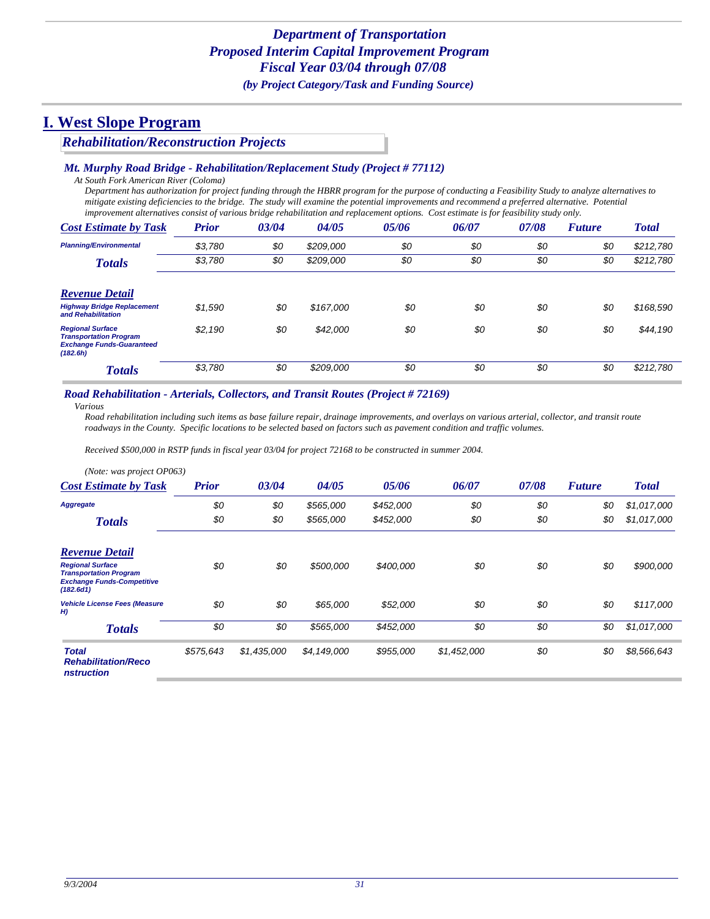# Department of Transportation
# Proposed Interim Capital Improvement Program
# Fiscal Year 03/04 through 07/08
*(by Project Category/Task and Funding Source)*

## I. West Slope Program

### Rehabilitation/Reconstruction Projects

#### *Mt. Murphy Road Bridge - Rehabilitation/Replacement Study (Project # 77112)*

*At South Fork American River (Coloma)*

*Department has authorization for project funding through the HBRR program for the purpose of conducting a Feasibility Study to analyze alternatives to mitigate existing deficiencies to the bridge. The study will examine the potential improvements and recommend a preferred alternative. Potential improvement alternatives consist of various bridge rehabilitation and replacement options. Cost estimate is for feasibility study only.*

| Cost Estimate by Task | Prior | 03/04 | 04/05 | 05/06 | 06/07 | 07/08 | Future | Total |
|---|---|---|---|---|---|---|---|---|
| Planning/Environmental | $3,780 | $0 | $209,000 | $0 | $0 | $0 | $0 | $212,780 |
| **Totals** | $3,780 | $0 | $209,000 | $0 | $0 | $0 | $0 | $212,780 |
| **Revenue Detail** | | | | | | | | |
| Highway Bridge Replacement and Rehabilitation | $1,590 | $0 | $167,000 | $0 | $0 | $0 | $0 | $168,590 |
| Regional Surface Transportation Program Exchange Funds-Guaranteed (182.6h) | $2,190 | $0 | $42,000 | $0 | $0 | $0 | $0 | $44,190 |
| **Totals** | $3,780 | $0 | $209,000 | $0 | $0 | $0 | $0 | $212,780 |

#### *Road Rehabilitation - Arterials, Collectors, and Transit Routes (Project # 72169)*

*Various*

*Road rehabilitation including such items as base failure repair, drainage improvements, and overlays on various arterial, collector, and transit route roadways in the County. Specific locations to be selected based on factors such as pavement condition and traffic volumes.*

*Received $500,000 in RSTP funds in fiscal year 03/04 for project 72168 to be constructed in summer 2004.*

*(Note: was project OP063)*

| Cost Estimate by Task | Prior | 03/04 | 04/05 | 05/06 | 06/07 | 07/08 | Future | Total |
|---|---|---|---|---|---|---|---|---|
| Aggregate | $0 | $0 | $565,000 | $452,000 | $0 | $0 | $0 | $1,017,000 |
| **Totals** | $0 | $0 | $565,000 | $452,000 | $0 | $0 | $0 | $1,017,000 |
| **Revenue Detail** | | | | | | | | |
| Regional Surface Transportation Program Exchange Funds-Competitive (182.6d1) | $0 | $0 | $500,000 | $400,000 | $0 | $0 | $0 | $900,000 |
| Vehicle License Fees (Measure H) | $0 | $0 | $65,000 | $52,000 | $0 | $0 | $0 | $117,000 |
| **Totals** | $0 | $0 | $565,000 | $452,000 | $0 | $0 | $0 | $1,017,000 |
| **Total Rehabilitation/Reconstruction** | $575,643 | $1,435,000 | $4,149,000 | $955,000 | $1,452,000 | $0 | $0 | $8,566,643 |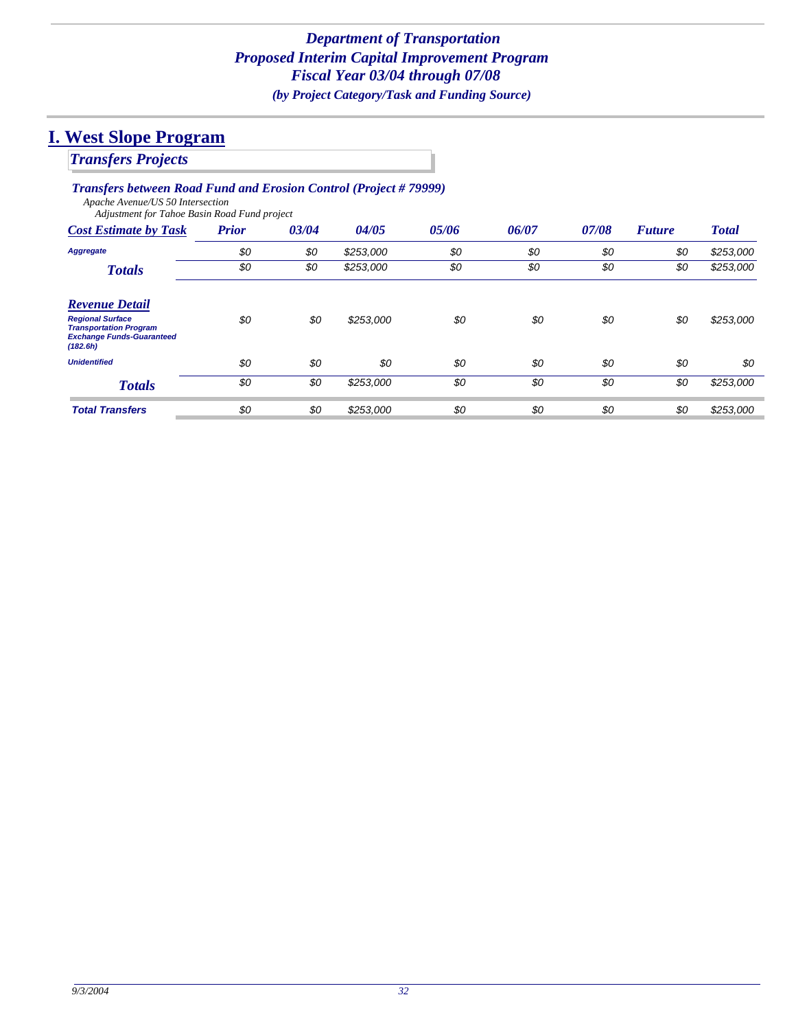*Department of Transportation*
*Proposed Interim Capital Improvement Program*
*Fiscal Year 03/04 through 07/08*
*(by Project Category/Task and Funding Source)*

# I. West Slope Program

## *Transfers Projects*

### *Transfers between Road Fund and Erosion Control (Project # 79999)*

*Apache Avenue/US 50 Intersection*
*Adjustment for Tahoe Basin Road Fund project*

| *Cost Estimate by Task* | *Prior* | *03/04* | *04/05* | *05/06* | *06/07* | *07/08* | *Future* | *Total* |
|---|---|---|---|---|---|---|---|---|
| ***Aggregate*** | $0 | $0 | $253,000 | $0 | $0 | $0 | $0 | $253,000 |
| ***Totals*** | $0 | $0 | $253,000 | $0 | $0 | $0 | $0 | $253,000 |
| ***Revenue Detail*** | | | | | | | | |
| ***Regional Surface Transportation Program Exchange Funds-Guaranteed (182.6h)*** | $0 | $0 | $253,000 | $0 | $0 | $0 | $0 | $253,000 |
| ***Unidentified*** | $0 | $0 | $0 | $0 | $0 | $0 | $0 | $0 |
| ***Totals*** | $0 | $0 | $253,000 | $0 | $0 | $0 | $0 | $253,000 |
| ***Total Transfers*** | $0 | $0 | $253,000 | $0 | $0 | $0 | $0 | $253,000 |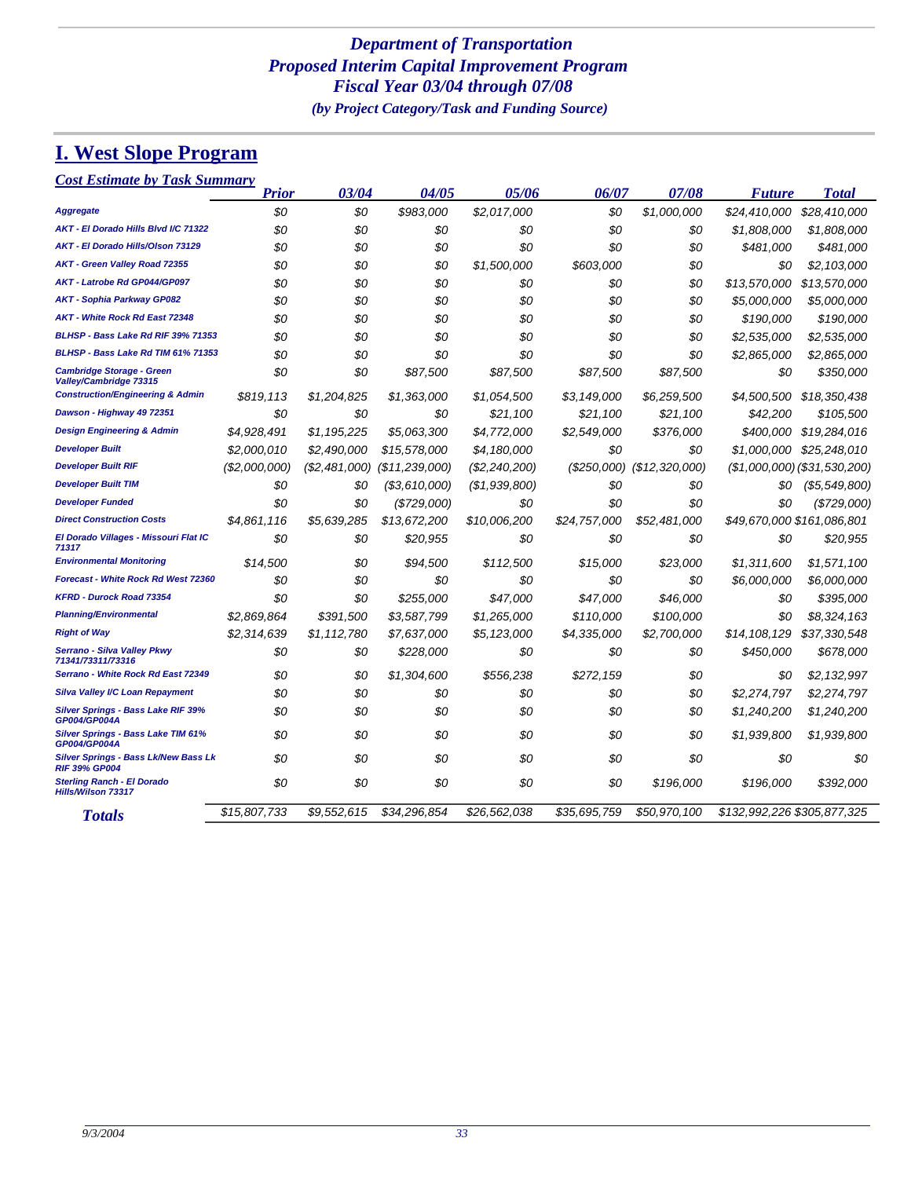***Department of Transportation***
***Proposed Interim Capital Improvement Program***
***Fiscal Year 03/04 through 07/08***
***(by Project Category/Task and Funding Source)***

# I. West Slope Program

***Cost Estimate by Task Summary***

| | Prior | 03/04 | 04/05 | 05/06 | 06/07 | 07/08 | Future | Total |
|---|---|---|---|---|---|---|---|---|
| Aggregate | $0 | $0 | $983,000 | $2,017,000 | $0 | $1,000,000 | $24,410,000 | $28,410,000 |
| AKT - El Dorado Hills Blvd I/C 71322 | $0 | $0 | $0 | $0 | $0 | $0 | $1,808,000 | $1,808,000 |
| AKT - El Dorado Hills/Olson 73129 | $0 | $0 | $0 | $0 | $0 | $0 | $481,000 | $481,000 |
| AKT - Green Valley Road 72355 | $0 | $0 | $0 | $1,500,000 | $603,000 | $0 | $0 | $2,103,000 |
| AKT - Latrobe Rd GP044/GP097 | $0 | $0 | $0 | $0 | $0 | $0 | $13,570,000 | $13,570,000 |
| AKT - Sophia Parkway GP082 | $0 | $0 | $0 | $0 | $0 | $0 | $5,000,000 | $5,000,000 |
| AKT - White Rock Rd East 72348 | $0 | $0 | $0 | $0 | $0 | $0 | $190,000 | $190,000 |
| BLHSP - Bass Lake Rd RIF 39% 71353 | $0 | $0 | $0 | $0 | $0 | $0 | $2,535,000 | $2,535,000 |
| BLHSP - Bass Lake Rd TIM 61% 71353 | $0 | $0 | $0 | $0 | $0 | $0 | $2,865,000 | $2,865,000 |
| Cambridge Storage - Green Valley/Cambridge 73315 | $0 | $0 | $87,500 | $87,500 | $87,500 | $87,500 | $0 | $350,000 |
| Construction/Engineering & Admin | $819,113 | $1,204,825 | $1,363,000 | $1,054,500 | $3,149,000 | $6,259,500 | $4,500,500 | $18,350,438 |
| Dawson - Highway 49 72351 | $0 | $0 | $0 | $21,100 | $21,100 | $21,100 | $42,200 | $105,500 |
| Design Engineering & Admin | $4,928,491 | $1,195,225 | $5,063,300 | $4,772,000 | $2,549,000 | $376,000 | $400,000 | $19,284,016 |
| Developer Built | $2,000,010 | $2,490,000 | $15,578,000 | $4,180,000 | $0 | $0 | $1,000,000 | $25,248,010 |
| Developer Built RIF | ($2,000,000) | ($2,481,000) | ($11,239,000) | ($2,240,200) | ($250,000) | ($12,320,000) | ($1,000,000) | ($31,530,200) |
| Developer Built TIM | $0 | $0 | ($3,610,000) | ($1,939,800) | $0 | $0 | $0 | ($5,549,800) |
| Developer Funded | $0 | $0 | ($729,000) | $0 | $0 | $0 | $0 | ($729,000) |
| Direct Construction Costs | $4,861,116 | $5,639,285 | $13,672,200 | $10,006,200 | $24,757,000 | $52,481,000 | $49,670,000 | $161,086,801 |
| El Dorado Villages - Missouri Flat IC 71317 | $0 | $0 | $20,955 | $0 | $0 | $0 | $0 | $20,955 |
| Environmental Monitoring | $14,500 | $0 | $94,500 | $112,500 | $15,000 | $23,000 | $1,311,600 | $1,571,100 |
| Forecast - White Rock Rd West 72360 | $0 | $0 | $0 | $0 | $0 | $0 | $6,000,000 | $6,000,000 |
| KFRD - Durock Road 73354 | $0 | $0 | $255,000 | $47,000 | $47,000 | $46,000 | $0 | $395,000 |
| Planning/Environmental | $2,869,864 | $391,500 | $3,587,799 | $1,265,000 | $110,000 | $100,000 | $0 | $8,324,163 |
| Right of Way | $2,314,639 | $1,112,780 | $7,637,000 | $5,123,000 | $4,335,000 | $2,700,000 | $14,108,129 | $37,330,548 |
| Serrano - Silva Valley Pkwy 71341/73311/73316 | $0 | $0 | $228,000 | $0 | $0 | $0 | $450,000 | $678,000 |
| Serrano - White Rock Rd East 72349 | $0 | $0 | $1,304,600 | $556,238 | $272,159 | $0 | $0 | $2,132,997 |
| Silva Valley I/C Loan Repayment | $0 | $0 | $0 | $0 | $0 | $0 | $2,274,797 | $2,274,797 |
| Silver Springs - Bass Lake RIF 39% GP004/GP004A | $0 | $0 | $0 | $0 | $0 | $0 | $1,240,200 | $1,240,200 |
| Silver Springs - Bass Lake TIM 61% GP004/GP004A | $0 | $0 | $0 | $0 | $0 | $0 | $1,939,800 | $1,939,800 |
| Silver Springs - Bass Lk/New Bass Lk RIF 39% GP004 | $0 | $0 | $0 | $0 | $0 | $0 | $0 | $0 |
| Sterling Ranch - El Dorado Hills/Wilson 73317 | $0 | $0 | $0 | $0 | $0 | $196,000 | $196,000 | $392,000 |
| **Totals** | $15,807,733 | $9,552,615 | $34,296,854 | $26,562,038 | $35,695,759 | $50,970,100 | $132,992,226 | $305,877,325 |

9/3/2004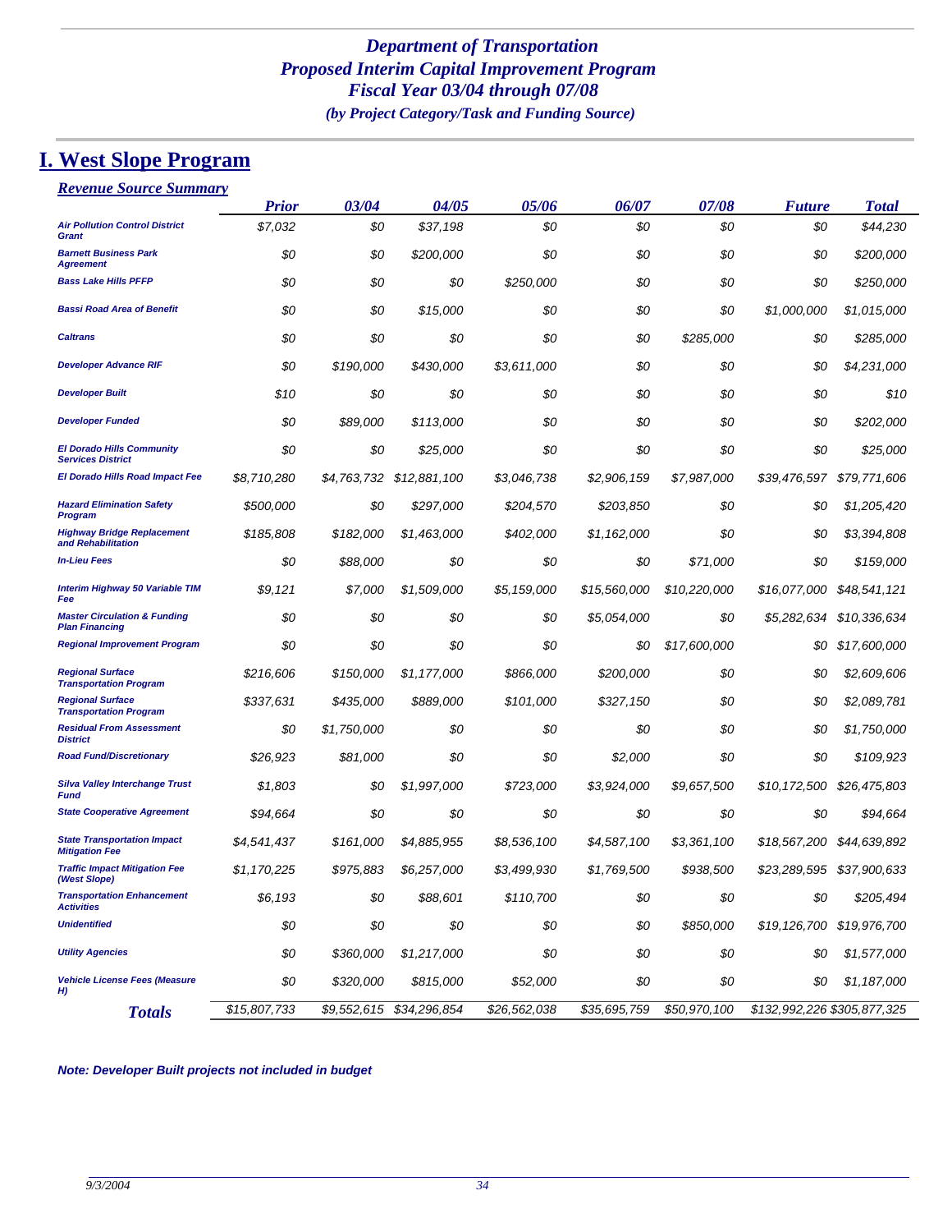# *Department of Transportation*
# *Proposed Interim Capital Improvement Program*
# *Fiscal Year 03/04 through 07/08*
### *(by Project Category/Task and Funding Source)*

## I. West Slope Program

### *Revenue Source Summary*

| | *Prior* | *03/04* | *04/05* | *05/06* | *06/07* | *07/08* | *Future* | *Total* |
|---|---|---|---|---|---|---|---|---|
| *Air Pollution Control District Grant* | $7,032 | $0 | $37,198 | $0 | $0 | $0 | $0 | $44,230 |
| *Barnett Business Park Agreement* | $0 | $0 | $200,000 | $0 | $0 | $0 | $0 | $200,000 |
| *Bass Lake Hills PFFP* | $0 | $0 | $0 | $250,000 | $0 | $0 | $0 | $250,000 |
| *Bassi Road Area of Benefit* | $0 | $0 | $15,000 | $0 | $0 | $0 | $1,000,000 | $1,015,000 |
| *Caltrans* | $0 | $0 | $0 | $0 | $0 | $285,000 | $0 | $285,000 |
| *Developer Advance RIF* | $0 | $190,000 | $430,000 | $3,611,000 | $0 | $0 | $0 | $4,231,000 |
| *Developer Built* | $10 | $0 | $0 | $0 | $0 | $0 | $0 | $10 |
| *Developer Funded* | $0 | $89,000 | $113,000 | $0 | $0 | $0 | $0 | $202,000 |
| *El Dorado Hills Community Services District* | $0 | $0 | $25,000 | $0 | $0 | $0 | $0 | $25,000 |
| *El Dorado Hills Road Impact Fee* | $8,710,280 | $4,763,732 | $12,881,100 | $3,046,738 | $2,906,159 | $7,987,000 | $39,476,597 | $79,771,606 |
| *Hazard Elimination Safety Program* | $500,000 | $0 | $297,000 | $204,570 | $203,850 | $0 | $0 | $1,205,420 |
| *Highway Bridge Replacement and Rehabilitation* | $185,808 | $182,000 | $1,463,000 | $402,000 | $1,162,000 | $0 | $0 | $3,394,808 |
| *In-Lieu Fees* | $0 | $88,000 | $0 | $0 | $0 | $71,000 | $0 | $159,000 |
| *Interim Highway 50 Variable TIM Fee* | $9,121 | $7,000 | $1,509,000 | $5,159,000 | $15,560,000 | $10,220,000 | $16,077,000 | $48,541,121 |
| *Master Circulation & Funding Plan Financing* | $0 | $0 | $0 | $0 | $5,054,000 | $0 | $5,282,634 | $10,336,634 |
| *Regional Improvement Program* | $0 | $0 | $0 | $0 | $0 | $17,600,000 | $0 | $17,600,000 |
| *Regional Surface Transportation Program* | $216,606 | $150,000 | $1,177,000 | $866,000 | $200,000 | $0 | $0 | $2,609,606 |
| *Regional Surface Transportation Program* | $337,631 | $435,000 | $889,000 | $101,000 | $327,150 | $0 | $0 | $2,089,781 |
| *Residual From Assessment District* | $0 | $1,750,000 | $0 | $0 | $0 | $0 | $0 | $1,750,000 |
| *Road Fund/Discretionary* | $26,923 | $81,000 | $0 | $0 | $2,000 | $0 | $0 | $109,923 |
| *Silva Valley Interchange Trust Fund* | $1,803 | $0 | $1,997,000 | $723,000 | $3,924,000 | $9,657,500 | $10,172,500 | $26,475,803 |
| *State Cooperative Agreement* | $94,664 | $0 | $0 | $0 | $0 | $0 | $0 | $94,664 |
| *State Transportation Impact Mitigation Fee* | $4,541,437 | $161,000 | $4,885,955 | $8,536,100 | $4,587,100 | $3,361,100 | $18,567,200 | $44,639,892 |
| *Traffic Impact Mitigation Fee (West Slope)* | $1,170,225 | $975,883 | $6,257,000 | $3,499,930 | $1,769,500 | $938,500 | $23,289,595 | $37,900,633 |
| *Transportation Enhancement Activities* | $6,193 | $0 | $88,601 | $110,700 | $0 | $0 | $0 | $205,494 |
| *Unidentified* | $0 | $0 | $0 | $0 | $0 | $850,000 | $19,126,700 | $19,976,700 |
| *Utility Agencies* | $0 | $360,000 | $1,217,000 | $0 | $0 | $0 | $0 | $1,577,000 |
| *Vehicle License Fees (Measure H)* | $0 | $320,000 | $815,000 | $52,000 | $0 | $0 | $0 | $1,187,000 |
| ***Totals*** | $15,807,733 | $9,552,615 | $34,296,854 | $26,562,038 | $35,695,759 | $50,970,100 | $132,992,226 | $305,877,325 |

***Note: Developer Built projects not included in budget***